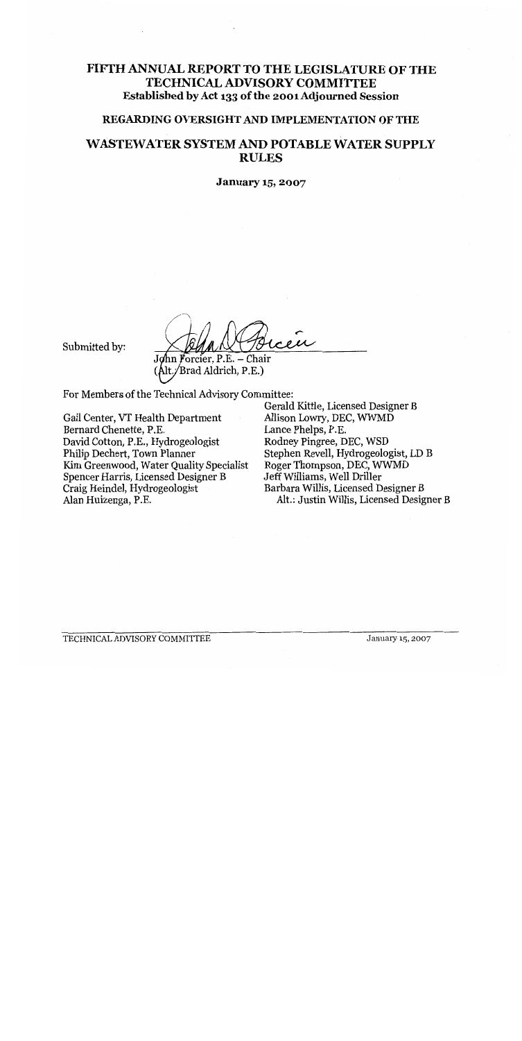# FIFTH ANNUAL REPORT TO THE LEGISLATURE OF THE TECHNICAL ADVISORY COMMITTEE

**Established by Act 133 of the 2001 Adjourned Session**

## REGARDING OVERSIGHT AND IMPLEMENTATION OF THE

## WASTEWATER SYSTEM AND POTABLE WATER SUPPLY RULES

**January 15, 2007**

Submitted by:

John Forcier, P.E. – Chair
(Alt./Brad Aldrich, P.E.)

For Members of the Technical Advisory Committee:

Gail Center, VT Health Department
Bernard Chenette, P.E.
David Cotton, P.E., Hydrogeologist
Philip Dechert, Town Planner
Kim Greenwood, Water Quality Specialist
Spencer Harris, Licensed Designer B
Craig Heindel, Hydrogeologist
Alan Huizenga, P.E.
Gerald Kittle, Licensed Designer B
Allison Lowry, DEC, WWMD
Lance Phelps, P.E.
Rodney Pingree, DEC, WSD
Stephen Revell, Hydrogeologist, LD B
Roger Thompson, DEC, WWMD
Jeff Williams, Well Driller
Barbara Willis, Licensed Designer B
Alt.: Justin Willis, Licensed Designer B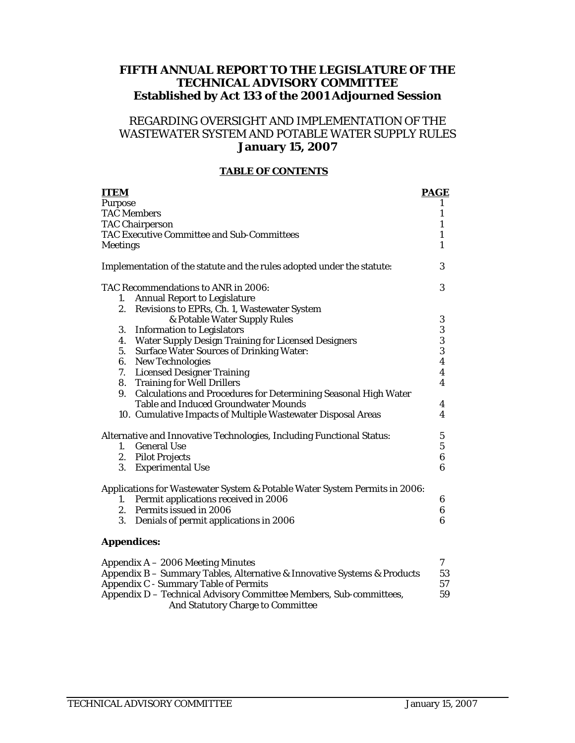# FIFTH ANNUAL REPORT TO THE LEGISLATURE OF THE TECHNICAL ADVISORY COMMITTEE
## Established by Act 133 of the 2001 Adjourned Session

## REGARDING OVERSIGHT AND IMPLEMENTATION OF THE WASTEWATER SYSTEM AND POTABLE WATER SUPPLY RULES
## January 15, 2007

### TABLE OF CONTENTS

| ITEM | PAGE |
| --- | --- |
| Purpose | 1 |
| TAC Members | 1 |
| TAC Chairperson | 1 |
| TAC Executive Committee and Sub-Committees | 1 |
| Meetings | 1 |
| | |
| Implementation of the statute and the rules adopted under the statute: | 3 |
| | |
| TAC Recommendations to ANR in 2006: | 3 |
| 1. Annual Report to Legislature | |
| 2. Revisions to EPRs, Ch. 1, Wastewater System & Potable Water Supply Rules | 3 |
| 3. Information to Legislators | 3 |
| 4. Water Supply Design Training for Licensed Designers | 3 |
| 5. Surface Water Sources of Drinking Water: | 3 |
| 6. New Technologies | 4 |
| 7. Licensed Designer Training | 4 |
| 8. Training for Well Drillers | 4 |
| 9. Calculations and Procedures for Determining Seasonal High Water Table and Induced Groundwater Mounds | 4 |
| 10. Cumulative Impacts of Multiple Wastewater Disposal Areas | 4 |
| | |
| Alternative and Innovative Technologies, Including Functional Status: | 5 |
| 1. General Use | 5 |
| 2. Pilot Projects | 6 |
| 3. Experimental Use | 6 |
| | |
| Applications for Wastewater System & Potable Water System Permits in 2006: | |
| 1. Permit applications received in 2006 | 6 |
| 2. Permits issued in 2006 | 6 |
| 3. Denials of permit applications in 2006 | 6 |

**Appendices:**

| | |
| --- | --- |
| Appendix A – 2006 Meeting Minutes | 7 |
| Appendix B – Summary Tables, Alternative & Innovative Systems & Products | 53 |
| Appendix C - Summary Table of Permits | 57 |
| Appendix D – Technical Advisory Committee Members, Sub-committees, And Statutory Charge to Committee | 59 |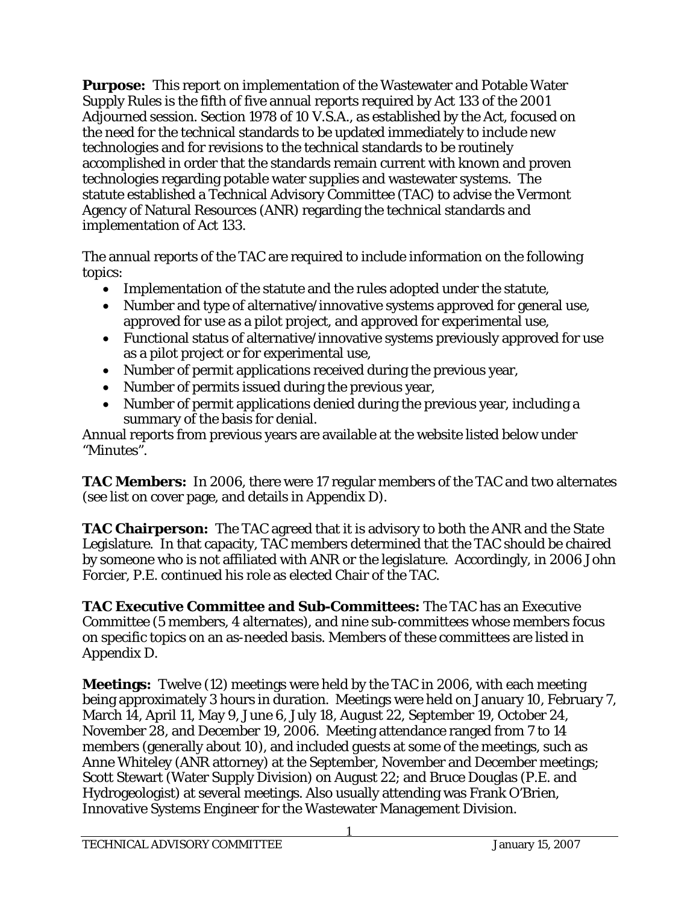**Purpose:** This report on implementation of the Wastewater and Potable Water Supply Rules is the fifth of five annual reports required by Act 133 of the 2001 Adjourned session. Section 1978 of 10 V.S.A., as established by the Act, focused on the need for the technical standards to be updated immediately to include new technologies and for revisions to the technical standards to be routinely accomplished in order that the standards remain current with known and proven technologies regarding potable water supplies and wastewater systems. The statute established a Technical Advisory Committee (TAC) to advise the Vermont Agency of Natural Resources (ANR) regarding the technical standards and implementation of Act 133.

The annual reports of the TAC are required to include information on the following topics:

- Implementation of the statute and the rules adopted under the statute,
- Number and type of alternative/innovative systems approved for general use, approved for use as a pilot project, and approved for experimental use,
- Functional status of alternative/innovative systems previously approved for use as a pilot project or for experimental use,
- Number of permit applications received during the previous year,
- Number of permits issued during the previous year,
- Number of permit applications denied during the previous year, including a summary of the basis for denial.

Annual reports from previous years are available at the website listed below under "Minutes".

**TAC Members:** In 2006, there were 17 regular members of the TAC and two alternates (see list on cover page, and details in Appendix D).

**TAC Chairperson:** The TAC agreed that it is advisory to both the ANR and the State Legislature. In that capacity, TAC members determined that the TAC should be chaired by someone who is not affiliated with ANR or the legislature. Accordingly, in 2006 John Forcier, P.E. continued his role as elected Chair of the TAC.

**TAC Executive Committee and Sub-Committees:** The TAC has an Executive Committee (5 members, 4 alternates), and nine sub-committees whose members focus on specific topics on an as-needed basis. Members of these committees are listed in Appendix D.

**Meetings:** Twelve (12) meetings were held by the TAC in 2006, with each meeting being approximately 3 hours in duration. Meetings were held on January 10, February 7, March 14, April 11, May 9, June 6, July 18, August 22, September 19, October 24, November 28, and December 19, 2006. Meeting attendance ranged from 7 to 14 members (generally about 10), and included guests at some of the meetings, such as Anne Whiteley (ANR attorney) at the September, November and December meetings; Scott Stewart (Water Supply Division) on August 22; and Bruce Douglas (P.E. and Hydrogeologist) at several meetings. Also usually attending was Frank O'Brien, Innovative Systems Engineer for the Wastewater Management Division.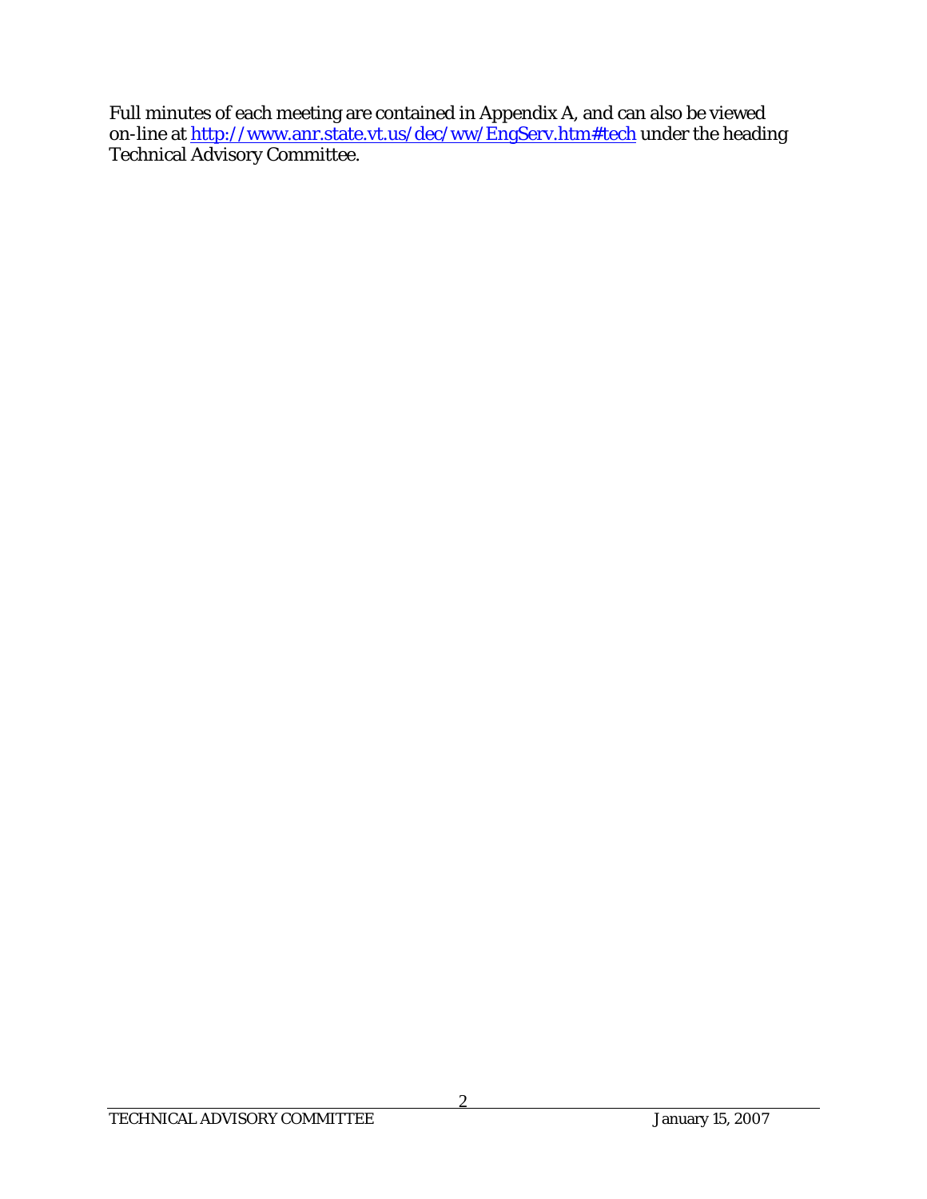Full minutes of each meeting are contained in Appendix A, and can also be viewed on-line at [http://www.anr.state.vt.us/dec/ww/EngServ.htm#tech](http://www.anr.state.vt.us/dec/ww/EngServ.htm#tech) under the heading Technical Advisory Committee.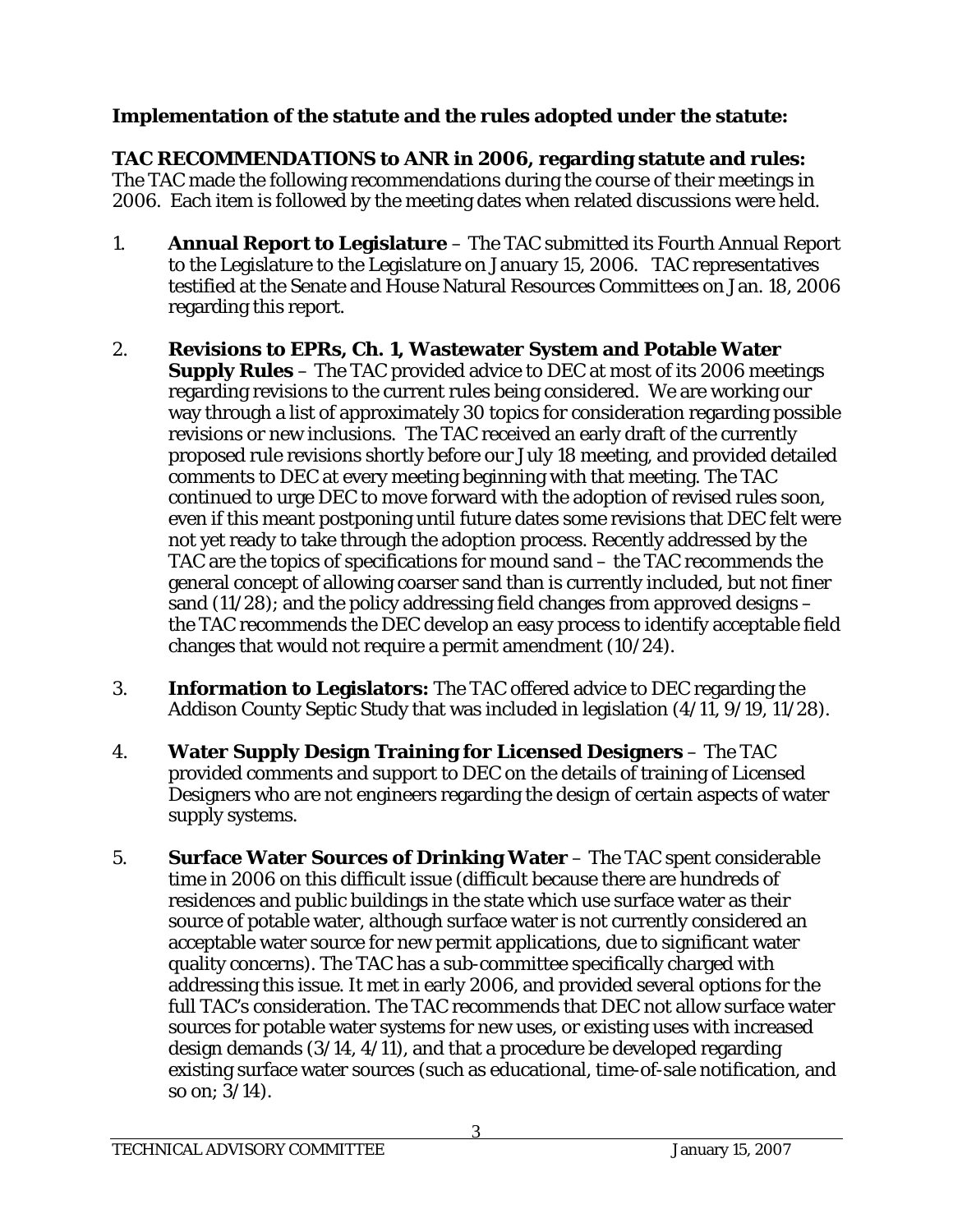**Implementation of the statute and the rules adopted under the statute:**

**TAC RECOMMENDATIONS to ANR in 2006, regarding statute and rules:**
The TAC made the following recommendations during the course of their meetings in 2006. Each item is followed by the meeting dates when related discussions were held.

1. **Annual Report to Legislature** – The TAC submitted its Fourth Annual Report to the Legislature to the Legislature on January 15, 2006. TAC representatives testified at the Senate and House Natural Resources Committees on Jan. 18, 2006 regarding this report.

2. **Revisions to EPRs, Ch. 1, Wastewater System and Potable Water Supply Rules** – The TAC provided advice to DEC at most of its 2006 meetings regarding revisions to the current rules being considered. We are working our way through a list of approximately 30 topics for consideration regarding possible revisions or new inclusions. The TAC received an early draft of the currently proposed rule revisions shortly before our July 18 meeting, and provided detailed comments to DEC at every meeting beginning with that meeting. The TAC continued to urge DEC to move forward with the adoption of revised rules soon, even if this meant postponing until future dates some revisions that DEC felt were not yet ready to take through the adoption process. Recently addressed by the TAC are the topics of specifications for mound sand – the TAC recommends the general concept of allowing coarser sand than is currently included, but not finer sand (11/28); and the policy addressing field changes from approved designs – the TAC recommends the DEC develop an easy process to identify acceptable field changes that would not require a permit amendment (10/24).

3. **Information to Legislators:** The TAC offered advice to DEC regarding the Addison County Septic Study that was included in legislation (4/11, 9/19, 11/28).

4. **Water Supply Design Training for Licensed Designers** – The TAC provided comments and support to DEC on the details of training of Licensed Designers who are not engineers regarding the design of certain aspects of water supply systems.

5. **Surface Water Sources of Drinking Water** – The TAC spent considerable time in 2006 on this difficult issue (difficult because there are hundreds of residences and public buildings in the state which use surface water as their source of potable water, although surface water is not currently considered an acceptable water source for new permit applications, due to significant water quality concerns). The TAC has a sub-committee specifically charged with addressing this issue. It met in early 2006, and provided several options for the full TAC's consideration. The TAC recommends that DEC not allow surface water sources for potable water systems for new uses, or existing uses with increased design demands (3/14, 4/11), and that a procedure be developed regarding existing surface water sources (such as educational, time-of-sale notification, and so on; 3/14).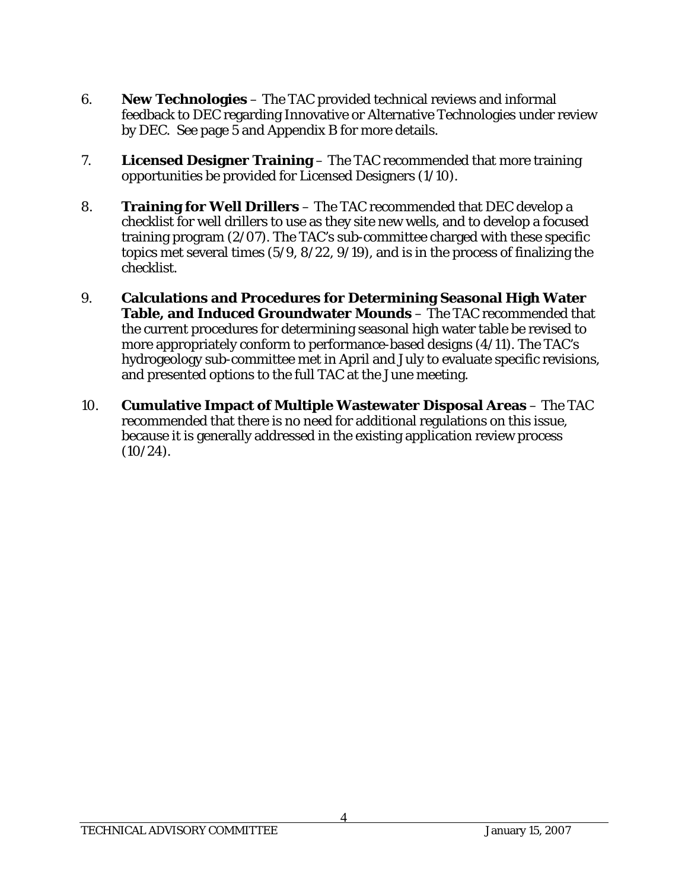6. **New Technologies** – The TAC provided technical reviews and informal feedback to DEC regarding Innovative or Alternative Technologies under review by DEC. See page 5 and Appendix B for more details.

7. **Licensed Designer Training** – The TAC recommended that more training opportunities be provided for Licensed Designers (1/10).

8. **Training for Well Drillers** – The TAC recommended that DEC develop a checklist for well drillers to use as they site new wells, and to develop a focused training program (2/07). The TAC's sub-committee charged with these specific topics met several times (5/9, 8/22, 9/19), and is in the process of finalizing the checklist.

9. **Calculations and Procedures for Determining Seasonal High Water Table, and Induced Groundwater Mounds** – The TAC recommended that the current procedures for determining seasonal high water table be revised to more appropriately conform to performance-based designs (4/11). The TAC's hydrogeology sub-committee met in April and July to evaluate specific revisions, and presented options to the full TAC at the June meeting.

10. **Cumulative Impact of Multiple Wastewater Disposal Areas** – The TAC recommended that there is no need for additional regulations on this issue, because it is generally addressed in the existing application review process (10/24).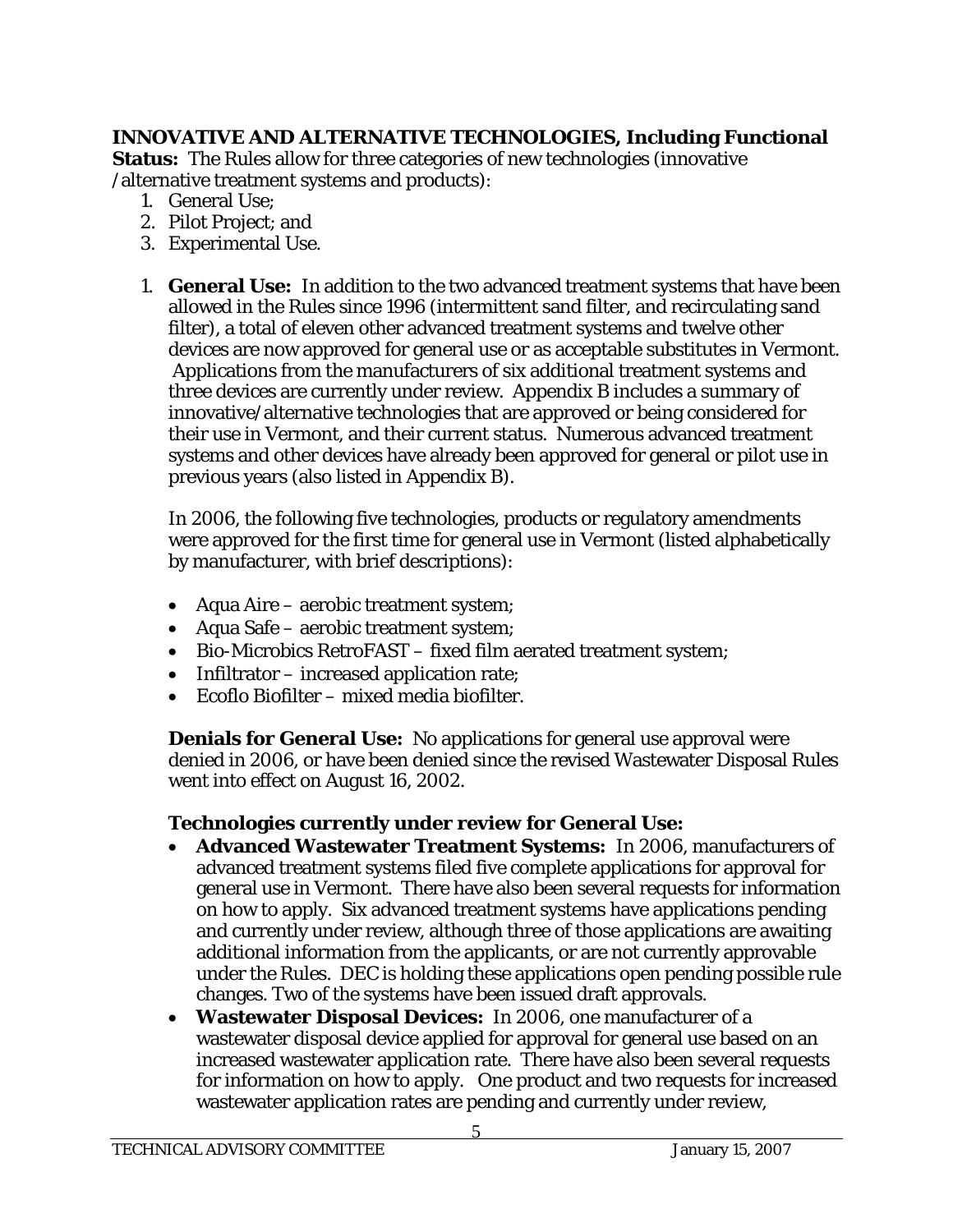**INNOVATIVE AND ALTERNATIVE TECHNOLOGIES, Including Functional Status:** The Rules allow for three categories of new technologies (innovative /alternative treatment systems and products):

1. General Use;
2. Pilot Project; and
3. Experimental Use.

1. **General Use:** In addition to the two advanced treatment systems that have been allowed in the Rules since 1996 (intermittent sand filter, and recirculating sand filter), a total of eleven other advanced treatment systems and twelve other devices are now approved for general use or as acceptable substitutes in Vermont. Applications from the manufacturers of six additional treatment systems and three devices are currently under review. Appendix B includes a summary of innovative/alternative technologies that are approved or being considered for their use in Vermont, and their current status. Numerous advanced treatment systems and other devices have already been approved for general or pilot use in previous years (also listed in Appendix B).

   In 2006, the following five technologies, products or regulatory amendments were approved for the first time for general use in Vermont (listed alphabetically by manufacturer, with brief descriptions):

   - Aqua Aire – aerobic treatment system;
   - Aqua Safe – aerobic treatment system;
   - Bio-Microbics RetroFAST – fixed film aerated treatment system;
   - Infiltrator – increased application rate;
   - Ecoflo Biofilter – mixed media biofilter.

   **Denials for General Use:** No applications for general use approval were denied in 2006, or have been denied since the revised Wastewater Disposal Rules went into effect on August 16, 2002.

   **Technologies currently under review for General Use:**

   - **Advanced Wastewater Treatment Systems:** In 2006, manufacturers of advanced treatment systems filed five complete applications for approval for general use in Vermont. There have also been several requests for information on how to apply. Six advanced treatment systems have applications pending and currently under review, although three of those applications are awaiting additional information from the applicants, or are not currently approvable under the Rules. DEC is holding these applications open pending possible rule changes. Two of the systems have been issued draft approvals.
   - **Wastewater Disposal Devices:** In 2006, one manufacturer of a wastewater disposal device applied for approval for general use based on an increased wastewater application rate. There have also been several requests for information on how to apply. One product and two requests for increased wastewater application rates are pending and currently under review,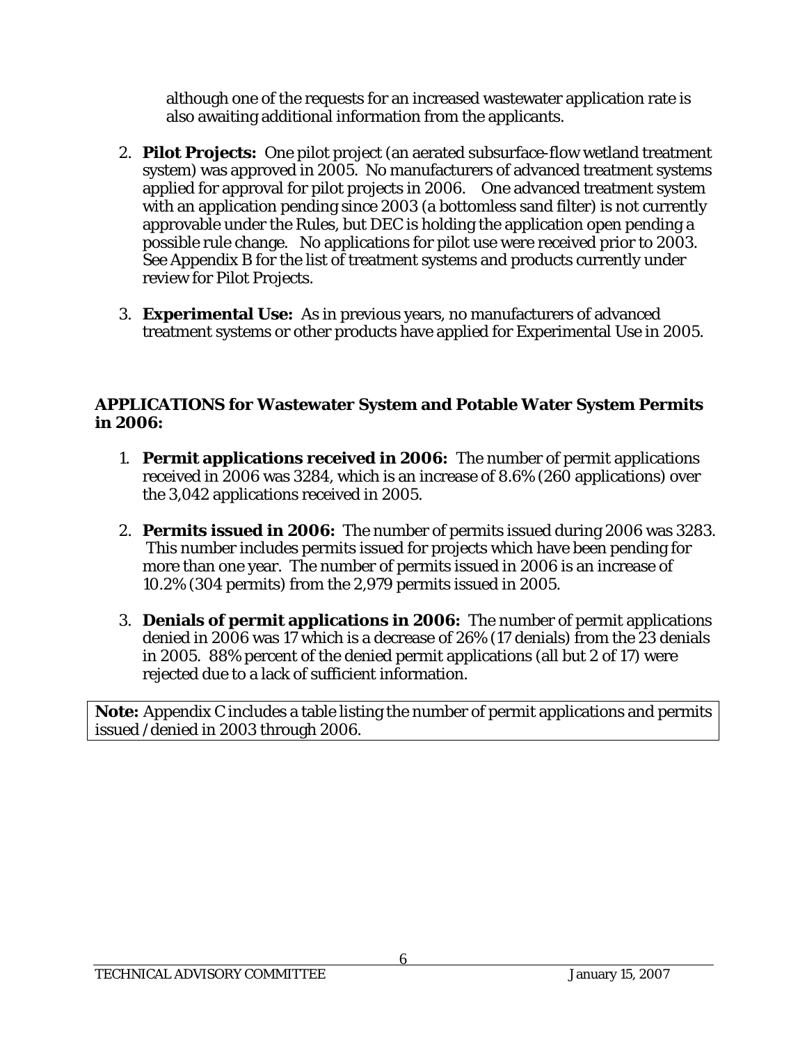although one of the requests for an increased wastewater application rate is also awaiting additional information from the applicants.

2. **Pilot Projects:** One pilot project (an aerated subsurface-flow wetland treatment system) was approved in 2005. No manufacturers of advanced treatment systems applied for approval for pilot projects in 2006. One advanced treatment system with an application pending since 2003 (a bottomless sand filter) is not currently approvable under the Rules, but DEC is holding the application open pending a possible rule change. No applications for pilot use were received prior to 2003. See Appendix B for the list of treatment systems and products currently under review for Pilot Projects.

3. **Experimental Use:** As in previous years, no manufacturers of advanced treatment systems or other products have applied for Experimental Use in 2005.

**APPLICATIONS for Wastewater System and Potable Water System Permits in 2006:**

1. **Permit applications received in 2006:** The number of permit applications received in 2006 was 3284, which is an increase of 8.6% (260 applications) over the 3,042 applications received in 2005.

2. **Permits issued in 2006:** The number of permits issued during 2006 was 3283. This number includes permits issued for projects which have been pending for more than one year. The number of permits issued in 2006 is an increase of 10.2% (304 permits) from the 2,979 permits issued in 2005.

3. **Denials of permit applications in 2006:** The number of permit applications denied in 2006 was 17 which is a decrease of 26% (17 denials) from the 23 denials in 2005. 88% percent of the denied permit applications (all but 2 of 17) were rejected due to a lack of sufficient information.

**Note:** Appendix C includes a table listing the number of permit applications and permits issued /denied in 2003 through 2006.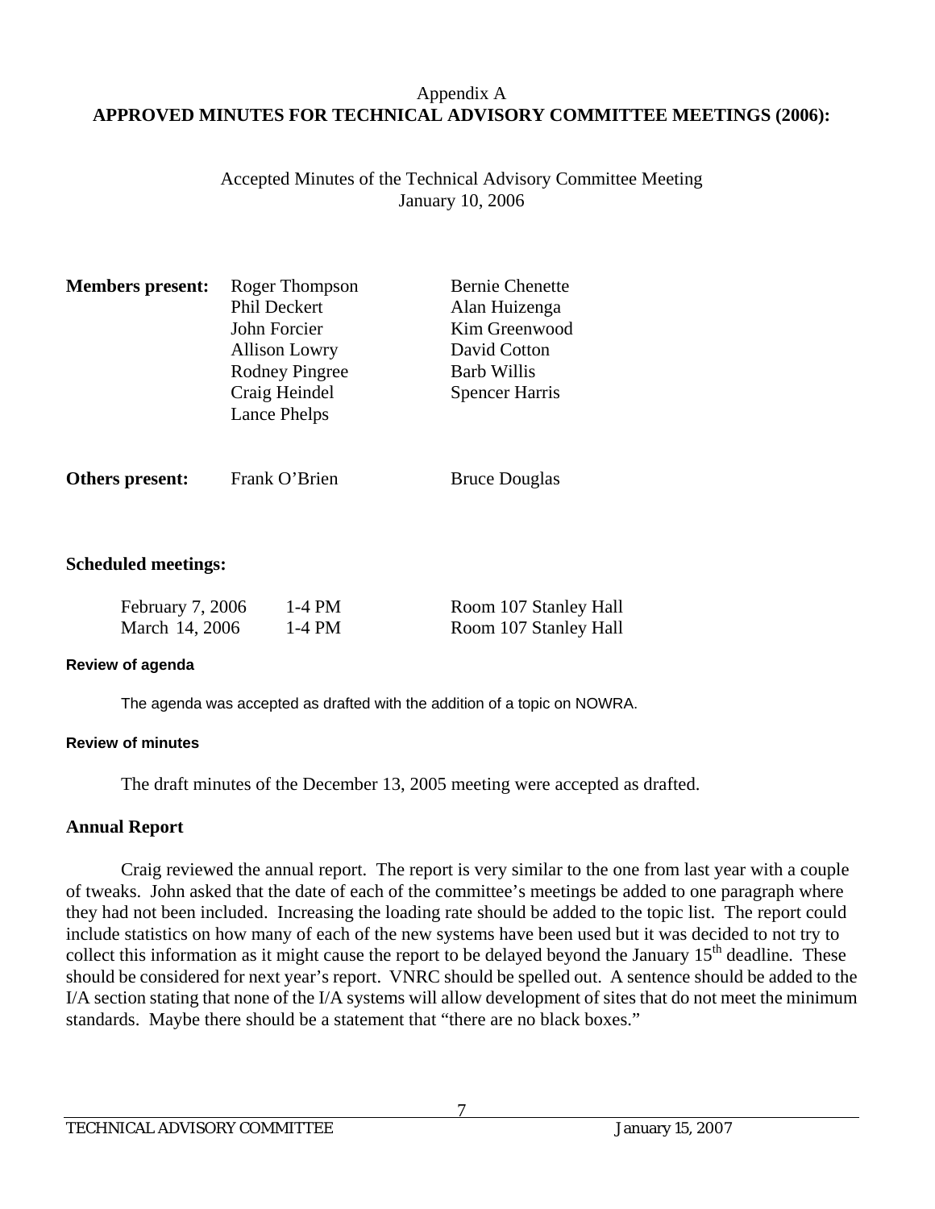Appendix A

# APPROVED MINUTES FOR TECHNICAL ADVISORY COMMITTEE MEETINGS (2006):

Accepted Minutes of the Technical Advisory Committee Meeting
January 10, 2006

| **Members present:** | Roger Thompson | Bernie Chenette |
|---|---|---|
| | Phil Deckert | Alan Huizenga |
| | John Forcier | Kim Greenwood |
| | Allison Lowry | David Cotton |
| | Rodney Pingree | Barb Willis |
| | Craig Heindel | Spencer Harris |
| | Lance Phelps | |

| **Others present:** | Frank O'Brien | Bruce Douglas |
|---|---|---|

**Scheduled meetings:**

| | | |
|---|---|---|
| February 7, 2006 | 1-4 PM | Room 107 Stanley Hall |
| March 14, 2006 | 1-4 PM | Room 107 Stanley Hall |

**Review of agenda**

The agenda was accepted as drafted with the addition of a topic on NOWRA.

**Review of minutes**

The draft minutes of the December 13, 2005 meeting were accepted as drafted.

**Annual Report**

Craig reviewed the annual report. The report is very similar to the one from last year with a couple of tweaks. John asked that the date of each of the committee's meetings be added to one paragraph where they had not been included. Increasing the loading rate should be added to the topic list. The report could include statistics on how many of each of the new systems have been used but it was decided to not try to collect this information as it might cause the report to be delayed beyond the January 15th deadline. These should be considered for next year's report. VNRC should be spelled out. A sentence should be added to the I/A section stating that none of the I/A systems will allow development of sites that do not meet the minimum standards. Maybe there should be a statement that "there are no black boxes."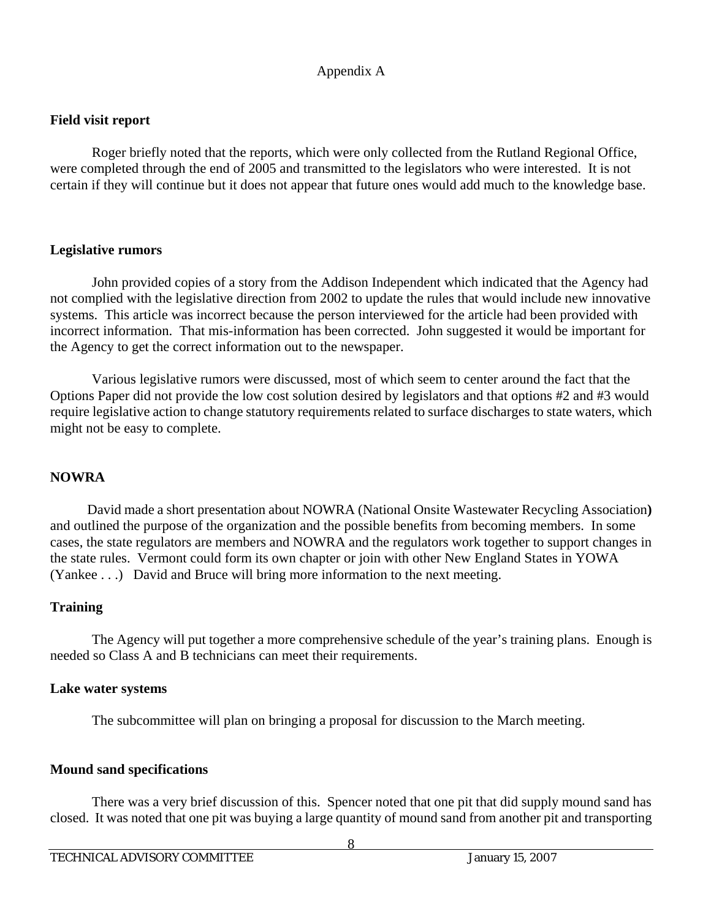Appendix A

**Field visit report**

Roger briefly noted that the reports, which were only collected from the Rutland Regional Office, were completed through the end of 2005 and transmitted to the legislators who were interested. It is not certain if they will continue but it does not appear that future ones would add much to the knowledge base.

**Legislative rumors**

John provided copies of a story from the Addison Independent which indicated that the Agency had not complied with the legislative direction from 2002 to update the rules that would include new innovative systems. This article was incorrect because the person interviewed for the article had been provided with incorrect information. That mis-information has been corrected. John suggested it would be important for the Agency to get the correct information out to the newspaper.

Various legislative rumors were discussed, most of which seem to center around the fact that the Options Paper did not provide the low cost solution desired by legislators and that options #2 and #3 would require legislative action to change statutory requirements related to surface discharges to state waters, which might not be easy to complete.

**NOWRA**

David made a short presentation about NOWRA (National Onsite Wastewater Recycling Association**)** and outlined the purpose of the organization and the possible benefits from becoming members. In some cases, the state regulators are members and NOWRA and the regulators work together to support changes in the state rules. Vermont could form its own chapter or join with other New England States in YOWA (Yankee . . .) David and Bruce will bring more information to the next meeting.

**Training**

The Agency will put together a more comprehensive schedule of the year's training plans. Enough is needed so Class A and B technicians can meet their requirements.

**Lake water systems**

The subcommittee will plan on bringing a proposal for discussion to the March meeting.

**Mound sand specifications**

There was a very brief discussion of this. Spencer noted that one pit that did supply mound sand has closed. It was noted that one pit was buying a large quantity of mound sand from another pit and transporting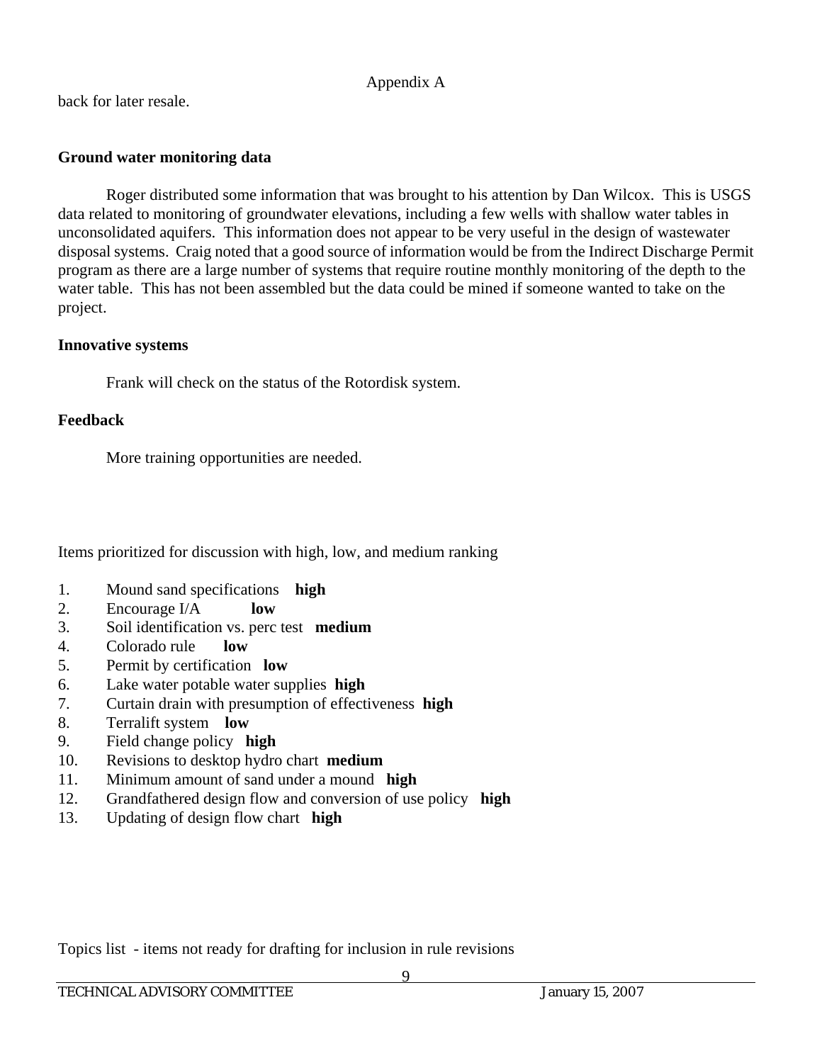back for later resale.

**Ground water monitoring data**

Roger distributed some information that was brought to his attention by Dan Wilcox. This is USGS data related to monitoring of groundwater elevations, including a few wells with shallow water tables in unconsolidated aquifers. This information does not appear to be very useful in the design of wastewater disposal systems. Craig noted that a good source of information would be from the Indirect Discharge Permit program as there are a large number of systems that require routine monthly monitoring of the depth to the water table. This has not been assembled but the data could be mined if someone wanted to take on the project.

**Innovative systems**

Frank will check on the status of the Rotordisk system.

**Feedback**

More training opportunities are needed.

Items prioritized for discussion with high, low, and medium ranking

1. Mound sand specifications **high**
2. Encourage I/A **low**
3. Soil identification vs. perc test **medium**
4. Colorado rule **low**
5. Permit by certification **low**
6. Lake water potable water supplies **high**
7. Curtain drain with presumption of effectiveness **high**
8. Terralift system **low**
9. Field change policy **high**
10. Revisions to desktop hydro chart **medium**
11. Minimum amount of sand under a mound **high**
12. Grandfathered design flow and conversion of use policy **high**
13. Updating of design flow chart **high**

Topics list - items not ready for drafting for inclusion in rule revisions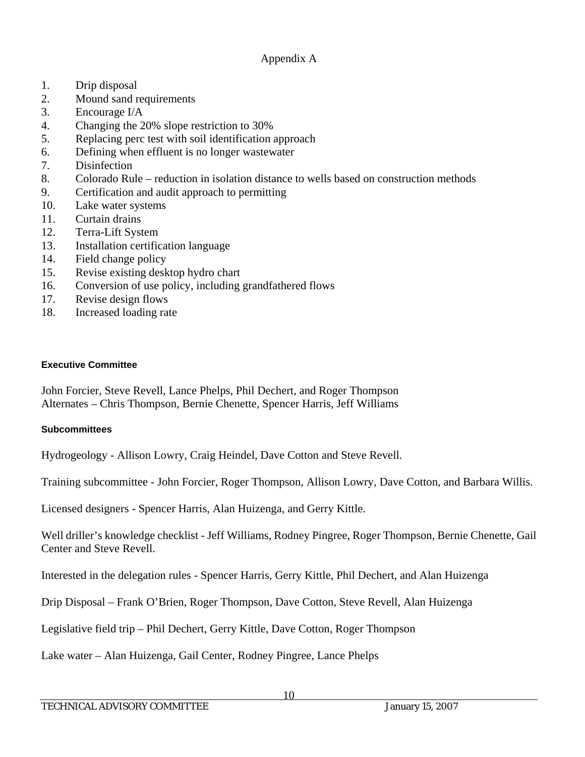## Appendix A

1. Drip disposal
2. Mound sand requirements
3. Encourage I/A
4. Changing the 20% slope restriction to 30%
5. Replacing perc test with soil identification approach
6. Defining when effluent is no longer wastewater
7. Disinfection
8. Colorado Rule – reduction in isolation distance to wells based on construction methods
9. Certification and audit approach to permitting
10. Lake water systems
11. Curtain drains
12. Terra-Lift System
13. Installation certification language
14. Field change policy
15. Revise existing desktop hydro chart
16. Conversion of use policy, including grandfathered flows
17. Revise design flows
18. Increased loading rate

### Executive Committee

John Forcier, Steve Revell, Lance Phelps, Phil Dechert, and Roger Thompson
Alternates – Chris Thompson, Bernie Chenette, Spencer Harris, Jeff Williams

### Subcommittees

Hydrogeology - Allison Lowry, Craig Heindel, Dave Cotton and Steve Revell.

Training subcommittee - John Forcier, Roger Thompson, Allison Lowry, Dave Cotton, and Barbara Willis.

Licensed designers - Spencer Harris, Alan Huizenga, and Gerry Kittle.

Well driller's knowledge checklist - Jeff Williams, Rodney Pingree, Roger Thompson, Bernie Chenette, Gail Center and Steve Revell.

Interested in the delegation rules - Spencer Harris, Gerry Kittle, Phil Dechert, and Alan Huizenga

Drip Disposal – Frank O'Brien, Roger Thompson, Dave Cotton, Steve Revell, Alan Huizenga

Legislative field trip – Phil Dechert, Gerry Kittle, Dave Cotton, Roger Thompson

Lake water – Alan Huizenga, Gail Center, Rodney Pingree, Lance Phelps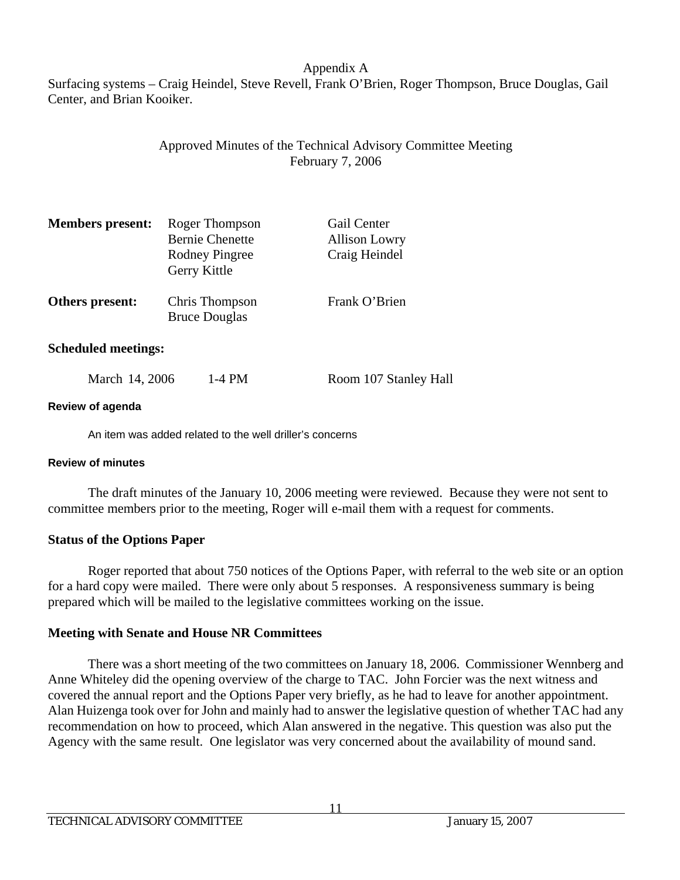Appendix A

Surfacing systems – Craig Heindel, Steve Revell, Frank O'Brien, Roger Thompson, Bruce Douglas, Gail Center, and Brian Kooiker.

Approved Minutes of the Technical Advisory Committee Meeting
February 7, 2006

| | | |
|---|---|---|
| **Members present:** | Roger Thompson | Gail Center |
| | Bernie Chenette | Allison Lowry |
| | Rodney Pingree | Craig Heindel |
| | Gerry Kittle | |
| **Others present:** | Chris Thompson | Frank O'Brien |
| | Bruce Douglas | |

**Scheduled meetings:**

| | | |
|---|---|---|
| March 14, 2006 | 1-4 PM | Room 107 Stanley Hall |

**Review of agenda**

An item was added related to the well driller's concerns

**Review of minutes**

The draft minutes of the January 10, 2006 meeting were reviewed. Because they were not sent to committee members prior to the meeting, Roger will e-mail them with a request for comments.

**Status of the Options Paper**

Roger reported that about 750 notices of the Options Paper, with referral to the web site or an option for a hard copy were mailed. There were only about 5 responses. A responsiveness summary is being prepared which will be mailed to the legislative committees working on the issue.

**Meeting with Senate and House NR Committees**

There was a short meeting of the two committees on January 18, 2006. Commissioner Wennberg and Anne Whiteley did the opening overview of the charge to TAC. John Forcier was the next witness and covered the annual report and the Options Paper very briefly, as he had to leave for another appointment. Alan Huizenga took over for John and mainly had to answer the legislative question of whether TAC had any recommendation on how to proceed, which Alan answered in the negative. This question was also put the Agency with the same result. One legislator was very concerned about the availability of mound sand.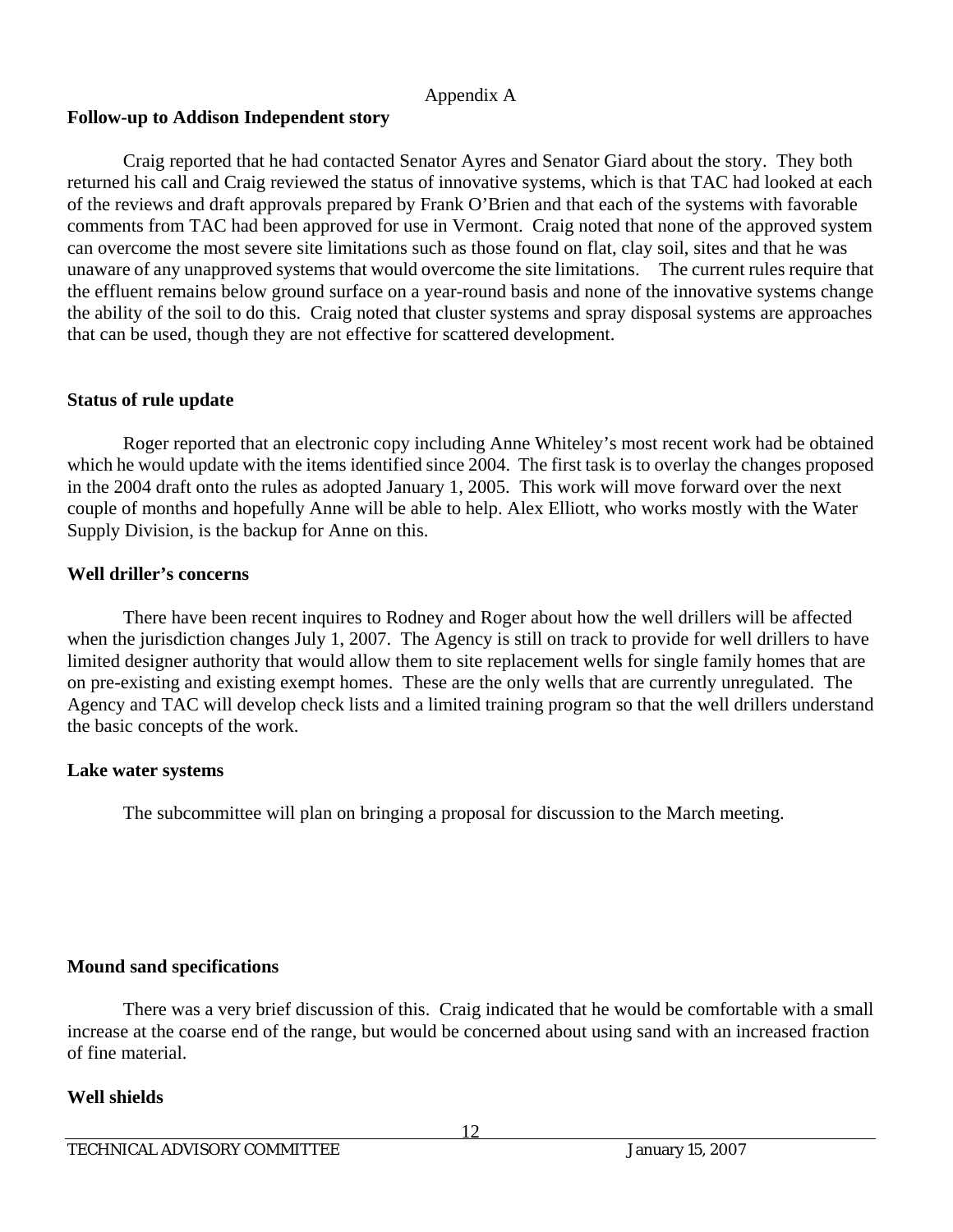Appendix A

**Follow-up to Addison Independent story**

Craig reported that he had contacted Senator Ayres and Senator Giard about the story. They both returned his call and Craig reviewed the status of innovative systems, which is that TAC had looked at each of the reviews and draft approvals prepared by Frank O'Brien and that each of the systems with favorable comments from TAC had been approved for use in Vermont. Craig noted that none of the approved system can overcome the most severe site limitations such as those found on flat, clay soil, sites and that he was unaware of any unapproved systems that would overcome the site limitations. The current rules require that the effluent remains below ground surface on a year-round basis and none of the innovative systems change the ability of the soil to do this. Craig noted that cluster systems and spray disposal systems are approaches that can be used, though they are not effective for scattered development.

**Status of rule update**

Roger reported that an electronic copy including Anne Whiteley's most recent work had be obtained which he would update with the items identified since 2004. The first task is to overlay the changes proposed in the 2004 draft onto the rules as adopted January 1, 2005. This work will move forward over the next couple of months and hopefully Anne will be able to help. Alex Elliott, who works mostly with the Water Supply Division, is the backup for Anne on this.

**Well driller's concerns**

There have been recent inquires to Rodney and Roger about how the well drillers will be affected when the jurisdiction changes July 1, 2007. The Agency is still on track to provide for well drillers to have limited designer authority that would allow them to site replacement wells for single family homes that are on pre-existing and existing exempt homes. These are the only wells that are currently unregulated. The Agency and TAC will develop check lists and a limited training program so that the well drillers understand the basic concepts of the work.

**Lake water systems**

The subcommittee will plan on bringing a proposal for discussion to the March meeting.

**Mound sand specifications**

There was a very brief discussion of this. Craig indicated that he would be comfortable with a small increase at the coarse end of the range, but would be concerned about using sand with an increased fraction of fine material.

**Well shields**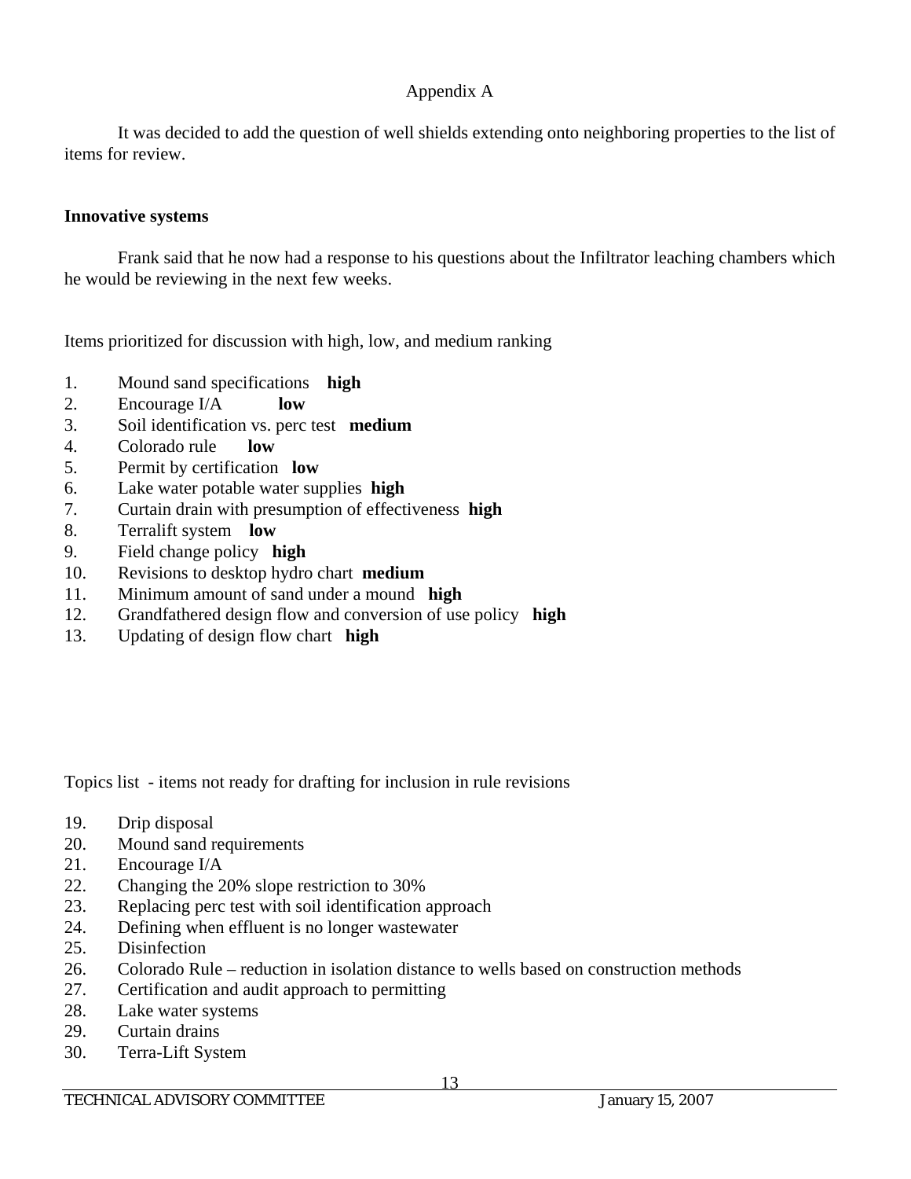Appendix A

It was decided to add the question of well shields extending onto neighboring properties to the list of items for review.

**Innovative systems**

Frank said that he now had a response to his questions about the Infiltrator leaching chambers which he would be reviewing in the next few weeks.

Items prioritized for discussion with high, low, and medium ranking

1. Mound sand specifications **high**
2. Encourage I/A **low**
3. Soil identification vs. perc test **medium**
4. Colorado rule **low**
5. Permit by certification **low**
6. Lake water potable water supplies **high**
7. Curtain drain with presumption of effectiveness **high**
8. Terralift system **low**
9. Field change policy **high**
10. Revisions to desktop hydro chart **medium**
11. Minimum amount of sand under a mound **high**
12. Grandfathered design flow and conversion of use policy **high**
13. Updating of design flow chart **high**

Topics list - items not ready for drafting for inclusion in rule revisions

19. Drip disposal
20. Mound sand requirements
21. Encourage I/A
22. Changing the 20% slope restriction to 30%
23. Replacing perc test with soil identification approach
24. Defining when effluent is no longer wastewater
25. Disinfection
26. Colorado Rule – reduction in isolation distance to wells based on construction methods
27. Certification and audit approach to permitting
28. Lake water systems
29. Curtain drains
30. Terra-Lift System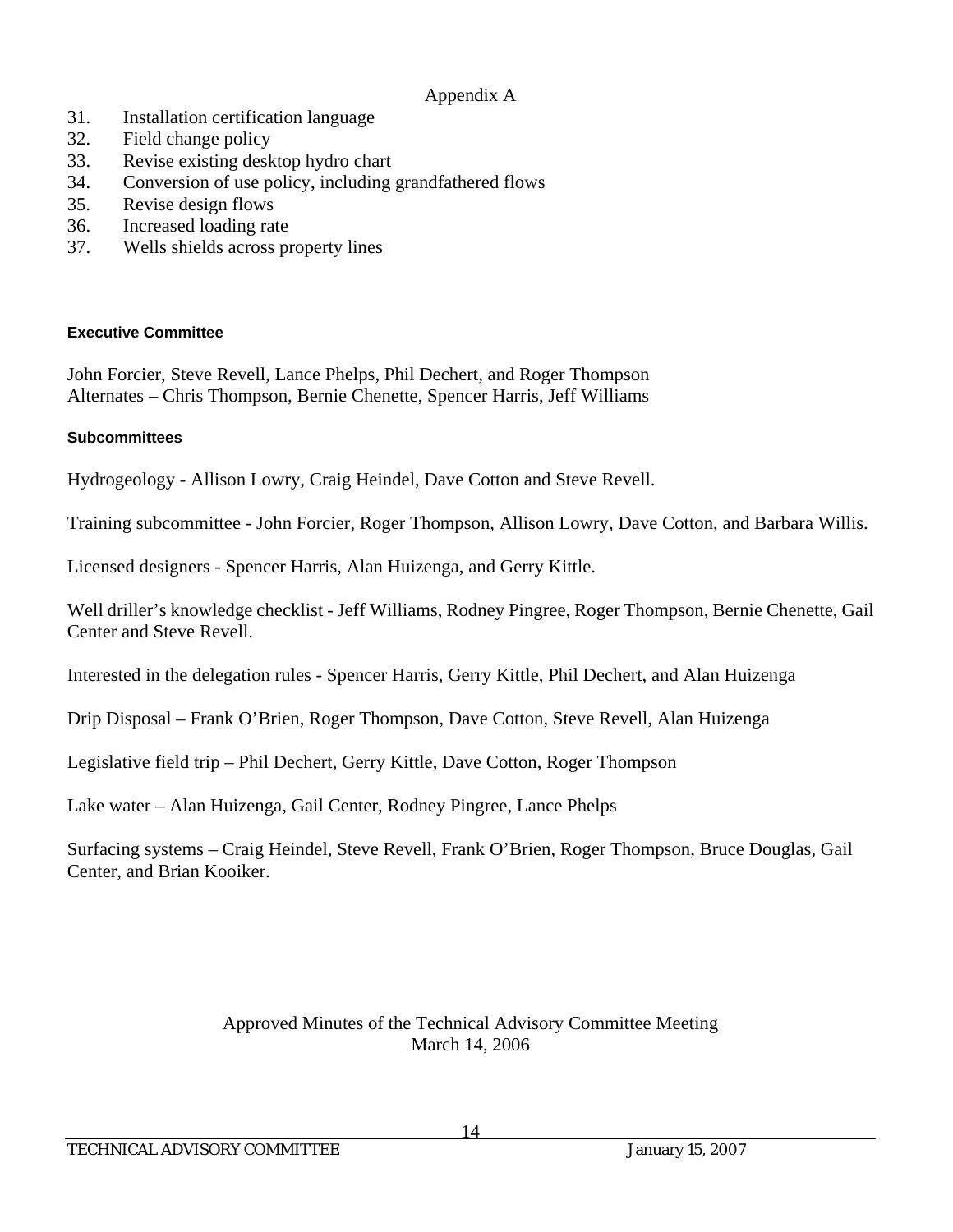Appendix A

31. Installation certification language
32. Field change policy
33. Revise existing desktop hydro chart
34. Conversion of use policy, including grandfathered flows
35. Revise design flows
36. Increased loading rate
37. Wells shields across property lines

**Executive Committee**

John Forcier, Steve Revell, Lance Phelps, Phil Dechert, and Roger Thompson
Alternates – Chris Thompson, Bernie Chenette, Spencer Harris, Jeff Williams

**Subcommittees**

Hydrogeology - Allison Lowry, Craig Heindel, Dave Cotton and Steve Revell.

Training subcommittee - John Forcier, Roger Thompson, Allison Lowry, Dave Cotton, and Barbara Willis.

Licensed designers - Spencer Harris, Alan Huizenga, and Gerry Kittle.

Well driller's knowledge checklist - Jeff Williams, Rodney Pingree, Roger Thompson, Bernie Chenette, Gail Center and Steve Revell.

Interested in the delegation rules - Spencer Harris, Gerry Kittle, Phil Dechert, and Alan Huizenga

Drip Disposal – Frank O'Brien, Roger Thompson, Dave Cotton, Steve Revell, Alan Huizenga

Legislative field trip – Phil Dechert, Gerry Kittle, Dave Cotton, Roger Thompson

Lake water – Alan Huizenga, Gail Center, Rodney Pingree, Lance Phelps

Surfacing systems – Craig Heindel, Steve Revell, Frank O'Brien, Roger Thompson, Bruce Douglas, Gail Center, and Brian Kooiker.

Approved Minutes of the Technical Advisory Committee Meeting
March 14, 2006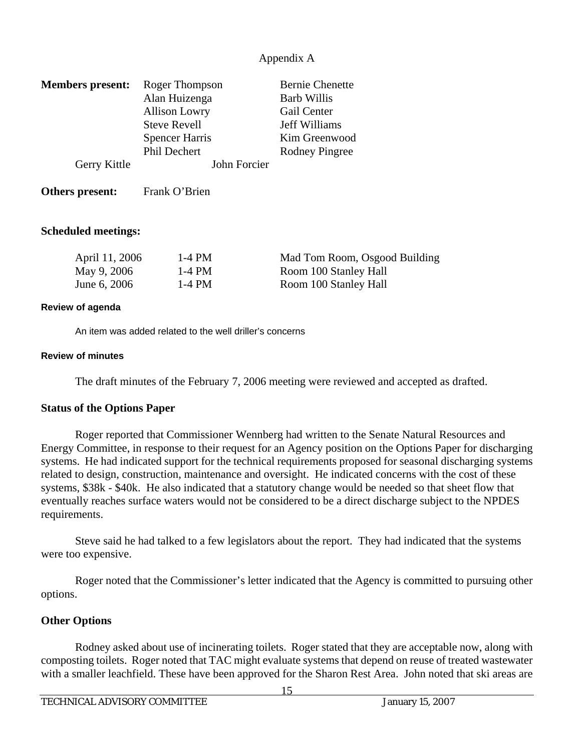Appendix A

| **Members present:** | Roger Thompson | Bernie Chenette |
|---|---|---|
| | Alan Huizenga | Barb Willis |
| | Allison Lowry | Gail Center |
| | Steve Revell | Jeff Williams |
| | Spencer Harris | Kim Greenwood |
| | Phil Dechert | Rodney Pingree |
| Gerry Kittle | John Forcier | |

**Others present:** Frank O'Brien

**Scheduled meetings:**

| | | |
|---|---|---|
| April 11, 2006 | 1-4 PM | Mad Tom Room, Osgood Building |
| May 9, 2006 | 1-4 PM | Room 100 Stanley Hall |
| June 6, 2006 | 1-4 PM | Room 100 Stanley Hall |

**Review of agenda**

An item was added related to the well driller's concerns

**Review of minutes**

The draft minutes of the February 7, 2006 meeting were reviewed and accepted as drafted.

**Status of the Options Paper**

Roger reported that Commissioner Wennberg had written to the Senate Natural Resources and Energy Committee, in response to their request for an Agency position on the Options Paper for discharging systems. He had indicated support for the technical requirements proposed for seasonal discharging systems related to design, construction, maintenance and oversight. He indicated concerns with the cost of these systems, \$38k - \$40k. He also indicated that a statutory change would be needed so that sheet flow that eventually reaches surface waters would not be considered to be a direct discharge subject to the NPDES requirements.

Steve said he had talked to a few legislators about the report. They had indicated that the systems were too expensive.

Roger noted that the Commissioner's letter indicated that the Agency is committed to pursuing other options.

**Other Options**

Rodney asked about use of incinerating toilets. Roger stated that they are acceptable now, along with composting toilets. Roger noted that TAC might evaluate systems that depend on reuse of treated wastewater with a smaller leachfield. These have been approved for the Sharon Rest Area. John noted that ski areas are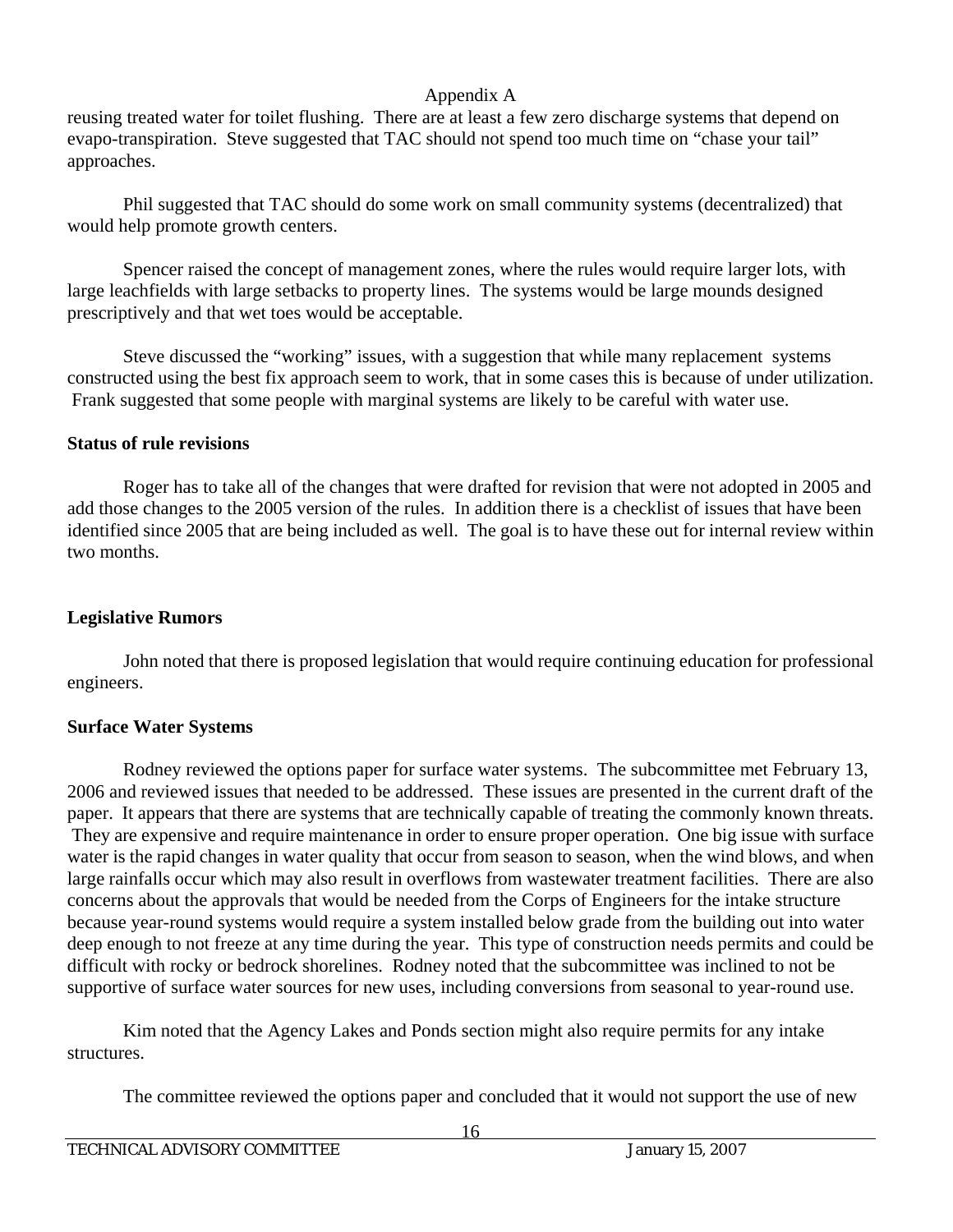reusing treated water for toilet flushing. There are at least a few zero discharge systems that depend on evapo-transpiration. Steve suggested that TAC should not spend too much time on "chase your tail" approaches.

Phil suggested that TAC should do some work on small community systems (decentralized) that would help promote growth centers.

Spencer raised the concept of management zones, where the rules would require larger lots, with large leachfields with large setbacks to property lines. The systems would be large mounds designed prescriptively and that wet toes would be acceptable.

Steve discussed the "working" issues, with a suggestion that while many replacement systems constructed using the best fix approach seem to work, that in some cases this is because of under utilization. Frank suggested that some people with marginal systems are likely to be careful with water use.

**Status of rule revisions**

Roger has to take all of the changes that were drafted for revision that were not adopted in 2005 and add those changes to the 2005 version of the rules. In addition there is a checklist of issues that have been identified since 2005 that are being included as well. The goal is to have these out for internal review within two months.

**Legislative Rumors**

John noted that there is proposed legislation that would require continuing education for professional engineers.

**Surface Water Systems**

Rodney reviewed the options paper for surface water systems. The subcommittee met February 13, 2006 and reviewed issues that needed to be addressed. These issues are presented in the current draft of the paper. It appears that there are systems that are technically capable of treating the commonly known threats. They are expensive and require maintenance in order to ensure proper operation. One big issue with surface water is the rapid changes in water quality that occur from season to season, when the wind blows, and when large rainfalls occur which may also result in overflows from wastewater treatment facilities. There are also concerns about the approvals that would be needed from the Corps of Engineers for the intake structure because year-round systems would require a system installed below grade from the building out into water deep enough to not freeze at any time during the year. This type of construction needs permits and could be difficult with rocky or bedrock shorelines. Rodney noted that the subcommittee was inclined to not be supportive of surface water sources for new uses, including conversions from seasonal to year-round use.

Kim noted that the Agency Lakes and Ponds section might also require permits for any intake structures.

The committee reviewed the options paper and concluded that it would not support the use of new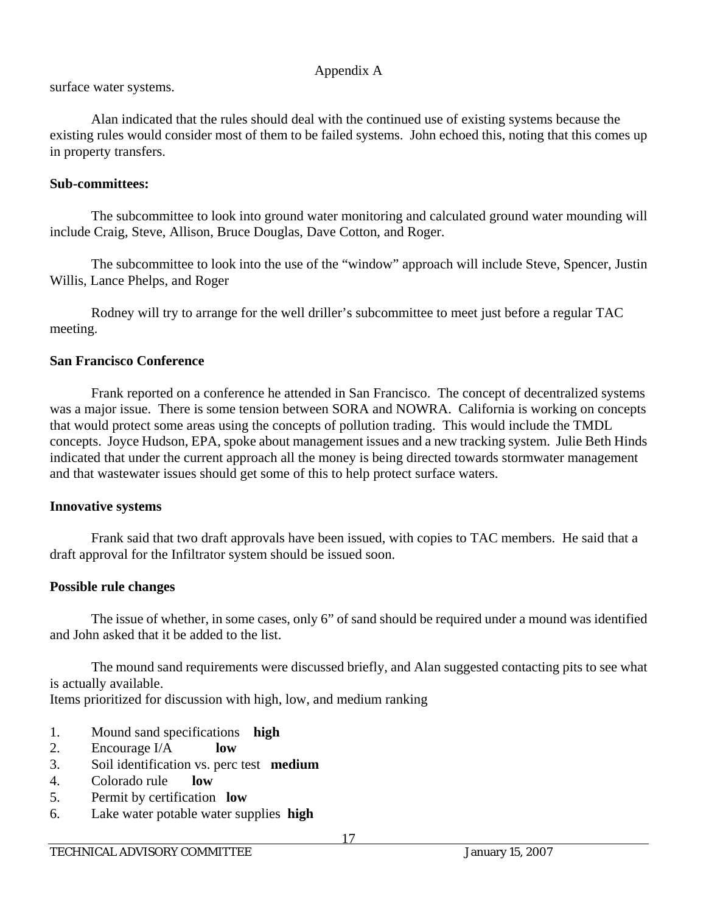surface water systems.

Alan indicated that the rules should deal with the continued use of existing systems because the existing rules would consider most of them to be failed systems. John echoed this, noting that this comes up in property transfers.

**Sub-committees:**

The subcommittee to look into ground water monitoring and calculated ground water mounding will include Craig, Steve, Allison, Bruce Douglas, Dave Cotton, and Roger.

The subcommittee to look into the use of the "window" approach will include Steve, Spencer, Justin Willis, Lance Phelps, and Roger

Rodney will try to arrange for the well driller's subcommittee to meet just before a regular TAC meeting.

**San Francisco Conference**

Frank reported on a conference he attended in San Francisco. The concept of decentralized systems was a major issue. There is some tension between SORA and NOWRA. California is working on concepts that would protect some areas using the concepts of pollution trading. This would include the TMDL concepts. Joyce Hudson, EPA, spoke about management issues and a new tracking system. Julie Beth Hinds indicated that under the current approach all the money is being directed towards stormwater management and that wastewater issues should get some of this to help protect surface waters.

**Innovative systems**

Frank said that two draft approvals have been issued, with copies to TAC members. He said that a draft approval for the Infiltrator system should be issued soon.

**Possible rule changes**

The issue of whether, in some cases, only 6" of sand should be required under a mound was identified and John asked that it be added to the list.

The mound sand requirements were discussed briefly, and Alan suggested contacting pits to see what is actually available.

Items prioritized for discussion with high, low, and medium ranking

1. Mound sand specifications **high**
2. Encourage I/A **low**
3. Soil identification vs. perc test **medium**
4. Colorado rule **low**
5. Permit by certification **low**
6. Lake water potable water supplies **high**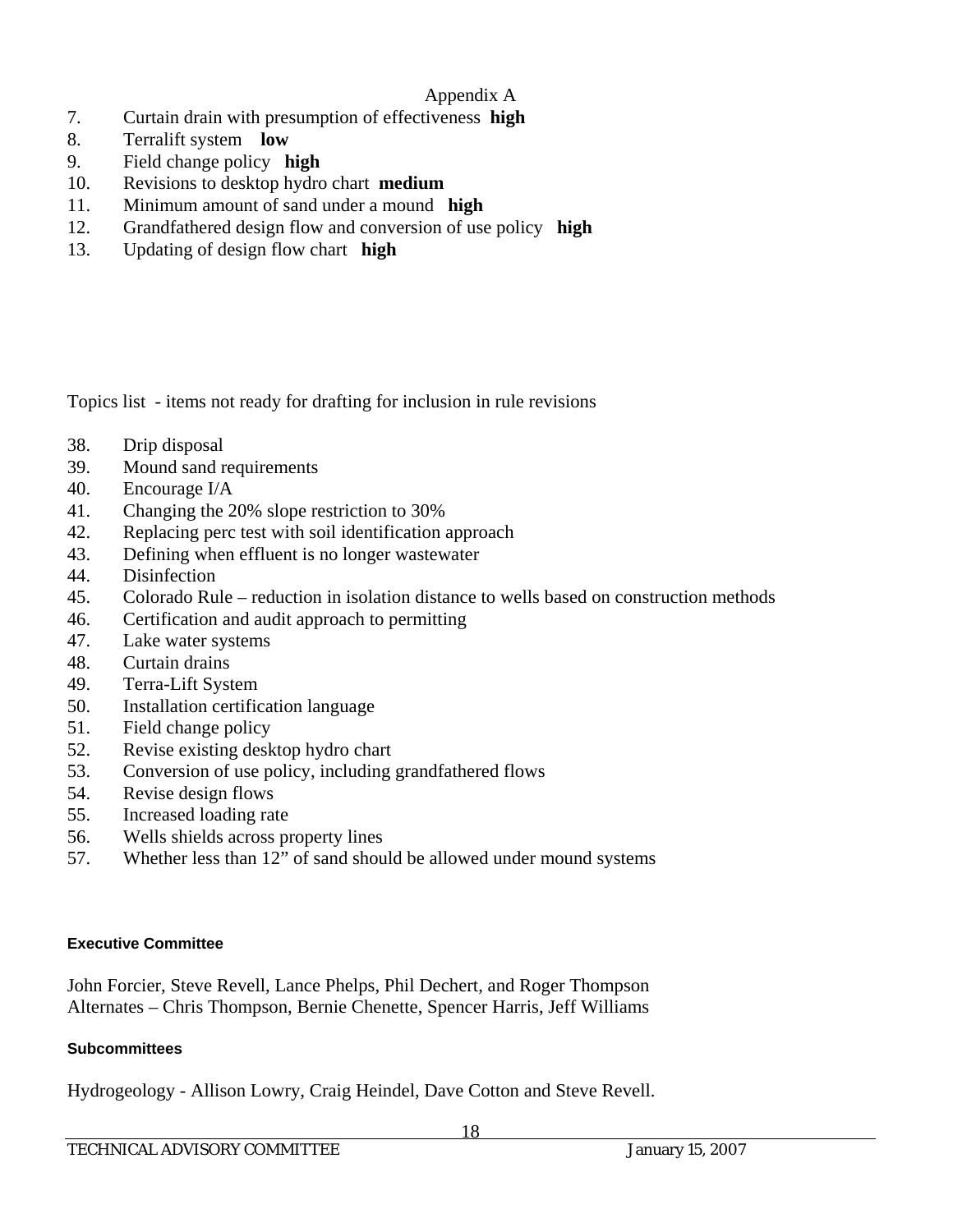Appendix A

7. Curtain drain with presumption of effectiveness **high**
8. Terralift system **low**
9. Field change policy **high**
10. Revisions to desktop hydro chart **medium**
11. Minimum amount of sand under a mound **high**
12. Grandfathered design flow and conversion of use policy **high**
13. Updating of design flow chart **high**

Topics list - items not ready for drafting for inclusion in rule revisions

38. Drip disposal
39. Mound sand requirements
40. Encourage I/A
41. Changing the 20% slope restriction to 30%
42. Replacing perc test with soil identification approach
43. Defining when effluent is no longer wastewater
44. Disinfection
45. Colorado Rule – reduction in isolation distance to wells based on construction methods
46. Certification and audit approach to permitting
47. Lake water systems
48. Curtain drains
49. Terra-Lift System
50. Installation certification language
51. Field change policy
52. Revise existing desktop hydro chart
53. Conversion of use policy, including grandfathered flows
54. Revise design flows
55. Increased loading rate
56. Wells shields across property lines
57. Whether less than 12" of sand should be allowed under mound systems

#### Executive Committee

John Forcier, Steve Revell, Lance Phelps, Phil Dechert, and Roger Thompson
Alternates – Chris Thompson, Bernie Chenette, Spencer Harris, Jeff Williams

#### Subcommittees

Hydrogeology - Allison Lowry, Craig Heindel, Dave Cotton and Steve Revell.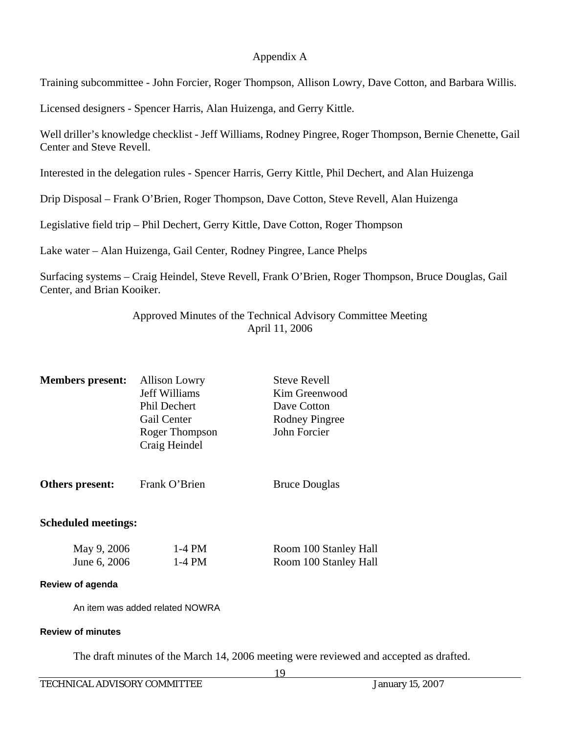Appendix A

Training subcommittee - John Forcier, Roger Thompson, Allison Lowry, Dave Cotton, and Barbara Willis.

Licensed designers - Spencer Harris, Alan Huizenga, and Gerry Kittle.

Well driller's knowledge checklist - Jeff Williams, Rodney Pingree, Roger Thompson, Bernie Chenette, Gail Center and Steve Revell.

Interested in the delegation rules - Spencer Harris, Gerry Kittle, Phil Dechert, and Alan Huizenga

Drip Disposal – Frank O'Brien, Roger Thompson, Dave Cotton, Steve Revell, Alan Huizenga

Legislative field trip – Phil Dechert, Gerry Kittle, Dave Cotton, Roger Thompson

Lake water – Alan Huizenga, Gail Center, Rodney Pingree, Lance Phelps

Surfacing systems – Craig Heindel, Steve Revell, Frank O'Brien, Roger Thompson, Bruce Douglas, Gail Center, and Brian Kooiker.

## Approved Minutes of the Technical Advisory Committee Meeting
April 11, 2006

| **Members present:** | Allison Lowry | Steve Revell |
|---|---|---|
| | Jeff Williams | Kim Greenwood |
| | Phil Dechert | Dave Cotton |
| | Gail Center | Rodney Pingree |
| | Roger Thompson | John Forcier |
| | Craig Heindel | |
| **Others present:** | Frank O'Brien | Bruce Douglas |

**Scheduled meetings:**

| | | |
|---|---|---|
| May 9, 2006 | 1-4 PM | Room 100 Stanley Hall |
| June 6, 2006 | 1-4 PM | Room 100 Stanley Hall |

**Review of agenda**

An item was added related NOWRA

**Review of minutes**

The draft minutes of the March 14, 2006 meeting were reviewed and accepted as drafted.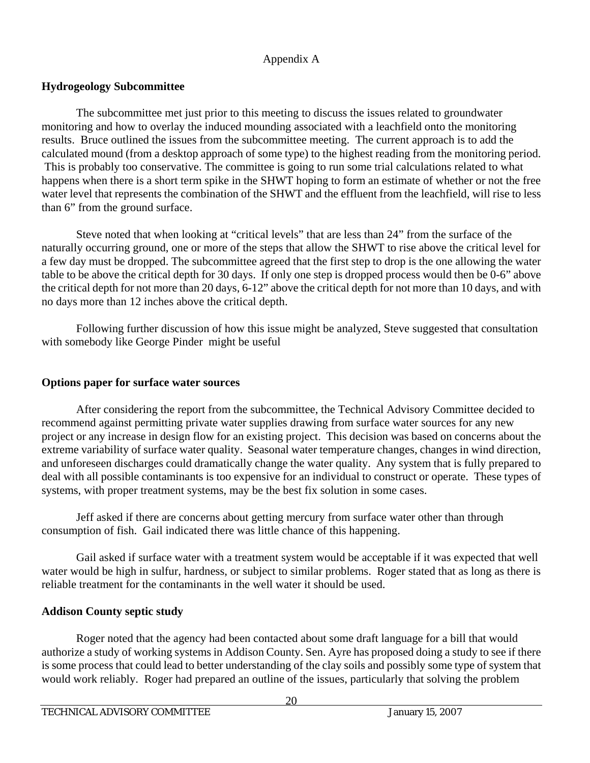Appendix A

**Hydrogeology Subcommittee**

The subcommittee met just prior to this meeting to discuss the issues related to groundwater monitoring and how to overlay the induced mounding associated with a leachfield onto the monitoring results. Bruce outlined the issues from the subcommittee meeting. The current approach is to add the calculated mound (from a desktop approach of some type) to the highest reading from the monitoring period. This is probably too conservative. The committee is going to run some trial calculations related to what happens when there is a short term spike in the SHWT hoping to form an estimate of whether or not the free water level that represents the combination of the SHWT and the effluent from the leachfield, will rise to less than 6" from the ground surface.

Steve noted that when looking at "critical levels" that are less than 24" from the surface of the naturally occurring ground, one or more of the steps that allow the SHWT to rise above the critical level for a few day must be dropped. The subcommittee agreed that the first step to drop is the one allowing the water table to be above the critical depth for 30 days. If only one step is dropped process would then be 0-6" above the critical depth for not more than 20 days, 6-12" above the critical depth for not more than 10 days, and with no days more than 12 inches above the critical depth.

Following further discussion of how this issue might be analyzed, Steve suggested that consultation with somebody like George Pinder might be useful

**Options paper for surface water sources**

After considering the report from the subcommittee, the Technical Advisory Committee decided to recommend against permitting private water supplies drawing from surface water sources for any new project or any increase in design flow for an existing project. This decision was based on concerns about the extreme variability of surface water quality. Seasonal water temperature changes, changes in wind direction, and unforeseen discharges could dramatically change the water quality. Any system that is fully prepared to deal with all possible contaminants is too expensive for an individual to construct or operate. These types of systems, with proper treatment systems, may be the best fix solution in some cases.

Jeff asked if there are concerns about getting mercury from surface water other than through consumption of fish. Gail indicated there was little chance of this happening.

Gail asked if surface water with a treatment system would be acceptable if it was expected that well water would be high in sulfur, hardness, or subject to similar problems. Roger stated that as long as there is reliable treatment for the contaminants in the well water it should be used.

**Addison County septic study**

Roger noted that the agency had been contacted about some draft language for a bill that would authorize a study of working systems in Addison County. Sen. Ayre has proposed doing a study to see if there is some process that could lead to better understanding of the clay soils and possibly some type of system that would work reliably. Roger had prepared an outline of the issues, particularly that solving the problem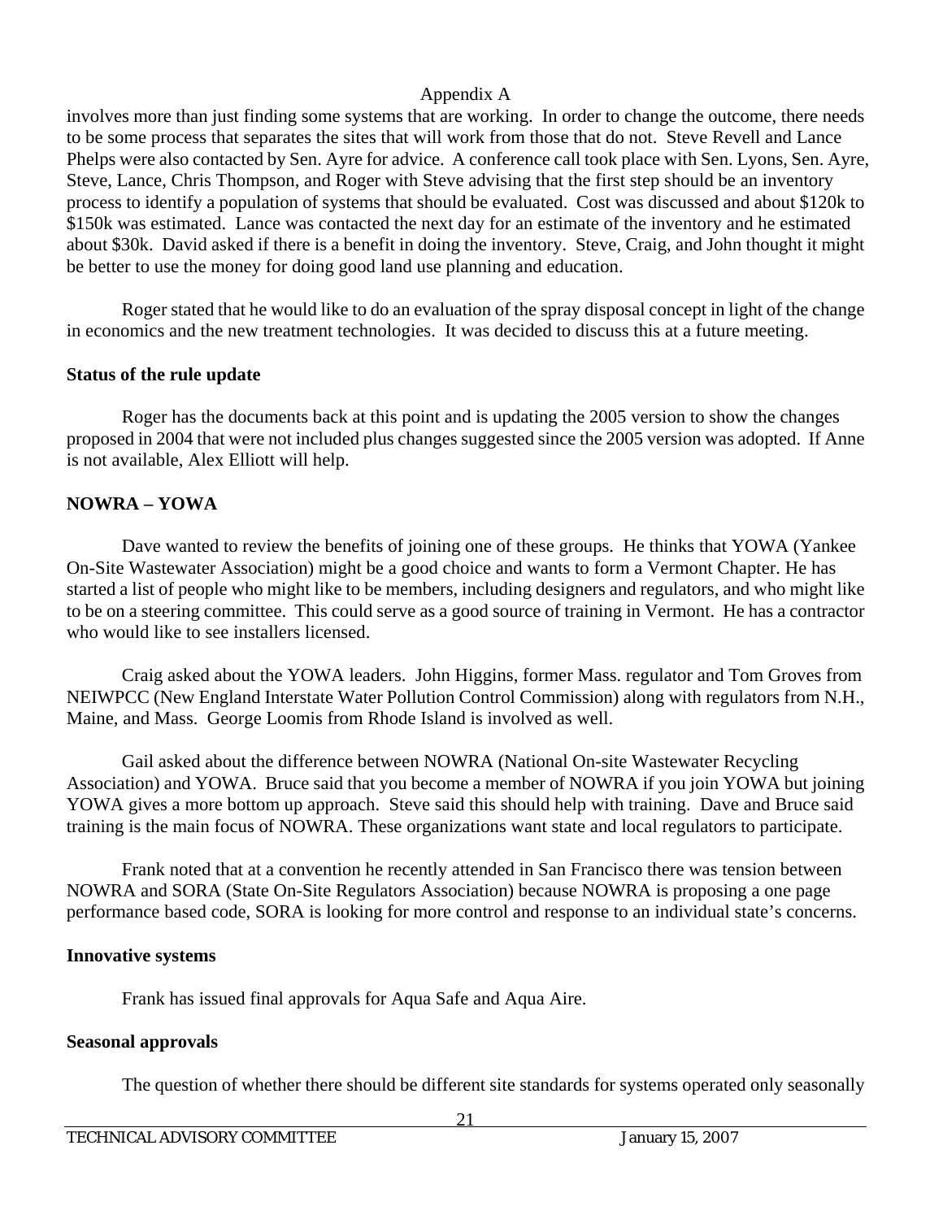involves more than just finding some systems that are working. In order to change the outcome, there needs to be some process that separates the sites that will work from those that do not. Steve Revell and Lance Phelps were also contacted by Sen. Ayre for advice. A conference call took place with Sen. Lyons, Sen. Ayre, Steve, Lance, Chris Thompson, and Roger with Steve advising that the first step should be an inventory process to identify a population of systems that should be evaluated. Cost was discussed and about \$120k to \$150k was estimated. Lance was contacted the next day for an estimate of the inventory and he estimated about \$30k. David asked if there is a benefit in doing the inventory. Steve, Craig, and John thought it might be better to use the money for doing good land use planning and education.

Roger stated that he would like to do an evaluation of the spray disposal concept in light of the change in economics and the new treatment technologies. It was decided to discuss this at a future meeting.

**Status of the rule update**

Roger has the documents back at this point and is updating the 2005 version to show the changes proposed in 2004 that were not included plus changes suggested since the 2005 version was adopted. If Anne is not available, Alex Elliott will help.

**NOWRA – YOWA**

Dave wanted to review the benefits of joining one of these groups. He thinks that YOWA (Yankee On-Site Wastewater Association) might be a good choice and wants to form a Vermont Chapter. He has started a list of people who might like to be members, including designers and regulators, and who might like to be on a steering committee. This could serve as a good source of training in Vermont. He has a contractor who would like to see installers licensed.

Craig asked about the YOWA leaders. John Higgins, former Mass. regulator and Tom Groves from NEIWPCC (New England Interstate Water Pollution Control Commission) along with regulators from N.H., Maine, and Mass. George Loomis from Rhode Island is involved as well.

Gail asked about the difference between NOWRA (National On-site Wastewater Recycling Association) and YOWA. Bruce said that you become a member of NOWRA if you join YOWA but joining YOWA gives a more bottom up approach. Steve said this should help with training. Dave and Bruce said training is the main focus of NOWRA. These organizations want state and local regulators to participate.

Frank noted that at a convention he recently attended in San Francisco there was tension between NOWRA and SORA (State On-Site Regulators Association) because NOWRA is proposing a one page performance based code, SORA is looking for more control and response to an individual state's concerns.

**Innovative systems**

Frank has issued final approvals for Aqua Safe and Aqua Aire.

**Seasonal approvals**

The question of whether there should be different site standards for systems operated only seasonally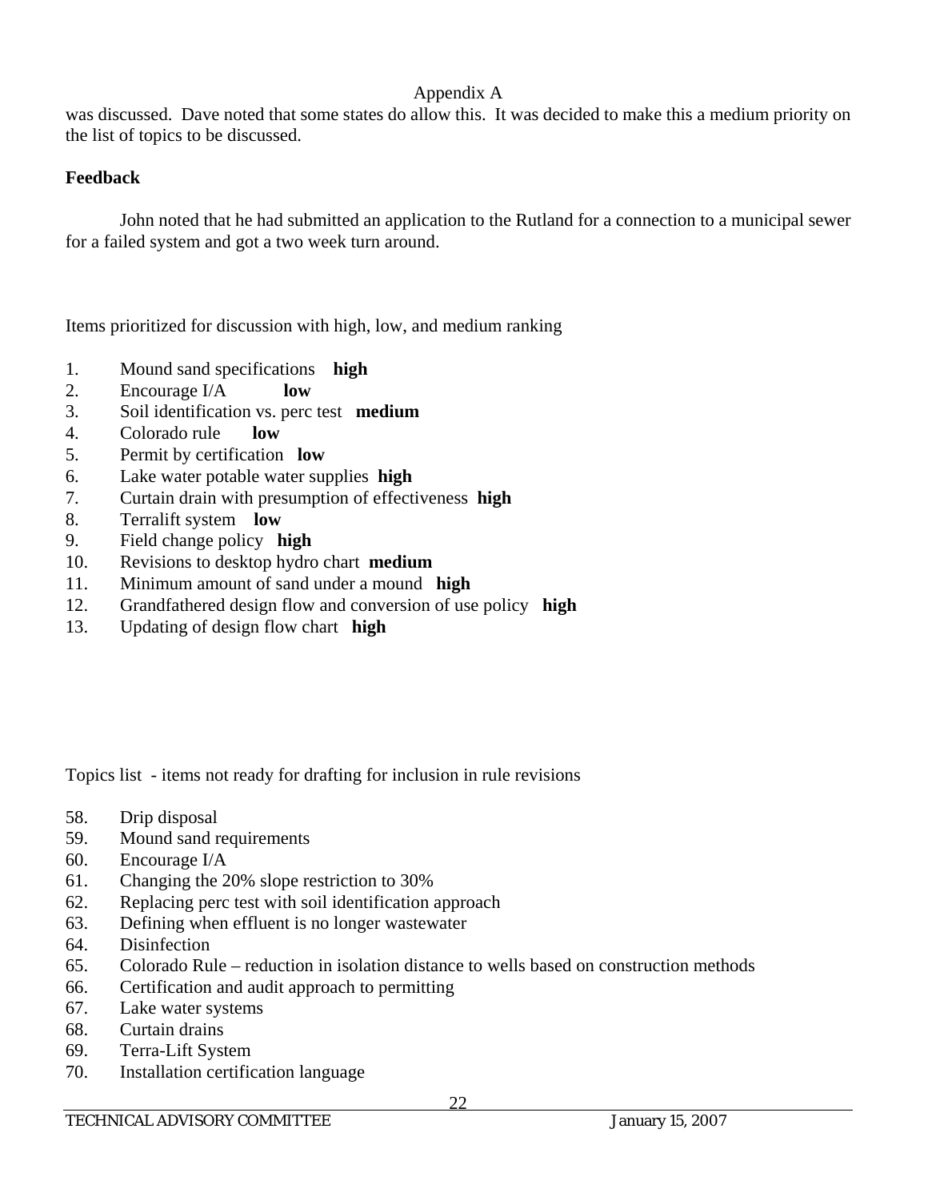was discussed. Dave noted that some states do allow this. It was decided to make this a medium priority on the list of topics to be discussed.

**Feedback**

John noted that he had submitted an application to the Rutland for a connection to a municipal sewer for a failed system and got a two week turn around.

Items prioritized for discussion with high, low, and medium ranking

1. Mound sand specifications **high**
2. Encourage I/A **low**
3. Soil identification vs. perc test **medium**
4. Colorado rule **low**
5. Permit by certification **low**
6. Lake water potable water supplies **high**
7. Curtain drain with presumption of effectiveness **high**
8. Terralift system **low**
9. Field change policy **high**
10. Revisions to desktop hydro chart **medium**
11. Minimum amount of sand under a mound **high**
12. Grandfathered design flow and conversion of use policy **high**
13. Updating of design flow chart **high**

Topics list - items not ready for drafting for inclusion in rule revisions

58. Drip disposal
59. Mound sand requirements
60. Encourage I/A
61. Changing the 20% slope restriction to 30%
62. Replacing perc test with soil identification approach
63. Defining when effluent is no longer wastewater
64. Disinfection
65. Colorado Rule – reduction in isolation distance to wells based on construction methods
66. Certification and audit approach to permitting
67. Lake water systems
68. Curtain drains
69. Terra-Lift System
70. Installation certification language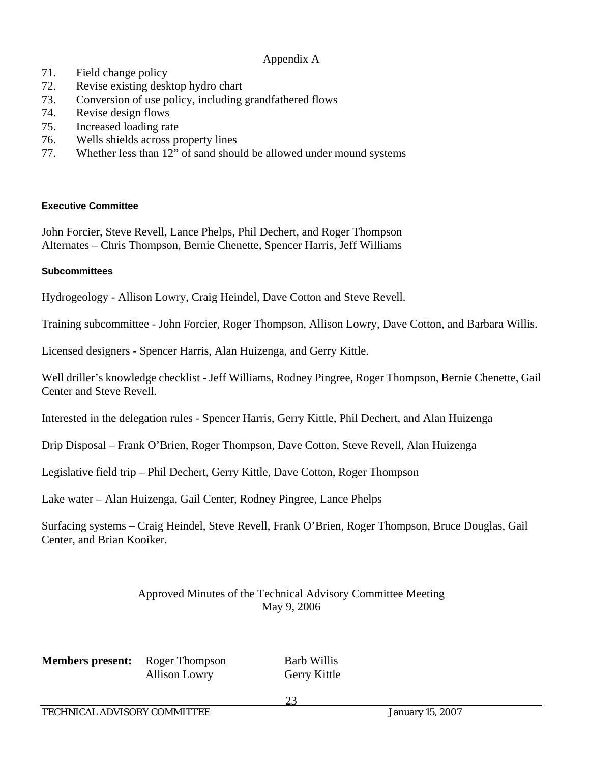Appendix A

71. Field change policy
72. Revise existing desktop hydro chart
73. Conversion of use policy, including grandfathered flows
74. Revise design flows
75. Increased loading rate
76. Wells shields across property lines
77. Whether less than 12" of sand should be allowed under mound systems

#### Executive Committee

John Forcier, Steve Revell, Lance Phelps, Phil Dechert, and Roger Thompson
Alternates – Chris Thompson, Bernie Chenette, Spencer Harris, Jeff Williams

#### Subcommittees

Hydrogeology - Allison Lowry, Craig Heindel, Dave Cotton and Steve Revell.

Training subcommittee - John Forcier, Roger Thompson, Allison Lowry, Dave Cotton, and Barbara Willis.

Licensed designers - Spencer Harris, Alan Huizenga, and Gerry Kittle.

Well driller's knowledge checklist - Jeff Williams, Rodney Pingree, Roger Thompson, Bernie Chenette, Gail Center and Steve Revell.

Interested in the delegation rules - Spencer Harris, Gerry Kittle, Phil Dechert, and Alan Huizenga

Drip Disposal – Frank O'Brien, Roger Thompson, Dave Cotton, Steve Revell, Alan Huizenga

Legislative field trip – Phil Dechert, Gerry Kittle, Dave Cotton, Roger Thompson

Lake water – Alan Huizenga, Gail Center, Rodney Pingree, Lance Phelps

Surfacing systems – Craig Heindel, Steve Revell, Frank O'Brien, Roger Thompson, Bruce Douglas, Gail Center, and Brian Kooiker.

## Approved Minutes of the Technical Advisory Committee Meeting
## May 9, 2006

**Members present:** Roger Thompson, Barb Willis, Allison Lowry, Gerry Kittle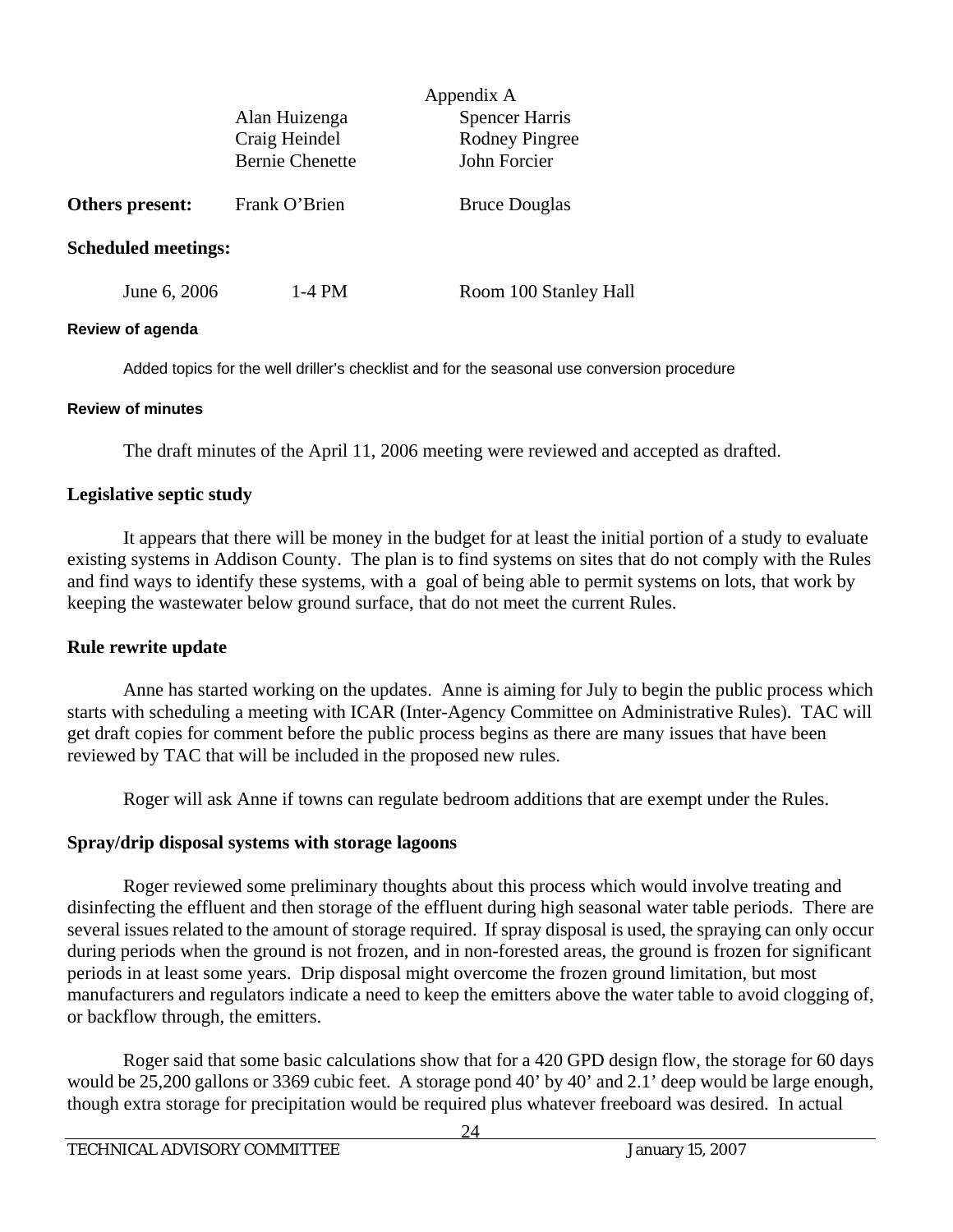Appendix A

| | | |
|---|---|---|
| | Alan Huizenga | Spencer Harris |
| | Craig Heindel | Rodney Pingree |
| | Bernie Chenette | John Forcier |
| **Others present:** | Frank O'Brien | Bruce Douglas |

**Scheduled meetings:**

| | | |
|---|---|---|
| June 6, 2006 | 1-4 PM | Room 100 Stanley Hall |

#### Review of agenda

Added topics for the well driller's checklist and for the seasonal use conversion procedure

#### Review of minutes

The draft minutes of the April 11, 2006 meeting were reviewed and accepted as drafted.

### Legislative septic study

It appears that there will be money in the budget for at least the initial portion of a study to evaluate existing systems in Addison County. The plan is to find systems on sites that do not comply with the Rules and find ways to identify these systems, with a goal of being able to permit systems on lots, that work by keeping the wastewater below ground surface, that do not meet the current Rules.

### Rule rewrite update

Anne has started working on the updates. Anne is aiming for July to begin the public process which starts with scheduling a meeting with ICAR (Inter-Agency Committee on Administrative Rules). TAC will get draft copies for comment before the public process begins as there are many issues that have been reviewed by TAC that will be included in the proposed new rules.

Roger will ask Anne if towns can regulate bedroom additions that are exempt under the Rules.

### Spray/drip disposal systems with storage lagoons

Roger reviewed some preliminary thoughts about this process which would involve treating and disinfecting the effluent and then storage of the effluent during high seasonal water table periods. There are several issues related to the amount of storage required. If spray disposal is used, the spraying can only occur during periods when the ground is not frozen, and in non-forested areas, the ground is frozen for significant periods in at least some years. Drip disposal might overcome the frozen ground limitation, but most manufacturers and regulators indicate a need to keep the emitters above the water table to avoid clogging of, or backflow through, the emitters.

Roger said that some basic calculations show that for a 420 GPD design flow, the storage for 60 days would be 25,200 gallons or 3369 cubic feet. A storage pond 40' by 40' and 2.1' deep would be large enough, though extra storage for precipitation would be required plus whatever freeboard was desired. In actual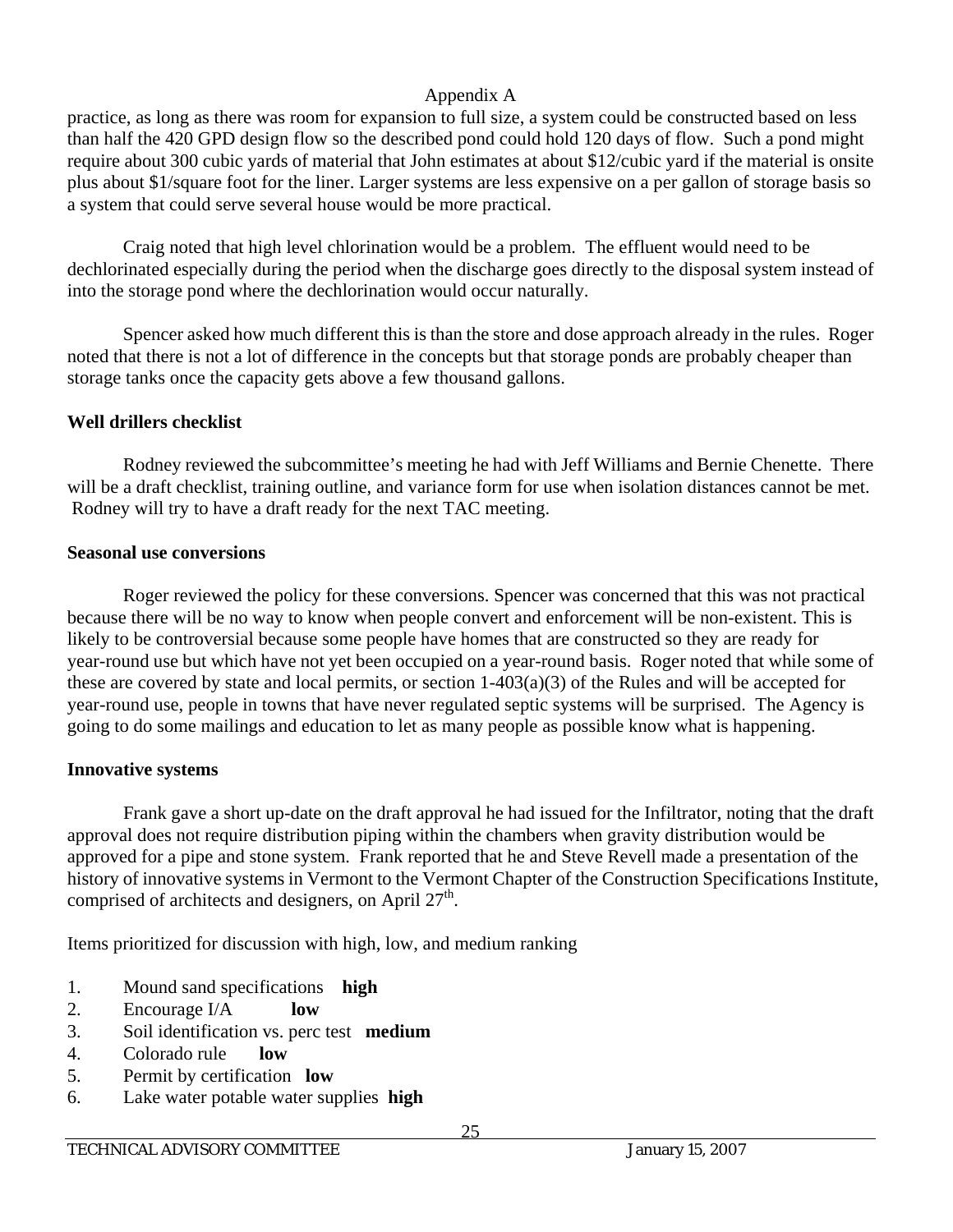practice, as long as there was room for expansion to full size, a system could be constructed based on less than half the 420 GPD design flow so the described pond could hold 120 days of flow. Such a pond might require about 300 cubic yards of material that John estimates at about $12/cubic yard if the material is onsite plus about $1/square foot for the liner. Larger systems are less expensive on a per gallon of storage basis so a system that could serve several house would be more practical.

Craig noted that high level chlorination would be a problem. The effluent would need to be dechlorinated especially during the period when the discharge goes directly to the disposal system instead of into the storage pond where the dechlorination would occur naturally.

Spencer asked how much different this is than the store and dose approach already in the rules. Roger noted that there is not a lot of difference in the concepts but that storage ponds are probably cheaper than storage tanks once the capacity gets above a few thousand gallons.

**Well drillers checklist**

Rodney reviewed the subcommittee's meeting he had with Jeff Williams and Bernie Chenette. There will be a draft checklist, training outline, and variance form for use when isolation distances cannot be met. Rodney will try to have a draft ready for the next TAC meeting.

**Seasonal use conversions**

Roger reviewed the policy for these conversions. Spencer was concerned that this was not practical because there will be no way to know when people convert and enforcement will be non-existent. This is likely to be controversial because some people have homes that are constructed so they are ready for year-round use but which have not yet been occupied on a year-round basis. Roger noted that while some of these are covered by state and local permits, or section 1-403(a)(3) of the Rules and will be accepted for year-round use, people in towns that have never regulated septic systems will be surprised. The Agency is going to do some mailings and education to let as many people as possible know what is happening.

**Innovative systems**

Frank gave a short up-date on the draft approval he had issued for the Infiltrator, noting that the draft approval does not require distribution piping within the chambers when gravity distribution would be approved for a pipe and stone system. Frank reported that he and Steve Revell made a presentation of the history of innovative systems in Vermont to the Vermont Chapter of the Construction Specifications Institute, comprised of architects and designers, on April 27th.

Items prioritized for discussion with high, low, and medium ranking

1. Mound sand specifications **high**
2. Encourage I/A **low**
3. Soil identification vs. perc test **medium**
4. Colorado rule **low**
5. Permit by certification **low**
6. Lake water potable water supplies **high**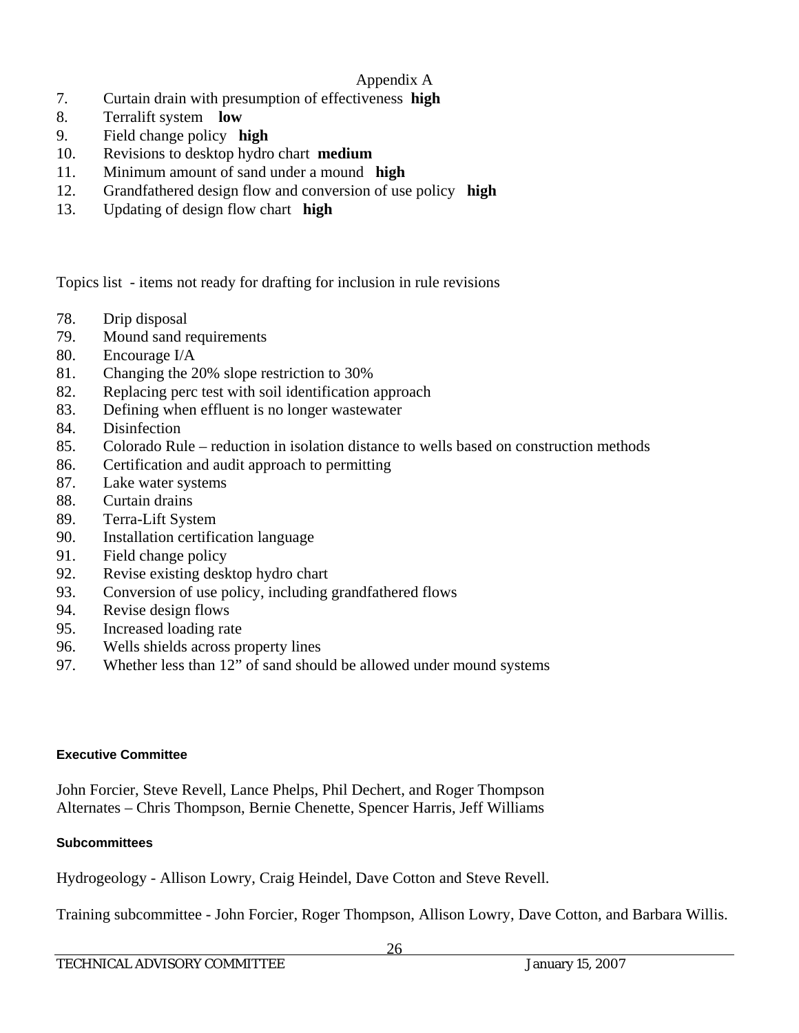Appendix A

7. Curtain drain with presumption of effectiveness **high**
8. Terralift system **low**
9. Field change policy **high**
10. Revisions to desktop hydro chart **medium**
11. Minimum amount of sand under a mound **high**
12. Grandfathered design flow and conversion of use policy **high**
13. Updating of design flow chart **high**

Topics list - items not ready for drafting for inclusion in rule revisions

78. Drip disposal
79. Mound sand requirements
80. Encourage I/A
81. Changing the 20% slope restriction to 30%
82. Replacing perc test with soil identification approach
83. Defining when effluent is no longer wastewater
84. Disinfection
85. Colorado Rule – reduction in isolation distance to wells based on construction methods
86. Certification and audit approach to permitting
87. Lake water systems
88. Curtain drains
89. Terra-Lift System
90. Installation certification language
91. Field change policy
92. Revise existing desktop hydro chart
93. Conversion of use policy, including grandfathered flows
94. Revise design flows
95. Increased loading rate
96. Wells shields across property lines
97. Whether less than 12" of sand should be allowed under mound systems

#### Executive Committee

John Forcier, Steve Revell, Lance Phelps, Phil Dechert, and Roger Thompson
Alternates – Chris Thompson, Bernie Chenette, Spencer Harris, Jeff Williams

#### Subcommittees

Hydrogeology - Allison Lowry, Craig Heindel, Dave Cotton and Steve Revell.

Training subcommittee - John Forcier, Roger Thompson, Allison Lowry, Dave Cotton, and Barbara Willis.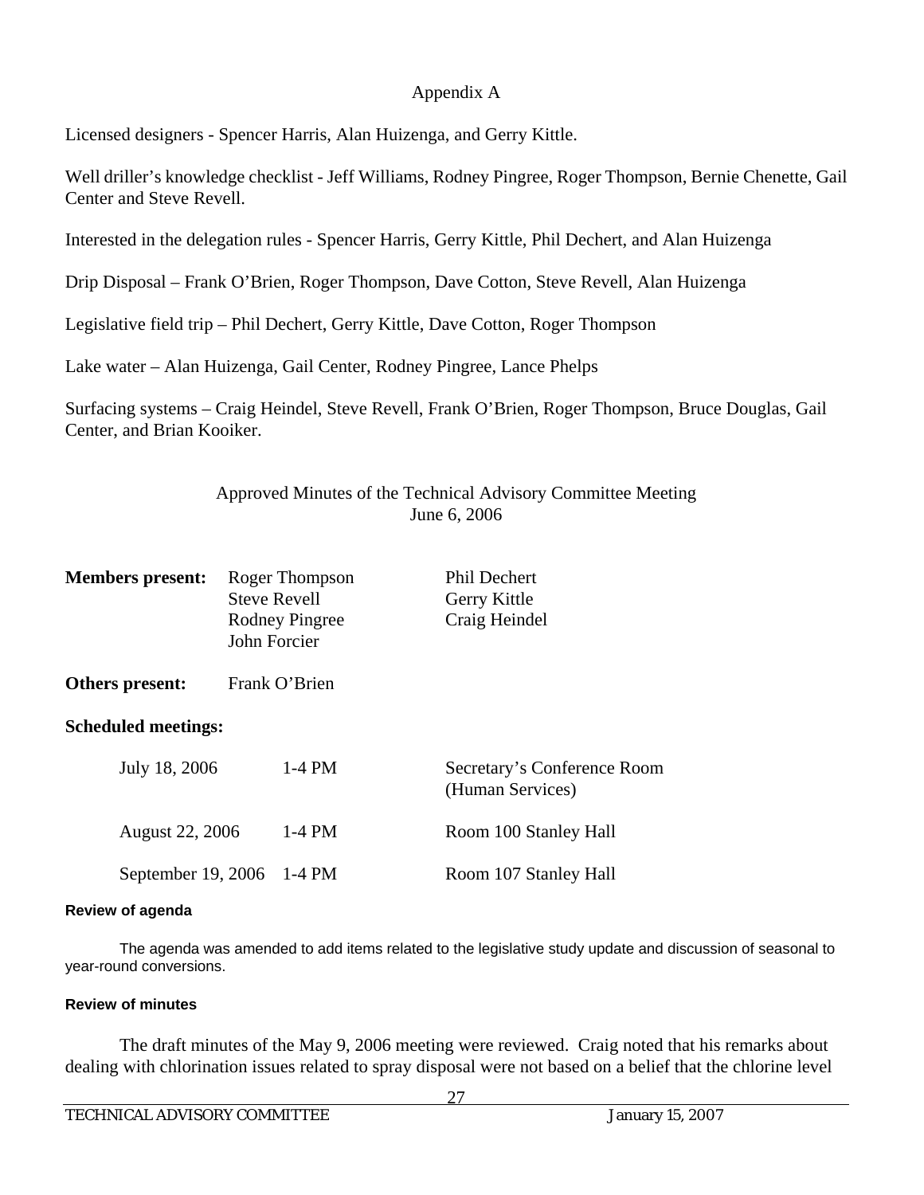## Appendix A

Licensed designers - Spencer Harris, Alan Huizenga, and Gerry Kittle.

Well driller's knowledge checklist - Jeff Williams, Rodney Pingree, Roger Thompson, Bernie Chenette, Gail Center and Steve Revell.

Interested in the delegation rules - Spencer Harris, Gerry Kittle, Phil Dechert, and Alan Huizenga

Drip Disposal – Frank O'Brien, Roger Thompson, Dave Cotton, Steve Revell, Alan Huizenga

Legislative field trip – Phil Dechert, Gerry Kittle, Dave Cotton, Roger Thompson

Lake water – Alan Huizenga, Gail Center, Rodney Pingree, Lance Phelps

Surfacing systems – Craig Heindel, Steve Revell, Frank O'Brien, Roger Thompson, Bruce Douglas, Gail Center, and Brian Kooiker.

## Approved Minutes of the Technical Advisory Committee Meeting
## June 6, 2006

**Members present:** Roger Thompson, Steve Revell, Rodney Pingree, John Forcier, Phil Dechert, Gerry Kittle, Craig Heindel

**Others present:** Frank O'Brien

**Scheduled meetings:**

| | | |
|---|---|---|
| July 18, 2006 | 1-4 PM | Secretary's Conference Room (Human Services) |
| August 22, 2006 | 1-4 PM | Room 100 Stanley Hall |
| September 19, 2006 | 1-4 PM | Room 107 Stanley Hall |

**Review of agenda**

The agenda was amended to add items related to the legislative study update and discussion of seasonal to year-round conversions.

**Review of minutes**

The draft minutes of the May 9, 2006 meeting were reviewed. Craig noted that his remarks about dealing with chlorination issues related to spray disposal were not based on a belief that the chlorine level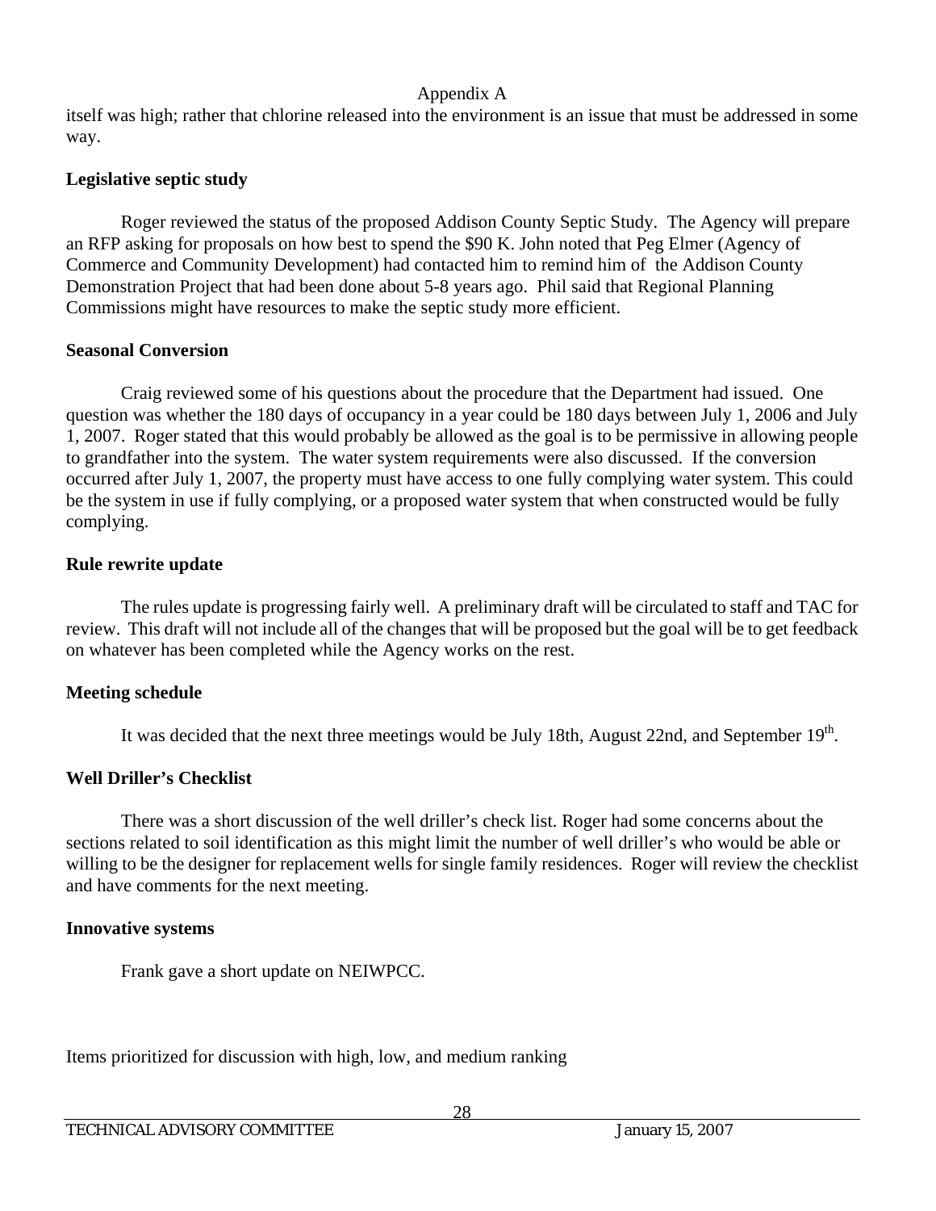Appendix A

itself was high; rather that chlorine released into the environment is an issue that must be addressed in some way.

**Legislative septic study**

Roger reviewed the status of the proposed Addison County Septic Study. The Agency will prepare an RFP asking for proposals on how best to spend the $90 K. John noted that Peg Elmer (Agency of Commerce and Community Development) had contacted him to remind him of the Addison County Demonstration Project that had been done about 5-8 years ago. Phil said that Regional Planning Commissions might have resources to make the septic study more efficient.

**Seasonal Conversion**

Craig reviewed some of his questions about the procedure that the Department had issued. One question was whether the 180 days of occupancy in a year could be 180 days between July 1, 2006 and July 1, 2007. Roger stated that this would probably be allowed as the goal is to be permissive in allowing people to grandfather into the system. The water system requirements were also discussed. If the conversion occurred after July 1, 2007, the property must have access to one fully complying water system. This could be the system in use if fully complying, or a proposed water system that when constructed would be fully complying.

**Rule rewrite update**

The rules update is progressing fairly well. A preliminary draft will be circulated to staff and TAC for review. This draft will not include all of the changes that will be proposed but the goal will be to get feedback on whatever has been completed while the Agency works on the rest.

**Meeting schedule**

It was decided that the next three meetings would be July 18th, August 22nd, and September 19th.

**Well Driller's Checklist**

There was a short discussion of the well driller's check list. Roger had some concerns about the sections related to soil identification as this might limit the number of well driller's who would be able or willing to be the designer for replacement wells for single family residences. Roger will review the checklist and have comments for the next meeting.

**Innovative systems**

Frank gave a short update on NEIWPCC.

Items prioritized for discussion with high, low, and medium ranking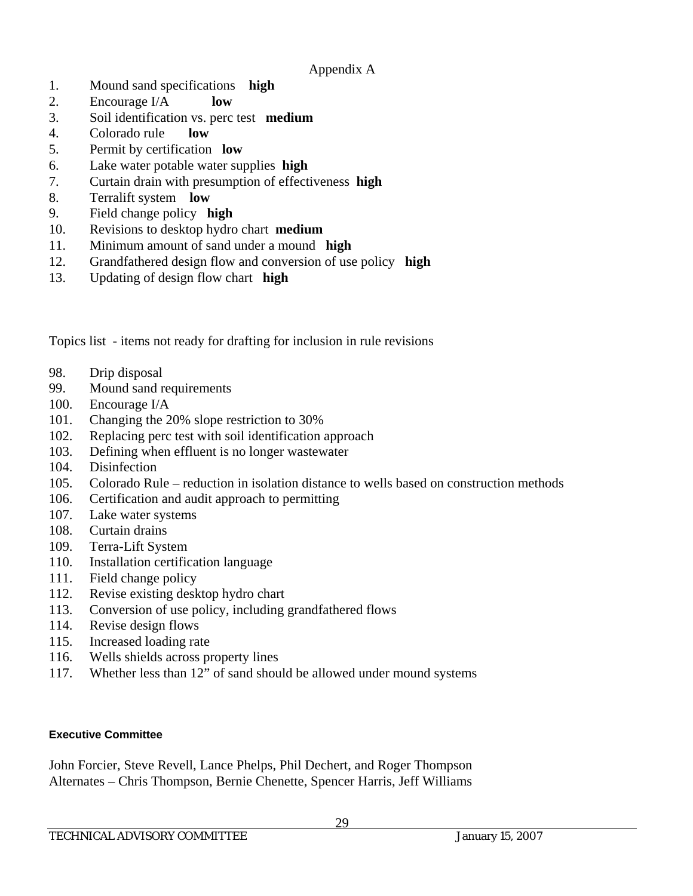Appendix A

1. Mound sand specifications **high**
2. Encourage I/A **low**
3. Soil identification vs. perc test **medium**
4. Colorado rule **low**
5. Permit by certification **low**
6. Lake water potable water supplies **high**
7. Curtain drain with presumption of effectiveness **high**
8. Terralift system **low**
9. Field change policy **high**
10. Revisions to desktop hydro chart **medium**
11. Minimum amount of sand under a mound **high**
12. Grandfathered design flow and conversion of use policy **high**
13. Updating of design flow chart **high**

Topics list - items not ready for drafting for inclusion in rule revisions

98. Drip disposal
99. Mound sand requirements
100. Encourage I/A
101. Changing the 20% slope restriction to 30%
102. Replacing perc test with soil identification approach
103. Defining when effluent is no longer wastewater
104. Disinfection
105. Colorado Rule – reduction in isolation distance to wells based on construction methods
106. Certification and audit approach to permitting
107. Lake water systems
108. Curtain drains
109. Terra-Lift System
110. Installation certification language
111. Field change policy
112. Revise existing desktop hydro chart
113. Conversion of use policy, including grandfathered flows
114. Revise design flows
115. Increased loading rate
116. Wells shields across property lines
117. Whether less than 12" of sand should be allowed under mound systems

**Executive Committee**

John Forcier, Steve Revell, Lance Phelps, Phil Dechert, and Roger Thompson
Alternates – Chris Thompson, Bernie Chenette, Spencer Harris, Jeff Williams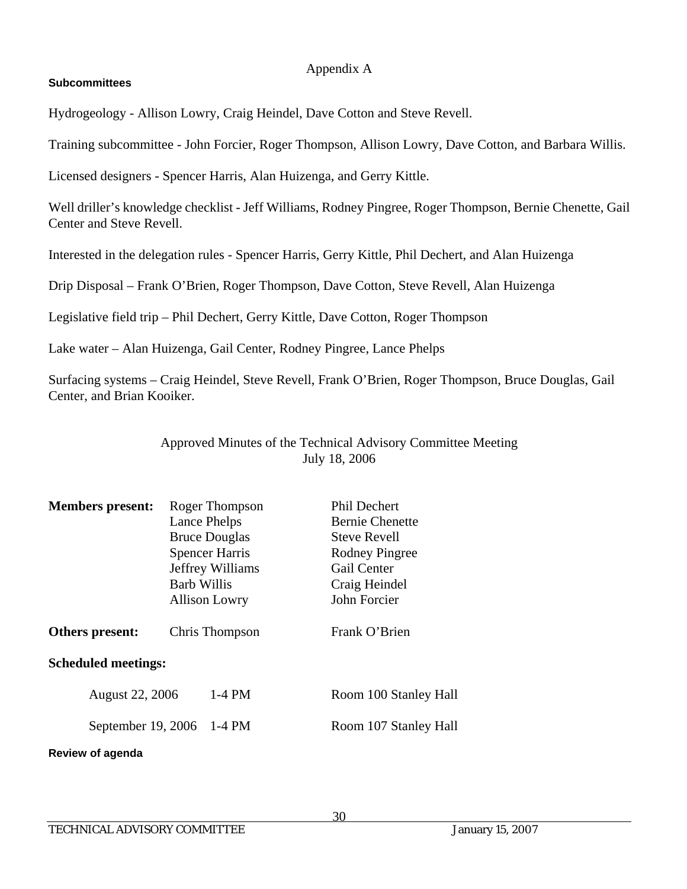Appendix A

**Subcommittees**

Hydrogeology - Allison Lowry, Craig Heindel, Dave Cotton and Steve Revell.

Training subcommittee - John Forcier, Roger Thompson, Allison Lowry, Dave Cotton, and Barbara Willis.

Licensed designers - Spencer Harris, Alan Huizenga, and Gerry Kittle.

Well driller's knowledge checklist - Jeff Williams, Rodney Pingree, Roger Thompson, Bernie Chenette, Gail Center and Steve Revell.

Interested in the delegation rules - Spencer Harris, Gerry Kittle, Phil Dechert, and Alan Huizenga

Drip Disposal – Frank O'Brien, Roger Thompson, Dave Cotton, Steve Revell, Alan Huizenga

Legislative field trip – Phil Dechert, Gerry Kittle, Dave Cotton, Roger Thompson

Lake water – Alan Huizenga, Gail Center, Rodney Pingree, Lance Phelps

Surfacing systems – Craig Heindel, Steve Revell, Frank O'Brien, Roger Thompson, Bruce Douglas, Gail Center, and Brian Kooiker.

Approved Minutes of the Technical Advisory Committee Meeting
July 18, 2006

| **Members present:** | Roger Thompson | Phil Dechert |
|---|---|---|
| | Lance Phelps | Bernie Chenette |
| | Bruce Douglas | Steve Revell |
| | Spencer Harris | Rodney Pingree |
| | Jeffrey Williams | Gail Center |
| | Barb Willis | Craig Heindel |
| | Allison Lowry | John Forcier |
| **Others present:** | Chris Thompson | Frank O'Brien |

**Scheduled meetings:**

| | | |
|---|---|---|
| August 22, 2006 | 1-4 PM | Room 100 Stanley Hall |
| September 19, 2006 | 1-4 PM | Room 107 Stanley Hall |

**Review of agenda**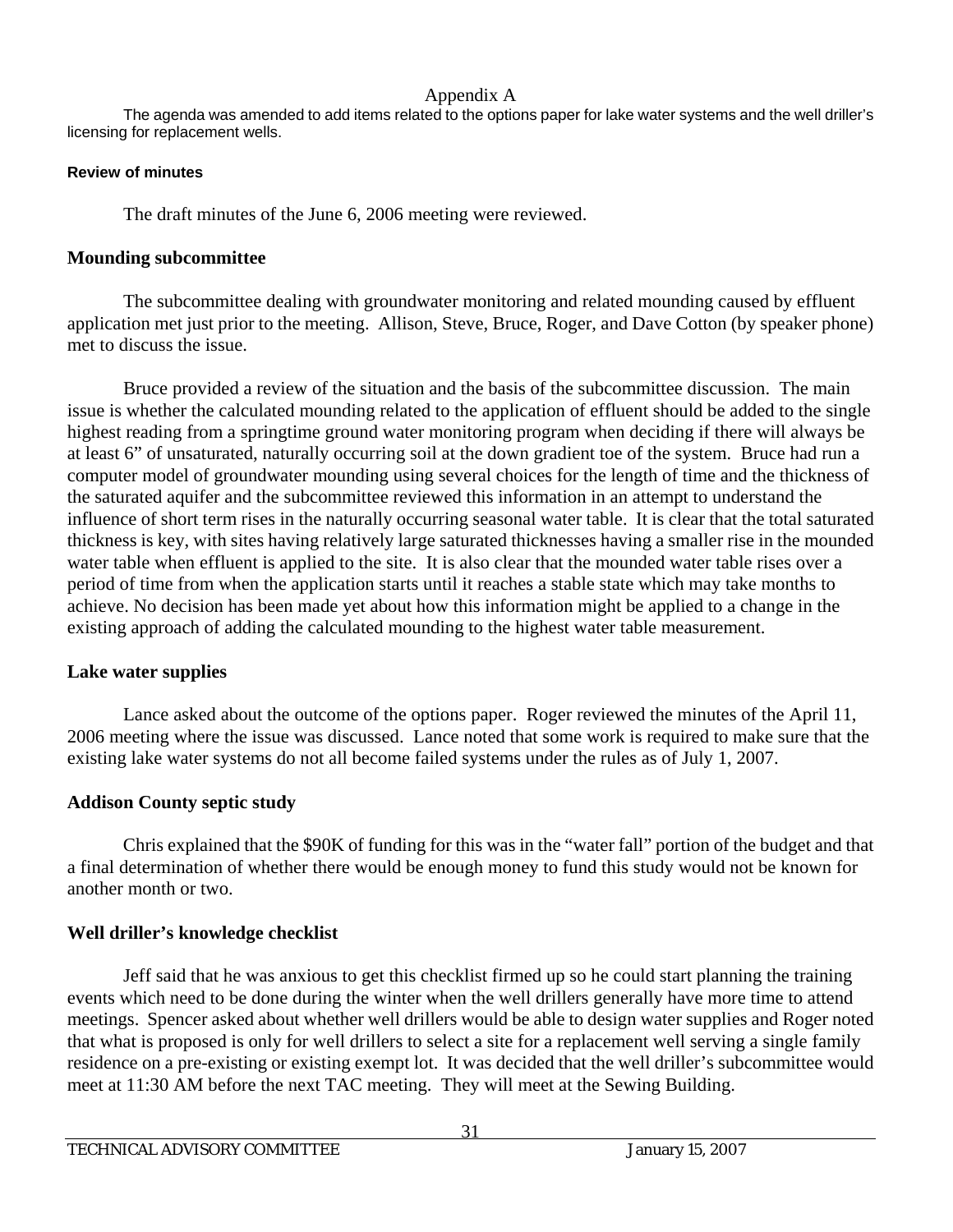Appendix A

The agenda was amended to add items related to the options paper for lake water systems and the well driller's licensing for replacement wells.

**Review of minutes**

The draft minutes of the June 6, 2006 meeting were reviewed.

**Mounding subcommittee**

The subcommittee dealing with groundwater monitoring and related mounding caused by effluent application met just prior to the meeting. Allison, Steve, Bruce, Roger, and Dave Cotton (by speaker phone) met to discuss the issue.

Bruce provided a review of the situation and the basis of the subcommittee discussion. The main issue is whether the calculated mounding related to the application of effluent should be added to the single highest reading from a springtime ground water monitoring program when deciding if there will always be at least 6" of unsaturated, naturally occurring soil at the down gradient toe of the system. Bruce had run a computer model of groundwater mounding using several choices for the length of time and the thickness of the saturated aquifer and the subcommittee reviewed this information in an attempt to understand the influence of short term rises in the naturally occurring seasonal water table. It is clear that the total saturated thickness is key, with sites having relatively large saturated thicknesses having a smaller rise in the mounded water table when effluent is applied to the site. It is also clear that the mounded water table rises over a period of time from when the application starts until it reaches a stable state which may take months to achieve. No decision has been made yet about how this information might be applied to a change in the existing approach of adding the calculated mounding to the highest water table measurement.

**Lake water supplies**

Lance asked about the outcome of the options paper. Roger reviewed the minutes of the April 11, 2006 meeting where the issue was discussed. Lance noted that some work is required to make sure that the existing lake water systems do not all become failed systems under the rules as of July 1, 2007.

**Addison County septic study**

Chris explained that the $90K of funding for this was in the "water fall" portion of the budget and that a final determination of whether there would be enough money to fund this study would not be known for another month or two.

**Well driller's knowledge checklist**

Jeff said that he was anxious to get this checklist firmed up so he could start planning the training events which need to be done during the winter when the well drillers generally have more time to attend meetings. Spencer asked about whether well drillers would be able to design water supplies and Roger noted that what is proposed is only for well drillers to select a site for a replacement well serving a single family residence on a pre-existing or existing exempt lot. It was decided that the well driller's subcommittee would meet at 11:30 AM before the next TAC meeting. They will meet at the Sewing Building.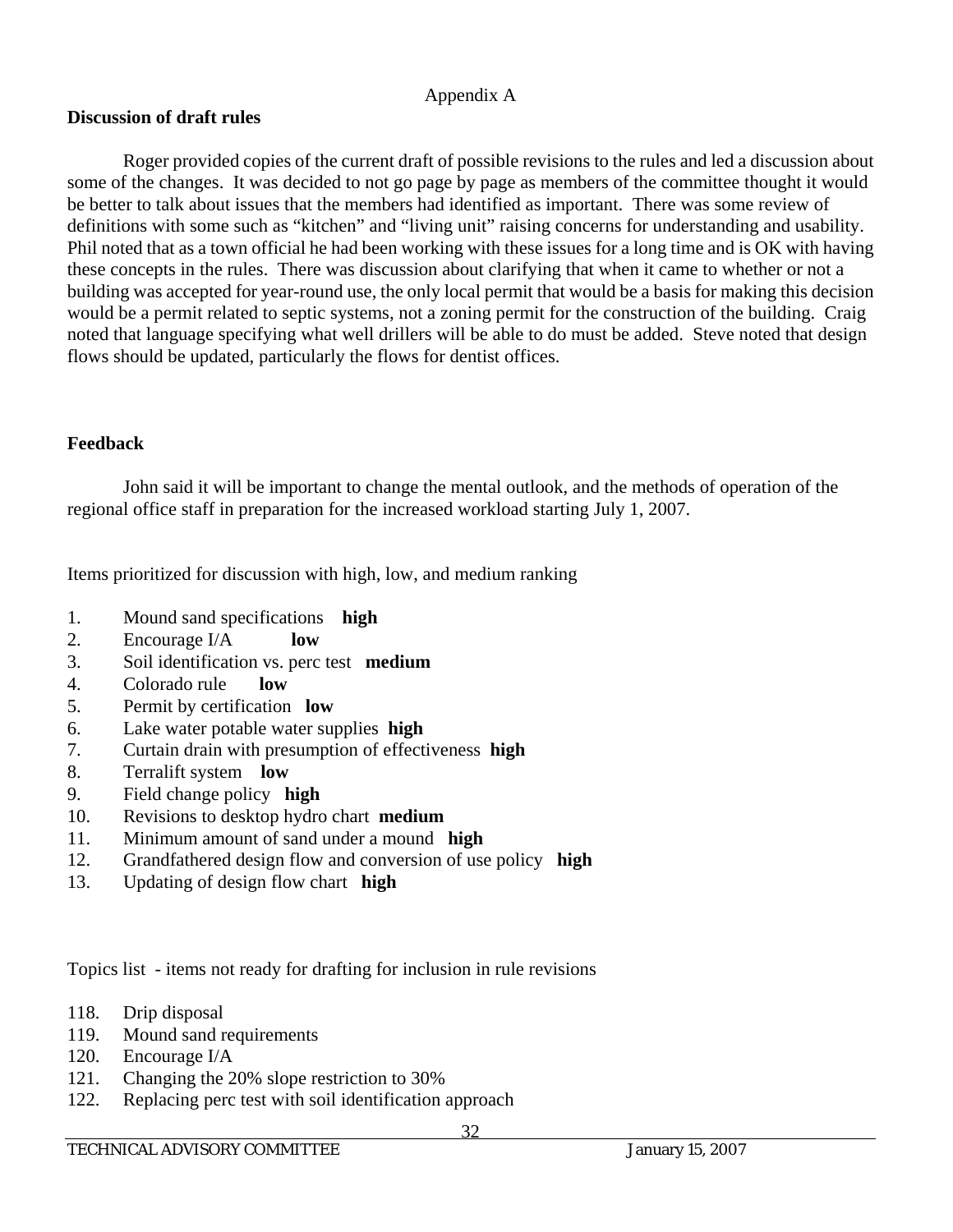Appendix A

**Discussion of draft rules**

Roger provided copies of the current draft of possible revisions to the rules and led a discussion about some of the changes. It was decided to not go page by page as members of the committee thought it would be better to talk about issues that the members had identified as important. There was some review of definitions with some such as "kitchen" and "living unit" raising concerns for understanding and usability. Phil noted that as a town official he had been working with these issues for a long time and is OK with having these concepts in the rules. There was discussion about clarifying that when it came to whether or not a building was accepted for year-round use, the only local permit that would be a basis for making this decision would be a permit related to septic systems, not a zoning permit for the construction of the building. Craig noted that language specifying what well drillers will be able to do must be added. Steve noted that design flows should be updated, particularly the flows for dentist offices.

**Feedback**

John said it will be important to change the mental outlook, and the methods of operation of the regional office staff in preparation for the increased workload starting July 1, 2007.

Items prioritized for discussion with high, low, and medium ranking

1. Mound sand specifications **high**
2. Encourage I/A **low**
3. Soil identification vs. perc test **medium**
4. Colorado rule **low**
5. Permit by certification **low**
6. Lake water potable water supplies **high**
7. Curtain drain with presumption of effectiveness **high**
8. Terralift system **low**
9. Field change policy **high**
10. Revisions to desktop hydro chart **medium**
11. Minimum amount of sand under a mound **high**
12. Grandfathered design flow and conversion of use policy **high**
13. Updating of design flow chart **high**

Topics list - items not ready for drafting for inclusion in rule revisions

118. Drip disposal
119. Mound sand requirements
120. Encourage I/A
121. Changing the 20% slope restriction to 30%
122. Replacing perc test with soil identification approach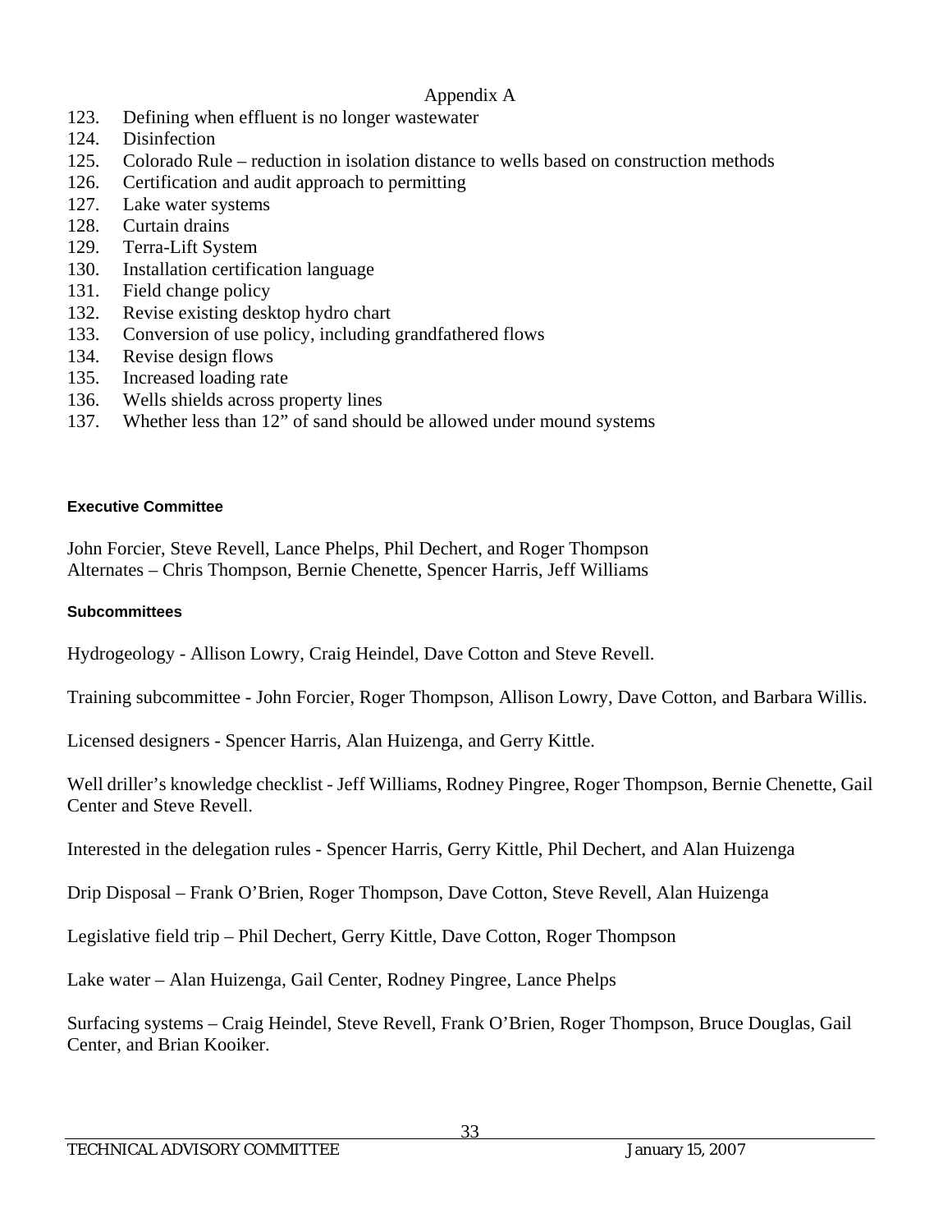Appendix A

123. Defining when effluent is no longer wastewater
124. Disinfection
125. Colorado Rule – reduction in isolation distance to wells based on construction methods
126. Certification and audit approach to permitting
127. Lake water systems
128. Curtain drains
129. Terra-Lift System
130. Installation certification language
131. Field change policy
132. Revise existing desktop hydro chart
133. Conversion of use policy, including grandfathered flows
134. Revise design flows
135. Increased loading rate
136. Wells shields across property lines
137. Whether less than 12" of sand should be allowed under mound systems

**Executive Committee**

John Forcier, Steve Revell, Lance Phelps, Phil Dechert, and Roger Thompson
Alternates – Chris Thompson, Bernie Chenette, Spencer Harris, Jeff Williams

**Subcommittees**

Hydrogeology - Allison Lowry, Craig Heindel, Dave Cotton and Steve Revell.

Training subcommittee - John Forcier, Roger Thompson, Allison Lowry, Dave Cotton, and Barbara Willis.

Licensed designers - Spencer Harris, Alan Huizenga, and Gerry Kittle.

Well driller's knowledge checklist - Jeff Williams, Rodney Pingree, Roger Thompson, Bernie Chenette, Gail Center and Steve Revell.

Interested in the delegation rules - Spencer Harris, Gerry Kittle, Phil Dechert, and Alan Huizenga

Drip Disposal – Frank O'Brien, Roger Thompson, Dave Cotton, Steve Revell, Alan Huizenga

Legislative field trip – Phil Dechert, Gerry Kittle, Dave Cotton, Roger Thompson

Lake water – Alan Huizenga, Gail Center, Rodney Pingree, Lance Phelps

Surfacing systems – Craig Heindel, Steve Revell, Frank O'Brien, Roger Thompson, Bruce Douglas, Gail Center, and Brian Kooiker.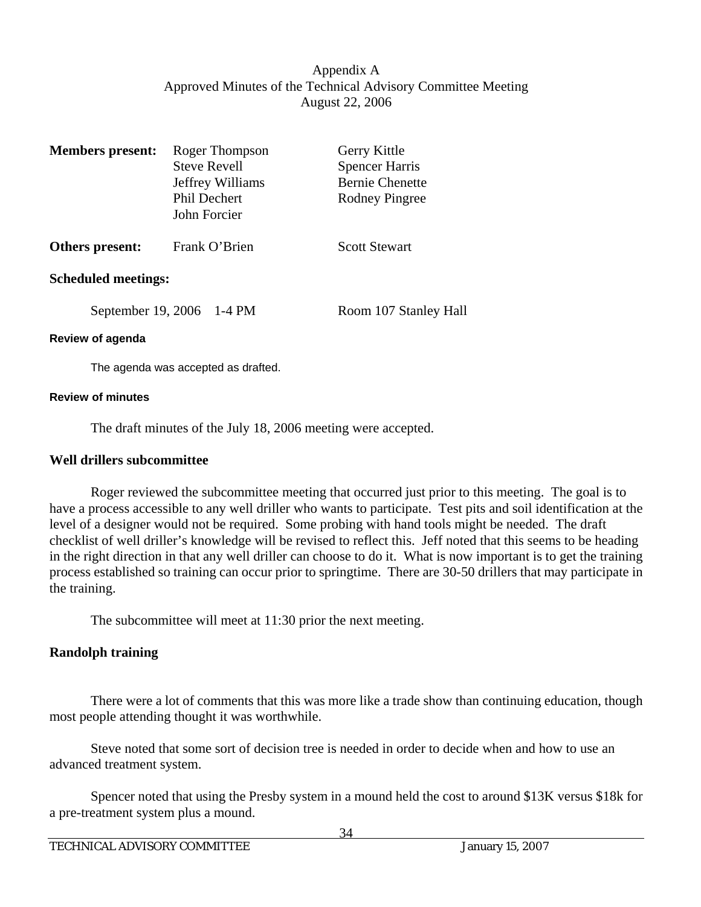Appendix A
Approved Minutes of the Technical Advisory Committee Meeting
August 22, 2006

| **Members present:** | Roger Thompson | Gerry Kittle |
|---|---|---|
| | Steve Revell | Spencer Harris |
| | Jeffrey Williams | Bernie Chenette |
| | Phil Dechert | Rodney Pingree |
| | John Forcier | |
| **Others present:** | Frank O'Brien | Scott Stewart |

**Scheduled meetings:**

September 19, 2006 1-4 PM — Room 107 Stanley Hall

**Review of agenda**

The agenda was accepted as drafted.

**Review of minutes**

The draft minutes of the July 18, 2006 meeting were accepted.

**Well drillers subcommittee**

Roger reviewed the subcommittee meeting that occurred just prior to this meeting. The goal is to have a process accessible to any well driller who wants to participate. Test pits and soil identification at the level of a designer would not be required. Some probing with hand tools might be needed. The draft checklist of well driller's knowledge will be revised to reflect this. Jeff noted that this seems to be heading in the right direction in that any well driller can choose to do it. What is now important is to get the training process established so training can occur prior to springtime. There are 30-50 drillers that may participate in the training.

The subcommittee will meet at 11:30 prior the next meeting.

**Randolph training**

There were a lot of comments that this was more like a trade show than continuing education, though most people attending thought it was worthwhile.

Steve noted that some sort of decision tree is needed in order to decide when and how to use an advanced treatment system.

Spencer noted that using the Presby system in a mound held the cost to around $13K versus $18k for a pre-treatment system plus a mound.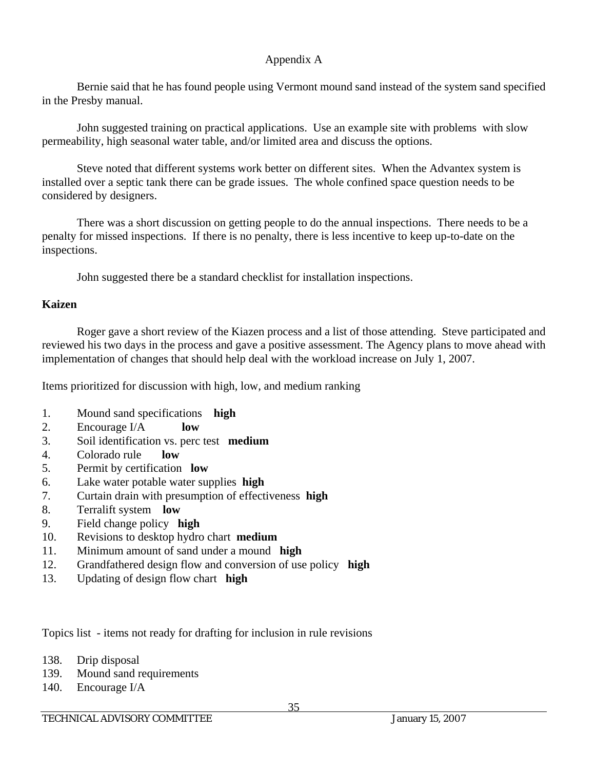Appendix A

Bernie said that he has found people using Vermont mound sand instead of the system sand specified in the Presby manual.

John suggested training on practical applications. Use an example site with problems with slow permeability, high seasonal water table, and/or limited area and discuss the options.

Steve noted that different systems work better on different sites. When the Advantex system is installed over a septic tank there can be grade issues. The whole confined space question needs to be considered by designers.

There was a short discussion on getting people to do the annual inspections. There needs to be a penalty for missed inspections. If there is no penalty, there is less incentive to keep up-to-date on the inspections.

John suggested there be a standard checklist for installation inspections.

**Kaizen**

Roger gave a short review of the Kiazen process and a list of those attending. Steve participated and reviewed his two days in the process and gave a positive assessment. The Agency plans to move ahead with implementation of changes that should help deal with the workload increase on July 1, 2007.

Items prioritized for discussion with high, low, and medium ranking

1. Mound sand specifications **high**
2. Encourage I/A **low**
3. Soil identification vs. perc test **medium**
4. Colorado rule **low**
5. Permit by certification **low**
6. Lake water potable water supplies **high**
7. Curtain drain with presumption of effectiveness **high**
8. Terralift system **low**
9. Field change policy **high**
10. Revisions to desktop hydro chart **medium**
11. Minimum amount of sand under a mound **high**
12. Grandfathered design flow and conversion of use policy **high**
13. Updating of design flow chart **high**

Topics list - items not ready for drafting for inclusion in rule revisions

138. Drip disposal
139. Mound sand requirements
140. Encourage I/A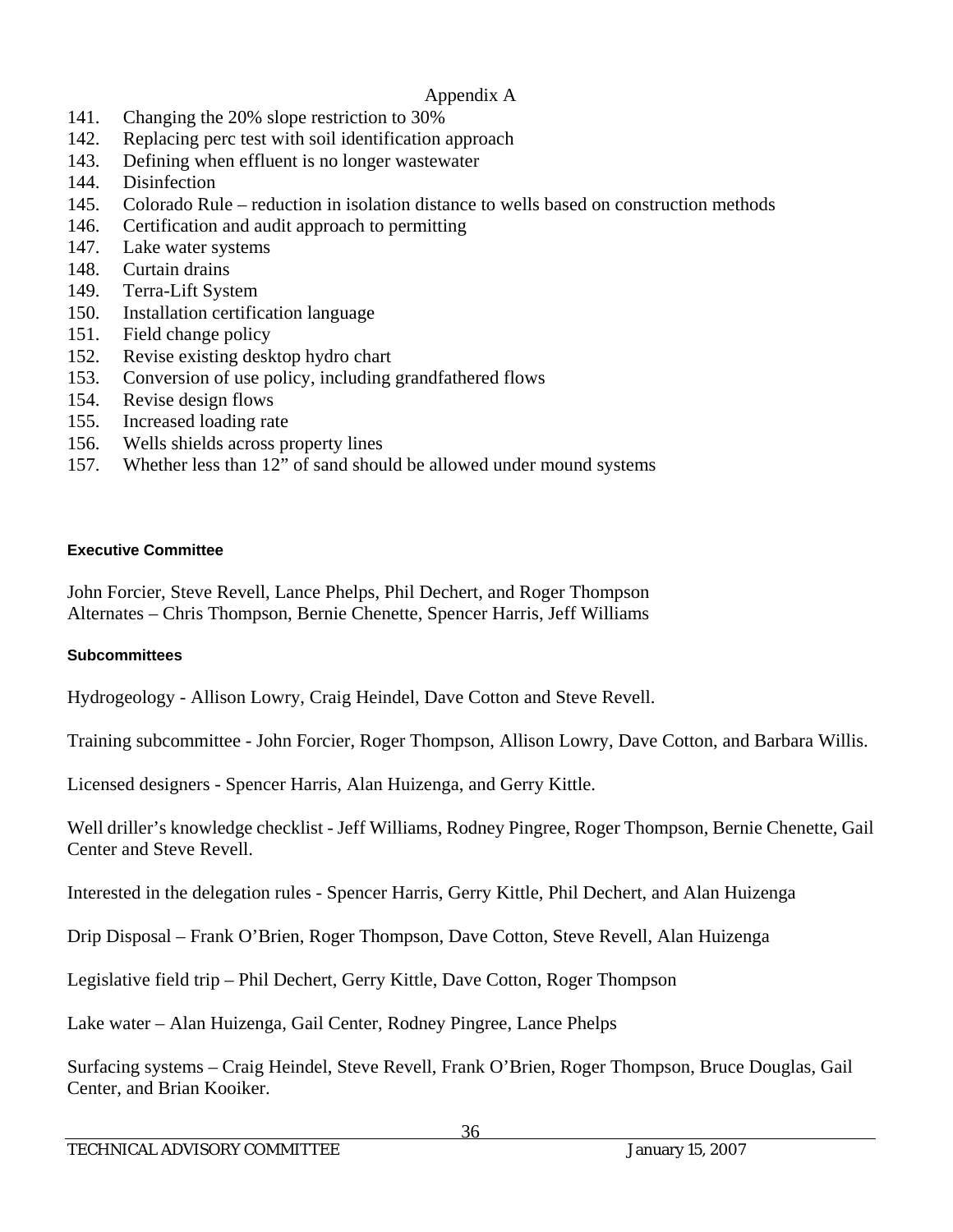Appendix A

141. Changing the 20% slope restriction to 30%
142. Replacing perc test with soil identification approach
143. Defining when effluent is no longer wastewater
144. Disinfection
145. Colorado Rule – reduction in isolation distance to wells based on construction methods
146. Certification and audit approach to permitting
147. Lake water systems
148. Curtain drains
149. Terra-Lift System
150. Installation certification language
151. Field change policy
152. Revise existing desktop hydro chart
153. Conversion of use policy, including grandfathered flows
154. Revise design flows
155. Increased loading rate
156. Wells shields across property lines
157. Whether less than 12" of sand should be allowed under mound systems

#### Executive Committee

John Forcier, Steve Revell, Lance Phelps, Phil Dechert, and Roger Thompson
Alternates – Chris Thompson, Bernie Chenette, Spencer Harris, Jeff Williams

#### Subcommittees

Hydrogeology - Allison Lowry, Craig Heindel, Dave Cotton and Steve Revell.

Training subcommittee - John Forcier, Roger Thompson, Allison Lowry, Dave Cotton, and Barbara Willis.

Licensed designers - Spencer Harris, Alan Huizenga, and Gerry Kittle.

Well driller's knowledge checklist - Jeff Williams, Rodney Pingree, Roger Thompson, Bernie Chenette, Gail Center and Steve Revell.

Interested in the delegation rules - Spencer Harris, Gerry Kittle, Phil Dechert, and Alan Huizenga

Drip Disposal – Frank O'Brien, Roger Thompson, Dave Cotton, Steve Revell, Alan Huizenga

Legislative field trip – Phil Dechert, Gerry Kittle, Dave Cotton, Roger Thompson

Lake water – Alan Huizenga, Gail Center, Rodney Pingree, Lance Phelps

Surfacing systems – Craig Heindel, Steve Revell, Frank O'Brien, Roger Thompson, Bruce Douglas, Gail Center, and Brian Kooiker.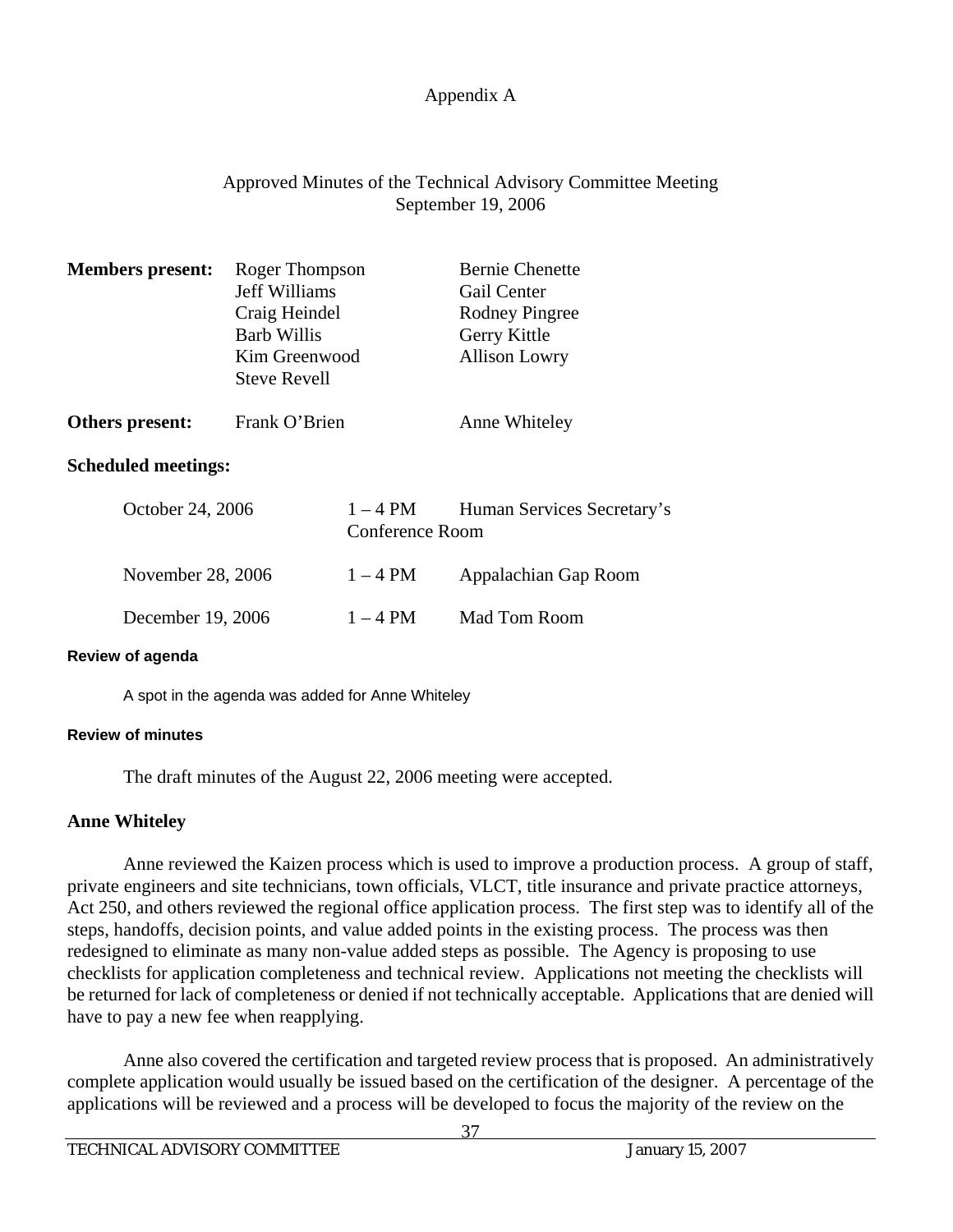Appendix A

Approved Minutes of the Technical Advisory Committee Meeting
September 19, 2006

| **Members present:** | Roger Thompson | Bernie Chenette |
|---|---|---|
| | Jeff Williams | Gail Center |
| | Craig Heindel | Rodney Pingree |
| | Barb Willis | Gerry Kittle |
| | Kim Greenwood | Allison Lowry |
| | Steve Revell | |
| **Others present:** | Frank O'Brien | Anne Whiteley |

**Scheduled meetings:**

| | | |
|---|---|---|
| October 24, 2006 | 1 – 4 PM | Human Services Secretary's Conference Room |
| November 28, 2006 | 1 – 4 PM | Appalachian Gap Room |
| December 19, 2006 | 1 – 4 PM | Mad Tom Room |

**Review of agenda**

A spot in the agenda was added for Anne Whiteley

**Review of minutes**

The draft minutes of the August 22, 2006 meeting were accepted.

**Anne Whiteley**

Anne reviewed the Kaizen process which is used to improve a production process. A group of staff, private engineers and site technicians, town officials, VLCT, title insurance and private practice attorneys, Act 250, and others reviewed the regional office application process. The first step was to identify all of the steps, handoffs, decision points, and value added points in the existing process. The process was then redesigned to eliminate as many non-value added steps as possible. The Agency is proposing to use checklists for application completeness and technical review. Applications not meeting the checklists will be returned for lack of completeness or denied if not technically acceptable. Applications that are denied will have to pay a new fee when reapplying.

Anne also covered the certification and targeted review process that is proposed. An administratively complete application would usually be issued based on the certification of the designer. A percentage of the applications will be reviewed and a process will be developed to focus the majority of the review on the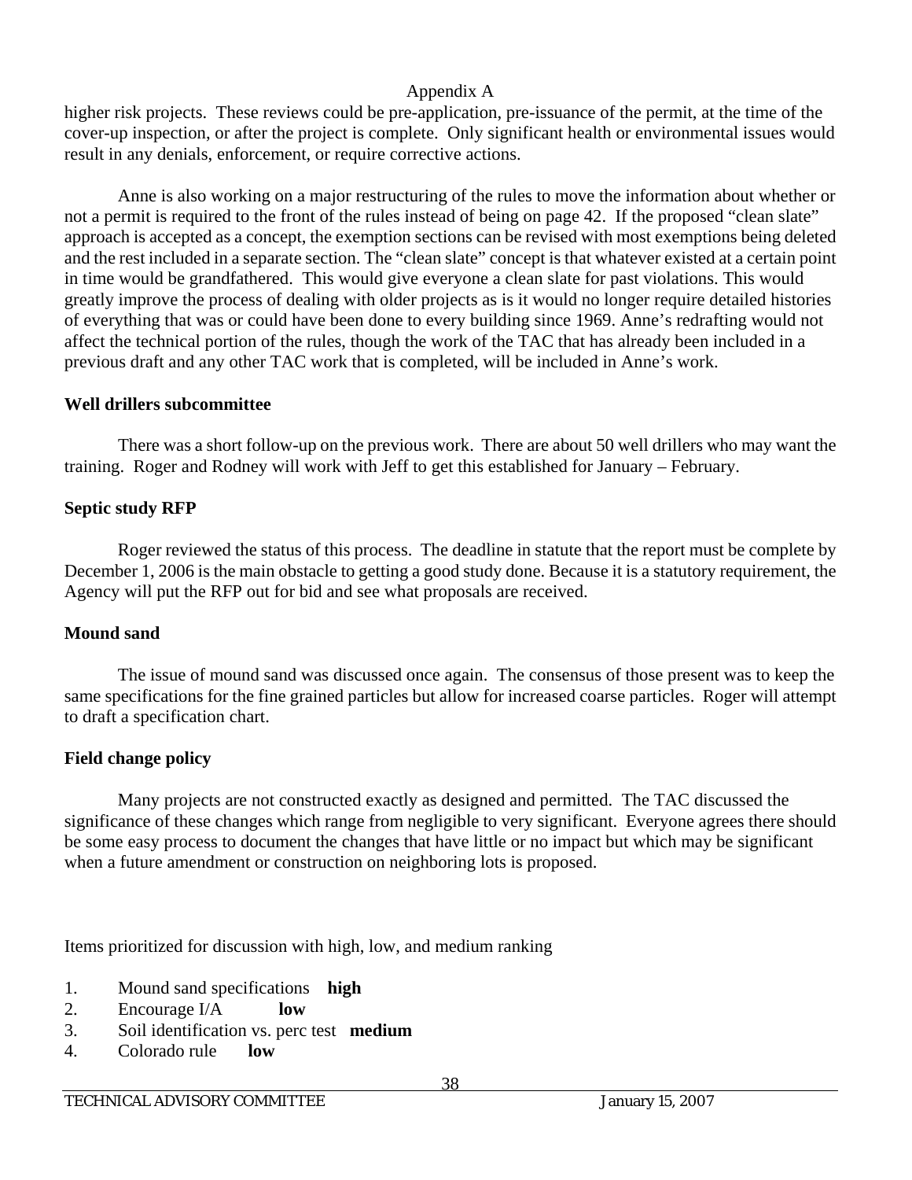higher risk projects. These reviews could be pre-application, pre-issuance of the permit, at the time of the cover-up inspection, or after the project is complete. Only significant health or environmental issues would result in any denials, enforcement, or require corrective actions.

Anne is also working on a major restructuring of the rules to move the information about whether or not a permit is required to the front of the rules instead of being on page 42. If the proposed "clean slate" approach is accepted as a concept, the exemption sections can be revised with most exemptions being deleted and the rest included in a separate section. The "clean slate" concept is that whatever existed at a certain point in time would be grandfathered. This would give everyone a clean slate for past violations. This would greatly improve the process of dealing with older projects as is it would no longer require detailed histories of everything that was or could have been done to every building since 1969. Anne's redrafting would not affect the technical portion of the rules, though the work of the TAC that has already been included in a previous draft and any other TAC work that is completed, will be included in Anne's work.

**Well drillers subcommittee**

There was a short follow-up on the previous work. There are about 50 well drillers who may want the training. Roger and Rodney will work with Jeff to get this established for January – February.

**Septic study RFP**

Roger reviewed the status of this process. The deadline in statute that the report must be complete by December 1, 2006 is the main obstacle to getting a good study done. Because it is a statutory requirement, the Agency will put the RFP out for bid and see what proposals are received.

**Mound sand**

The issue of mound sand was discussed once again. The consensus of those present was to keep the same specifications for the fine grained particles but allow for increased coarse particles. Roger will attempt to draft a specification chart.

**Field change policy**

Many projects are not constructed exactly as designed and permitted. The TAC discussed the significance of these changes which range from negligible to very significant. Everyone agrees there should be some easy process to document the changes that have little or no impact but which may be significant when a future amendment or construction on neighboring lots is proposed.

Items prioritized for discussion with high, low, and medium ranking

1. Mound sand specifications **high**
2. Encourage I/A **low**
3. Soil identification vs. perc test **medium**
4. Colorado rule **low**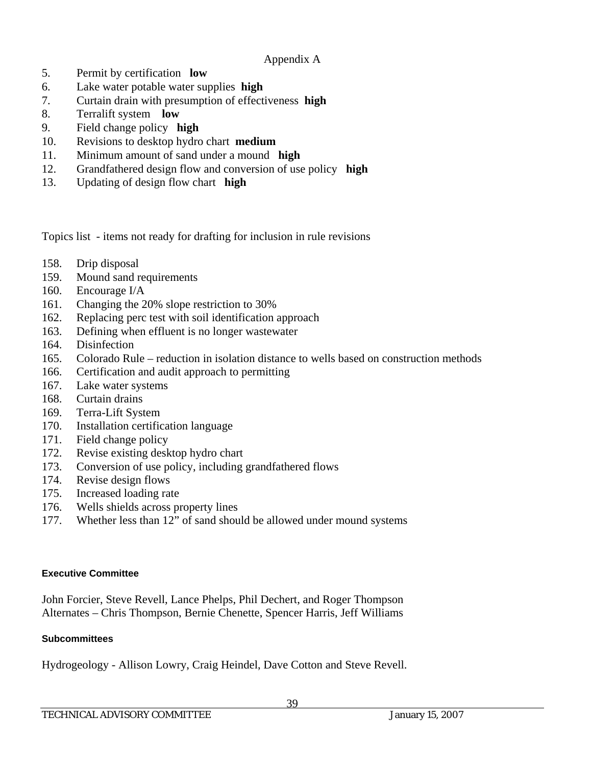Appendix A

5. Permit by certification **low**
6. Lake water potable water supplies **high**
7. Curtain drain with presumption of effectiveness **high**
8. Terralift system **low**
9. Field change policy **high**
10. Revisions to desktop hydro chart **medium**
11. Minimum amount of sand under a mound **high**
12. Grandfathered design flow and conversion of use policy **high**
13. Updating of design flow chart **high**

Topics list - items not ready for drafting for inclusion in rule revisions

158. Drip disposal
159. Mound sand requirements
160. Encourage I/A
161. Changing the 20% slope restriction to 30%
162. Replacing perc test with soil identification approach
163. Defining when effluent is no longer wastewater
164. Disinfection
165. Colorado Rule – reduction in isolation distance to wells based on construction methods
166. Certification and audit approach to permitting
167. Lake water systems
168. Curtain drains
169. Terra-Lift System
170. Installation certification language
171. Field change policy
172. Revise existing desktop hydro chart
173. Conversion of use policy, including grandfathered flows
174. Revise design flows
175. Increased loading rate
176. Wells shields across property lines
177. Whether less than 12" of sand should be allowed under mound systems

**Executive Committee**

John Forcier, Steve Revell, Lance Phelps, Phil Dechert, and Roger Thompson
Alternates – Chris Thompson, Bernie Chenette, Spencer Harris, Jeff Williams

**Subcommittees**

Hydrogeology - Allison Lowry, Craig Heindel, Dave Cotton and Steve Revell.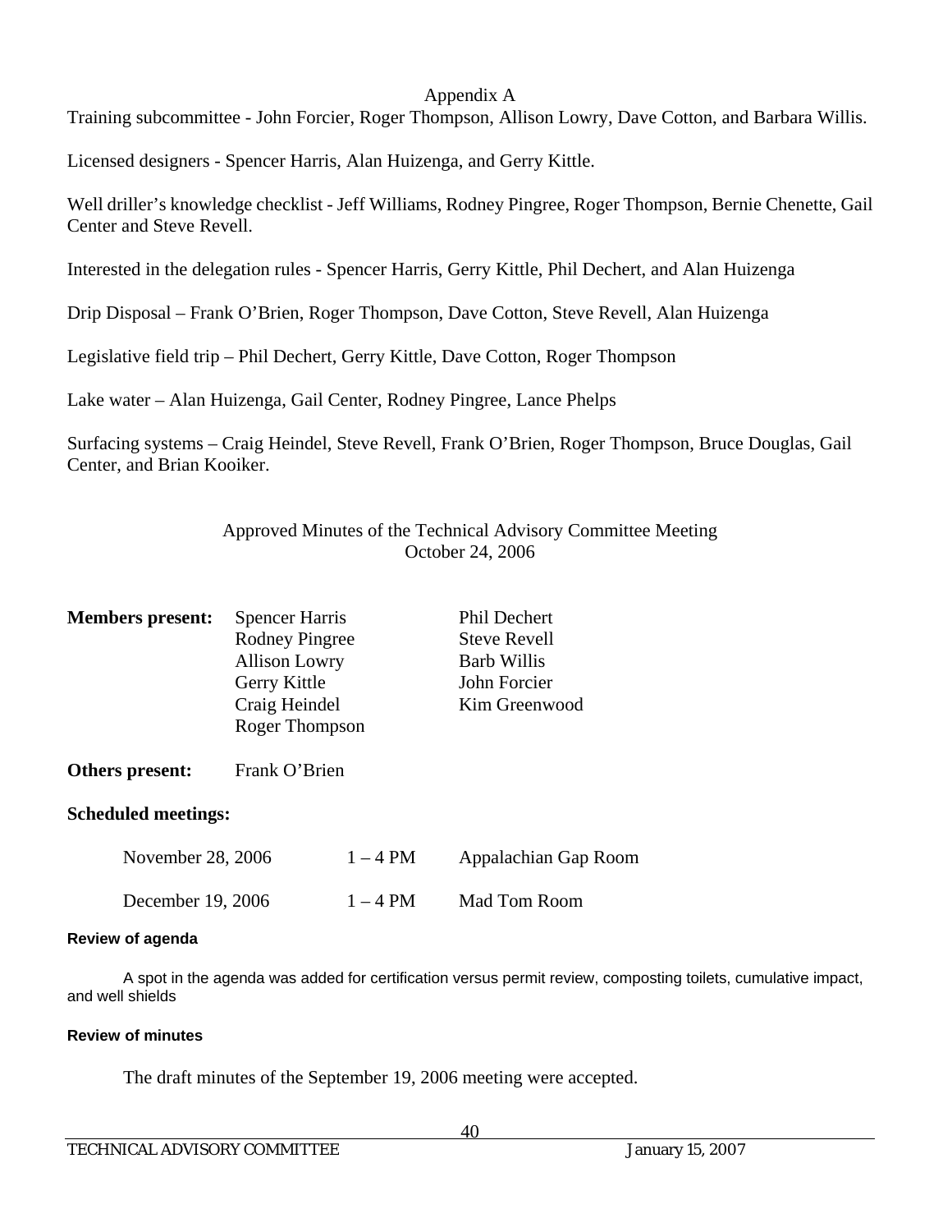Appendix A

Training subcommittee - John Forcier, Roger Thompson, Allison Lowry, Dave Cotton, and Barbara Willis.

Licensed designers - Spencer Harris, Alan Huizenga, and Gerry Kittle.

Well driller's knowledge checklist - Jeff Williams, Rodney Pingree, Roger Thompson, Bernie Chenette, Gail Center and Steve Revell.

Interested in the delegation rules - Spencer Harris, Gerry Kittle, Phil Dechert, and Alan Huizenga

Drip Disposal – Frank O'Brien, Roger Thompson, Dave Cotton, Steve Revell, Alan Huizenga

Legislative field trip – Phil Dechert, Gerry Kittle, Dave Cotton, Roger Thompson

Lake water – Alan Huizenga, Gail Center, Rodney Pingree, Lance Phelps

Surfacing systems – Craig Heindel, Steve Revell, Frank O'Brien, Roger Thompson, Bruce Douglas, Gail Center, and Brian Kooiker.

## Approved Minutes of the Technical Advisory Committee Meeting
October 24, 2006

**Members present:**

| | |
|---|---|
| Spencer Harris | Phil Dechert |
| Rodney Pingree | Steve Revell |
| Allison Lowry | Barb Willis |
| Gerry Kittle | John Forcier |
| Craig Heindel | Kim Greenwood |
| Roger Thompson | |

**Others present:** Frank O'Brien

**Scheduled meetings:**

| | | |
|---|---|---|
| November 28, 2006 | 1 – 4 PM | Appalachian Gap Room |
| December 19, 2006 | 1 – 4 PM | Mad Tom Room |

#### Review of agenda

A spot in the agenda was added for certification versus permit review, composting toilets, cumulative impact, and well shields

#### Review of minutes

The draft minutes of the September 19, 2006 meeting were accepted.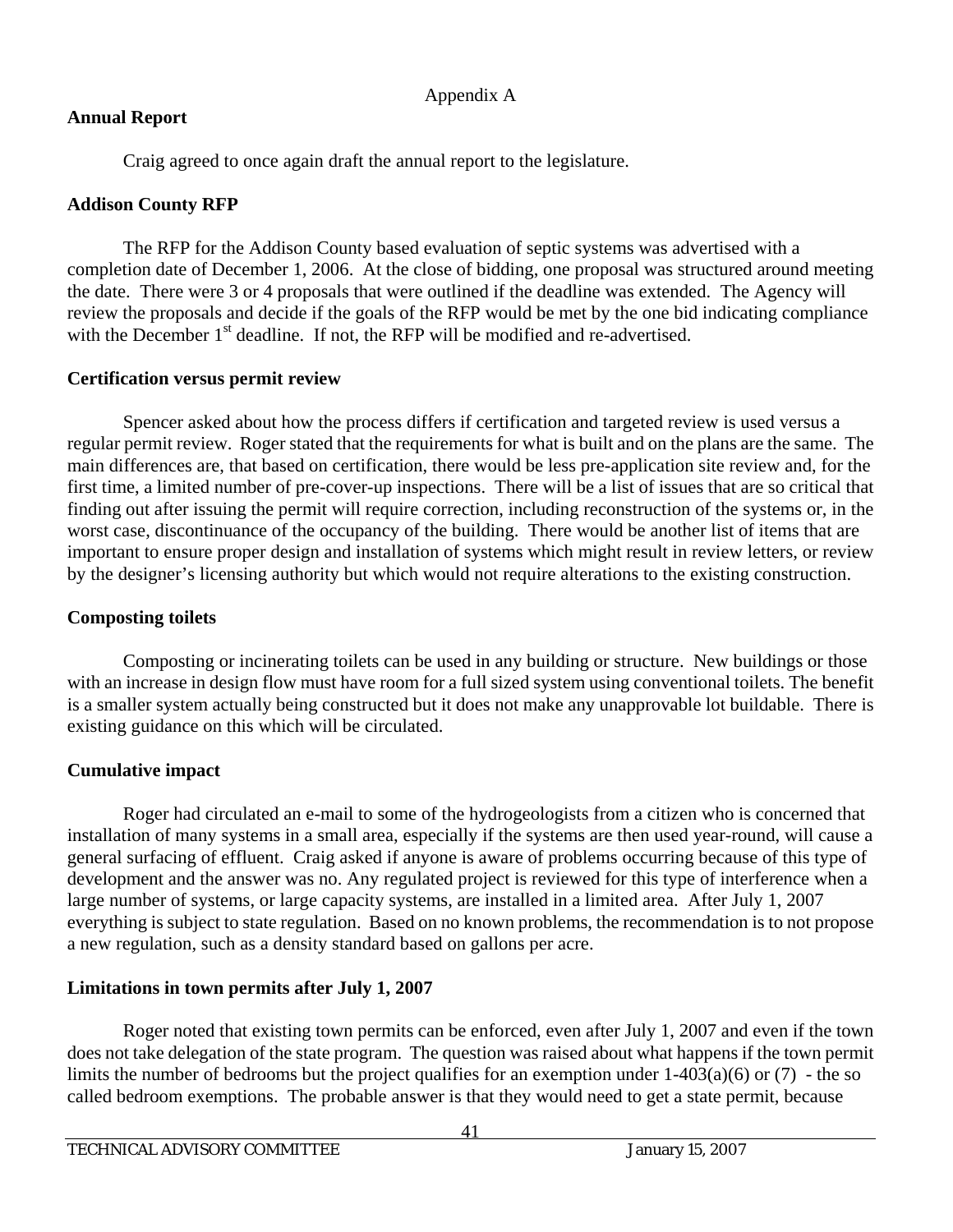Appendix A

**Annual Report**

Craig agreed to once again draft the annual report to the legislature.

**Addison County RFP**

The RFP for the Addison County based evaluation of septic systems was advertised with a completion date of December 1, 2006. At the close of bidding, one proposal was structured around meeting the date. There were 3 or 4 proposals that were outlined if the deadline was extended. The Agency will review the proposals and decide if the goals of the RFP would be met by the one bid indicating compliance with the December 1st deadline. If not, the RFP will be modified and re-advertised.

**Certification versus permit review**

Spencer asked about how the process differs if certification and targeted review is used versus a regular permit review. Roger stated that the requirements for what is built and on the plans are the same. The main differences are, that based on certification, there would be less pre-application site review and, for the first time, a limited number of pre-cover-up inspections. There will be a list of issues that are so critical that finding out after issuing the permit will require correction, including reconstruction of the systems or, in the worst case, discontinuance of the occupancy of the building. There would be another list of items that are important to ensure proper design and installation of systems which might result in review letters, or review by the designer's licensing authority but which would not require alterations to the existing construction.

**Composting toilets**

Composting or incinerating toilets can be used in any building or structure. New buildings or those with an increase in design flow must have room for a full sized system using conventional toilets. The benefit is a smaller system actually being constructed but it does not make any unapprovable lot buildable. There is existing guidance on this which will be circulated.

**Cumulative impact**

Roger had circulated an e-mail to some of the hydrogeologists from a citizen who is concerned that installation of many systems in a small area, especially if the systems are then used year-round, will cause a general surfacing of effluent. Craig asked if anyone is aware of problems occurring because of this type of development and the answer was no. Any regulated project is reviewed for this type of interference when a large number of systems, or large capacity systems, are installed in a limited area. After July 1, 2007 everything is subject to state regulation. Based on no known problems, the recommendation is to not propose a new regulation, such as a density standard based on gallons per acre.

**Limitations in town permits after July 1, 2007**

Roger noted that existing town permits can be enforced, even after July 1, 2007 and even if the town does not take delegation of the state program. The question was raised about what happens if the town permit limits the number of bedrooms but the project qualifies for an exemption under 1-403(a)(6) or (7) - the so called bedroom exemptions. The probable answer is that they would need to get a state permit, because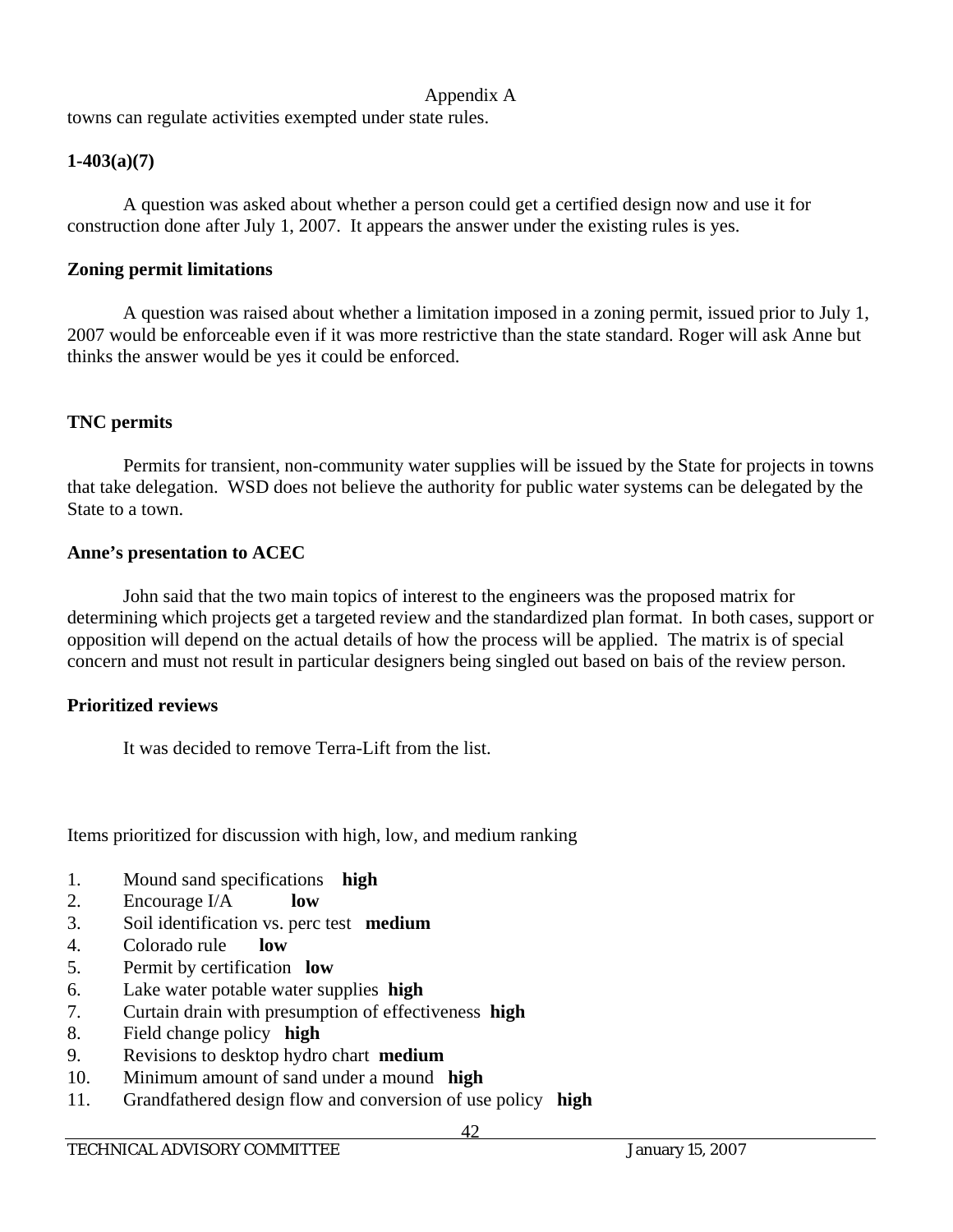towns can regulate activities exempted under state rules.

**1-403(a)(7)**

A question was asked about whether a person could get a certified design now and use it for construction done after July 1, 2007. It appears the answer under the existing rules is yes.

**Zoning permit limitations**

A question was raised about whether a limitation imposed in a zoning permit, issued prior to July 1, 2007 would be enforceable even if it was more restrictive than the state standard. Roger will ask Anne but thinks the answer would be yes it could be enforced.

**TNC permits**

Permits for transient, non-community water supplies will be issued by the State for projects in towns that take delegation. WSD does not believe the authority for public water systems can be delegated by the State to a town.

**Anne's presentation to ACEC**

John said that the two main topics of interest to the engineers was the proposed matrix for determining which projects get a targeted review and the standardized plan format. In both cases, support or opposition will depend on the actual details of how the process will be applied. The matrix is of special concern and must not result in particular designers being singled out based on bais of the review person.

**Prioritized reviews**

It was decided to remove Terra-Lift from the list.

Items prioritized for discussion with high, low, and medium ranking

1. Mound sand specifications **high**
2. Encourage I/A **low**
3. Soil identification vs. perc test **medium**
4. Colorado rule **low**
5. Permit by certification **low**
6. Lake water potable water supplies **high**
7. Curtain drain with presumption of effectiveness **high**
8. Field change policy **high**
9. Revisions to desktop hydro chart **medium**
10. Minimum amount of sand under a mound **high**
11. Grandfathered design flow and conversion of use policy **high**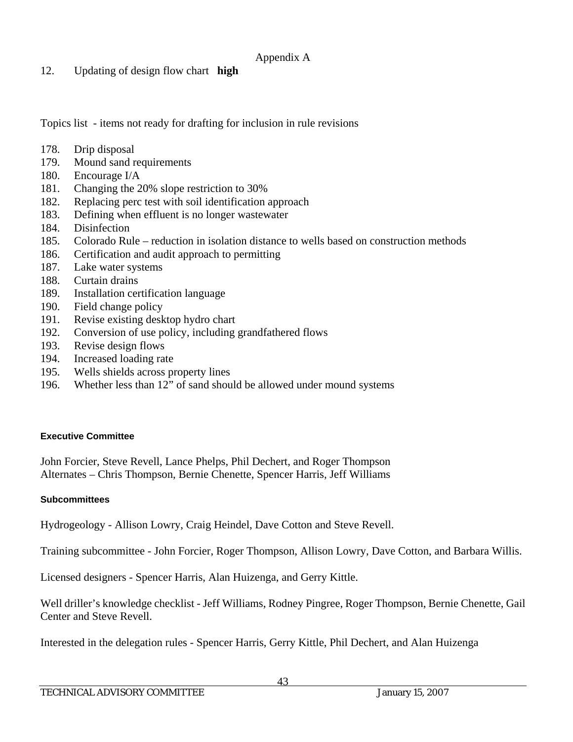Appendix A

12. Updating of design flow chart **high**

Topics list - items not ready for drafting for inclusion in rule revisions

178. Drip disposal
179. Mound sand requirements
180. Encourage I/A
181. Changing the 20% slope restriction to 30%
182. Replacing perc test with soil identification approach
183. Defining when effluent is no longer wastewater
184. Disinfection
185. Colorado Rule – reduction in isolation distance to wells based on construction methods
186. Certification and audit approach to permitting
187. Lake water systems
188. Curtain drains
189. Installation certification language
190. Field change policy
191. Revise existing desktop hydro chart
192. Conversion of use policy, including grandfathered flows
193. Revise design flows
194. Increased loading rate
195. Wells shields across property lines
196. Whether less than 12" of sand should be allowed under mound systems

**Executive Committee**

John Forcier, Steve Revell, Lance Phelps, Phil Dechert, and Roger Thompson
Alternates – Chris Thompson, Bernie Chenette, Spencer Harris, Jeff Williams

**Subcommittees**

Hydrogeology - Allison Lowry, Craig Heindel, Dave Cotton and Steve Revell.

Training subcommittee - John Forcier, Roger Thompson, Allison Lowry, Dave Cotton, and Barbara Willis.

Licensed designers - Spencer Harris, Alan Huizenga, and Gerry Kittle.

Well driller's knowledge checklist - Jeff Williams, Rodney Pingree, Roger Thompson, Bernie Chenette, Gail Center and Steve Revell.

Interested in the delegation rules - Spencer Harris, Gerry Kittle, Phil Dechert, and Alan Huizenga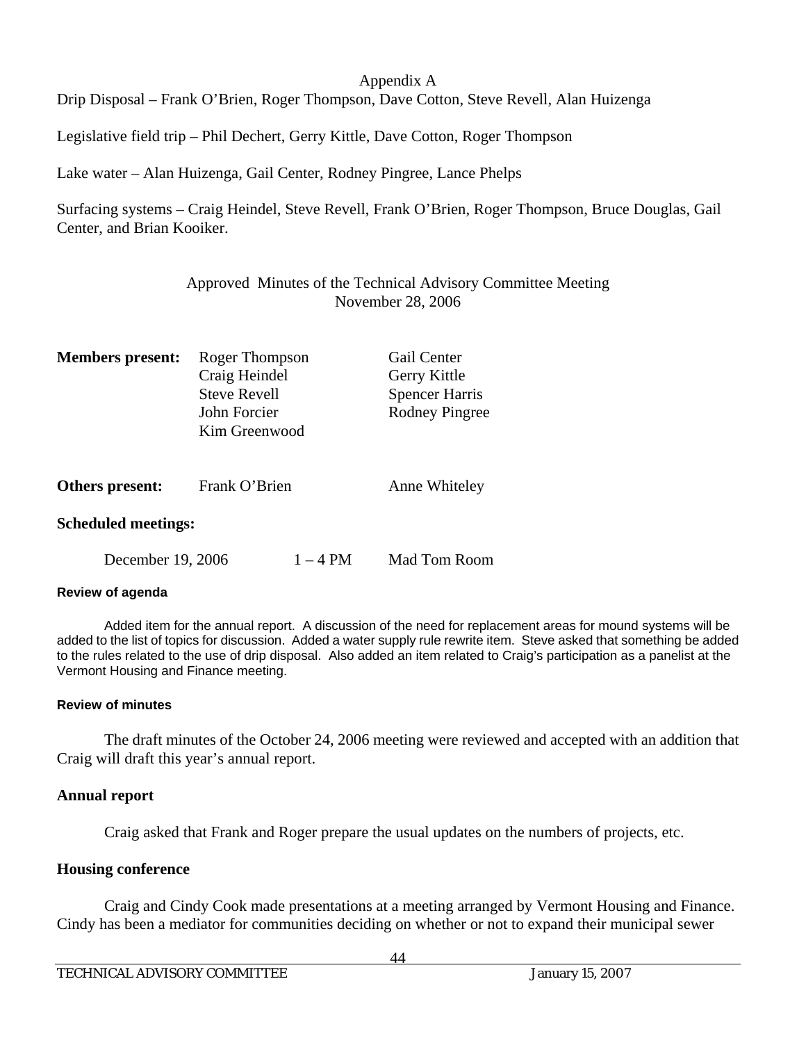Appendix A

Drip Disposal – Frank O'Brien, Roger Thompson, Dave Cotton, Steve Revell, Alan Huizenga

Legislative field trip – Phil Dechert, Gerry Kittle, Dave Cotton, Roger Thompson

Lake water – Alan Huizenga, Gail Center, Rodney Pingree, Lance Phelps

Surfacing systems – Craig Heindel, Steve Revell, Frank O'Brien, Roger Thompson, Bruce Douglas, Gail Center, and Brian Kooiker.

## Approved Minutes of the Technical Advisory Committee Meeting
## November 28, 2006

| **Members present:** | Roger Thompson | Gail Center |
|---|---|---|
| | Craig Heindel | Gerry Kittle |
| | Steve Revell | Spencer Harris |
| | John Forcier | Rodney Pingree |
| | Kim Greenwood | |
| **Others present:** | Frank O'Brien | Anne Whiteley |

**Scheduled meetings:**

| December 19, 2006 | 1 – 4 PM | Mad Tom Room |
|---|---|---|

**Review of agenda**

Added item for the annual report. A discussion of the need for replacement areas for mound systems will be added to the list of topics for discussion. Added a water supply rule rewrite item. Steve asked that something be added to the rules related to the use of drip disposal. Also added an item related to Craig's participation as a panelist at the Vermont Housing and Finance meeting.

**Review of minutes**

The draft minutes of the October 24, 2006 meeting were reviewed and accepted with an addition that Craig will draft this year's annual report.

**Annual report**

Craig asked that Frank and Roger prepare the usual updates on the numbers of projects, etc.

**Housing conference**

Craig and Cindy Cook made presentations at a meeting arranged by Vermont Housing and Finance. Cindy has been a mediator for communities deciding on whether or not to expand their municipal sewer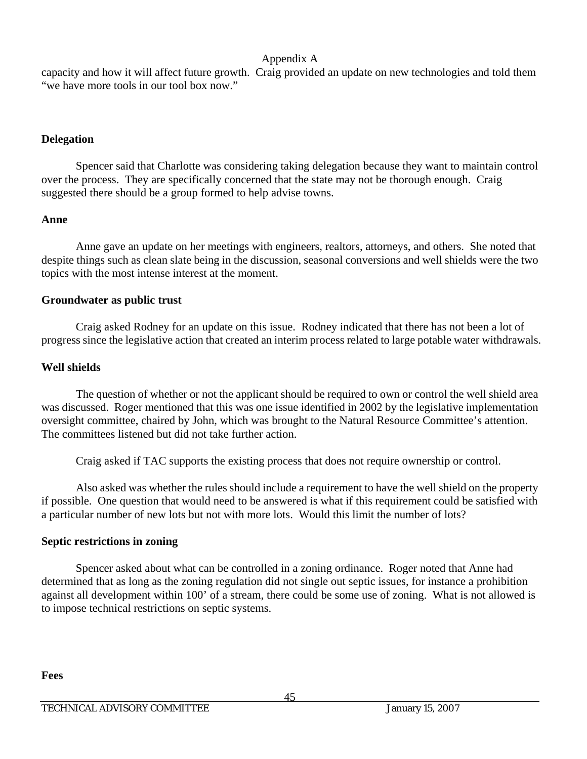capacity and how it will affect future growth. Craig provided an update on new technologies and told them "we have more tools in our tool box now."

**Delegation**

Spencer said that Charlotte was considering taking delegation because they want to maintain control over the process. They are specifically concerned that the state may not be thorough enough. Craig suggested there should be a group formed to help advise towns.

**Anne**

Anne gave an update on her meetings with engineers, realtors, attorneys, and others. She noted that despite things such as clean slate being in the discussion, seasonal conversions and well shields were the two topics with the most intense interest at the moment.

**Groundwater as public trust**

Craig asked Rodney for an update on this issue. Rodney indicated that there has not been a lot of progress since the legislative action that created an interim process related to large potable water withdrawals.

**Well shields**

The question of whether or not the applicant should be required to own or control the well shield area was discussed. Roger mentioned that this was one issue identified in 2002 by the legislative implementation oversight committee, chaired by John, which was brought to the Natural Resource Committee's attention. The committees listened but did not take further action.

Craig asked if TAC supports the existing process that does not require ownership or control.

Also asked was whether the rules should include a requirement to have the well shield on the property if possible. One question that would need to be answered is what if this requirement could be satisfied with a particular number of new lots but not with more lots. Would this limit the number of lots?

**Septic restrictions in zoning**

Spencer asked about what can be controlled in a zoning ordinance. Roger noted that Anne had determined that as long as the zoning regulation did not single out septic issues, for instance a prohibition against all development within 100' of a stream, there could be some use of zoning. What is not allowed is to impose technical restrictions on septic systems.

**Fees**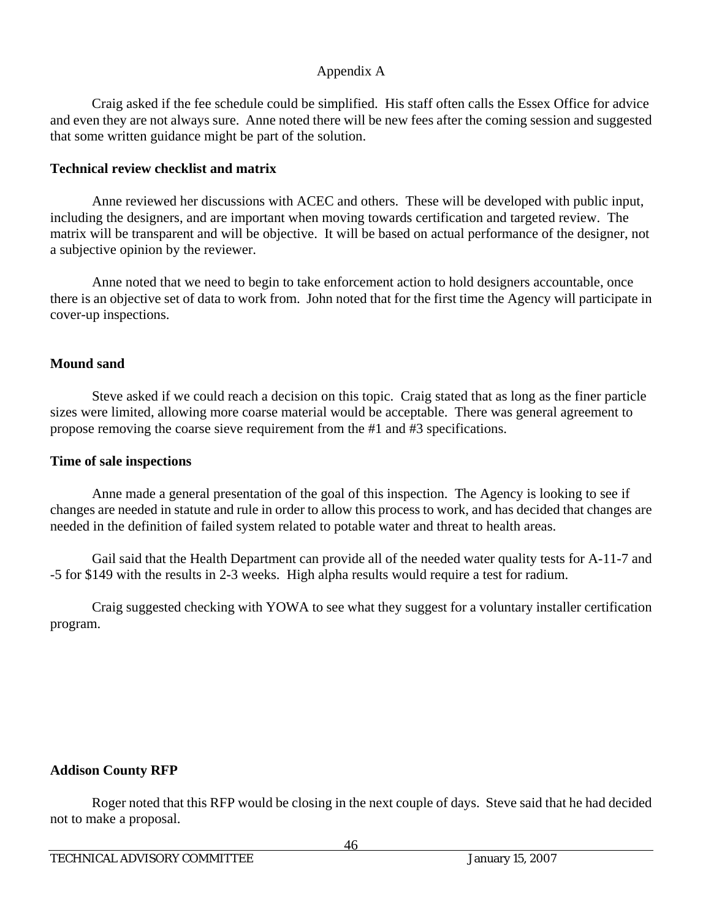Appendix A

Craig asked if the fee schedule could be simplified. His staff often calls the Essex Office for advice and even they are not always sure. Anne noted there will be new fees after the coming session and suggested that some written guidance might be part of the solution.

**Technical review checklist and matrix**

Anne reviewed her discussions with ACEC and others. These will be developed with public input, including the designers, and are important when moving towards certification and targeted review. The matrix will be transparent and will be objective. It will be based on actual performance of the designer, not a subjective opinion by the reviewer.

Anne noted that we need to begin to take enforcement action to hold designers accountable, once there is an objective set of data to work from. John noted that for the first time the Agency will participate in cover-up inspections.

**Mound sand**

Steve asked if we could reach a decision on this topic. Craig stated that as long as the finer particle sizes were limited, allowing more coarse material would be acceptable. There was general agreement to propose removing the coarse sieve requirement from the #1 and #3 specifications.

**Time of sale inspections**

Anne made a general presentation of the goal of this inspection. The Agency is looking to see if changes are needed in statute and rule in order to allow this process to work, and has decided that changes are needed in the definition of failed system related to potable water and threat to health areas.

Gail said that the Health Department can provide all of the needed water quality tests for A-11-7 and -5 for $149 with the results in 2-3 weeks. High alpha results would require a test for radium.

Craig suggested checking with YOWA to see what they suggest for a voluntary installer certification program.

**Addison County RFP**

Roger noted that this RFP would be closing in the next couple of days. Steve said that he had decided not to make a proposal.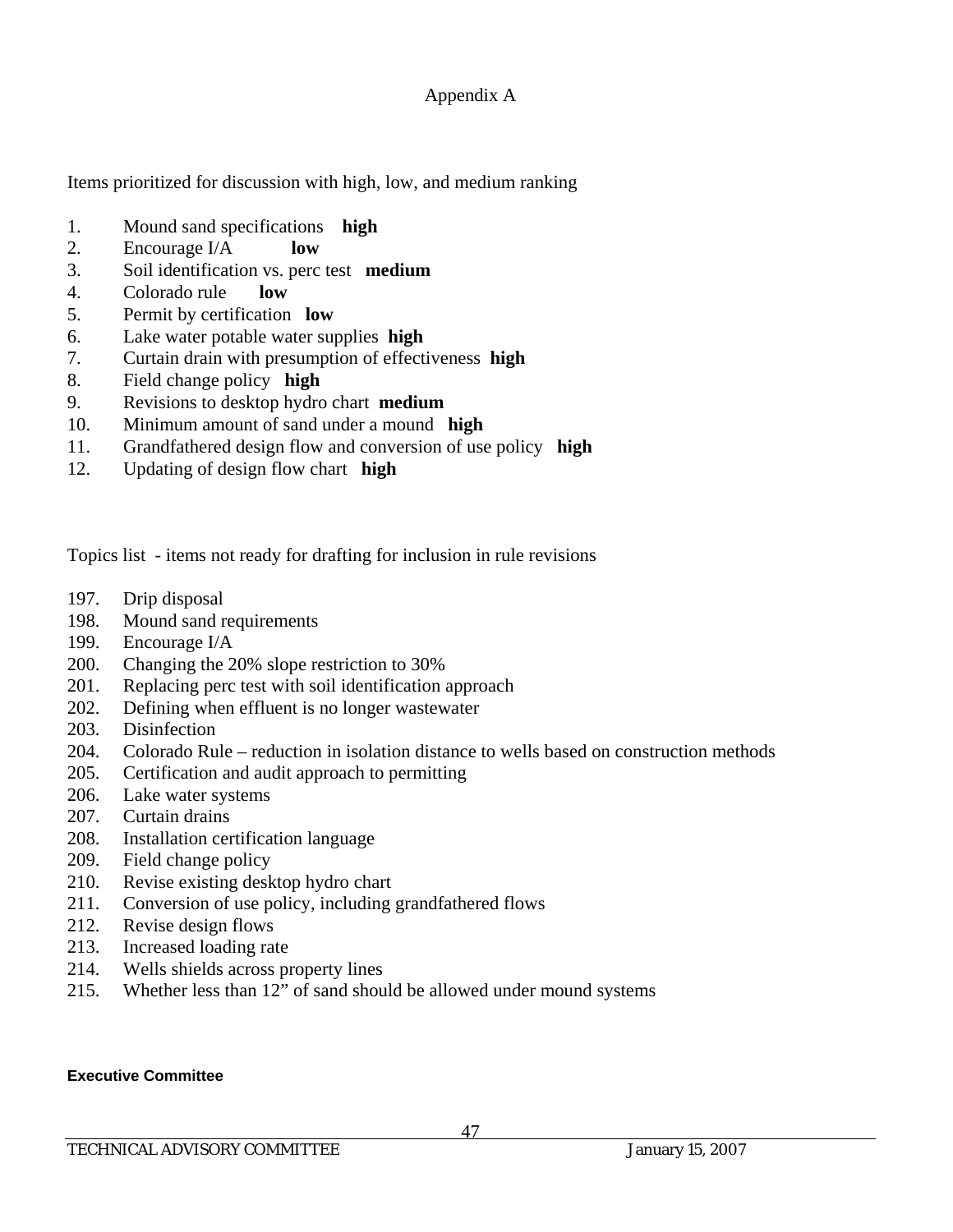# Appendix A

Items prioritized for discussion with high, low, and medium ranking

1. Mound sand specifications **high**
2. Encourage I/A **low**
3. Soil identification vs. perc test **medium**
4. Colorado rule **low**
5. Permit by certification **low**
6. Lake water potable water supplies **high**
7. Curtain drain with presumption of effectiveness **high**
8. Field change policy **high**
9. Revisions to desktop hydro chart **medium**
10. Minimum amount of sand under a mound **high**
11. Grandfathered design flow and conversion of use policy **high**
12. Updating of design flow chart **high**

Topics list - items not ready for drafting for inclusion in rule revisions

197. Drip disposal
198. Mound sand requirements
199. Encourage I/A
200. Changing the 20% slope restriction to 30%
201. Replacing perc test with soil identification approach
202. Defining when effluent is no longer wastewater
203. Disinfection
204. Colorado Rule – reduction in isolation distance to wells based on construction methods
205. Certification and audit approach to permitting
206. Lake water systems
207. Curtain drains
208. Installation certification language
209. Field change policy
210. Revise existing desktop hydro chart
211. Conversion of use policy, including grandfathered flows
212. Revise design flows
213. Increased loading rate
214. Wells shields across property lines
215. Whether less than 12" of sand should be allowed under mound systems

**Executive Committee**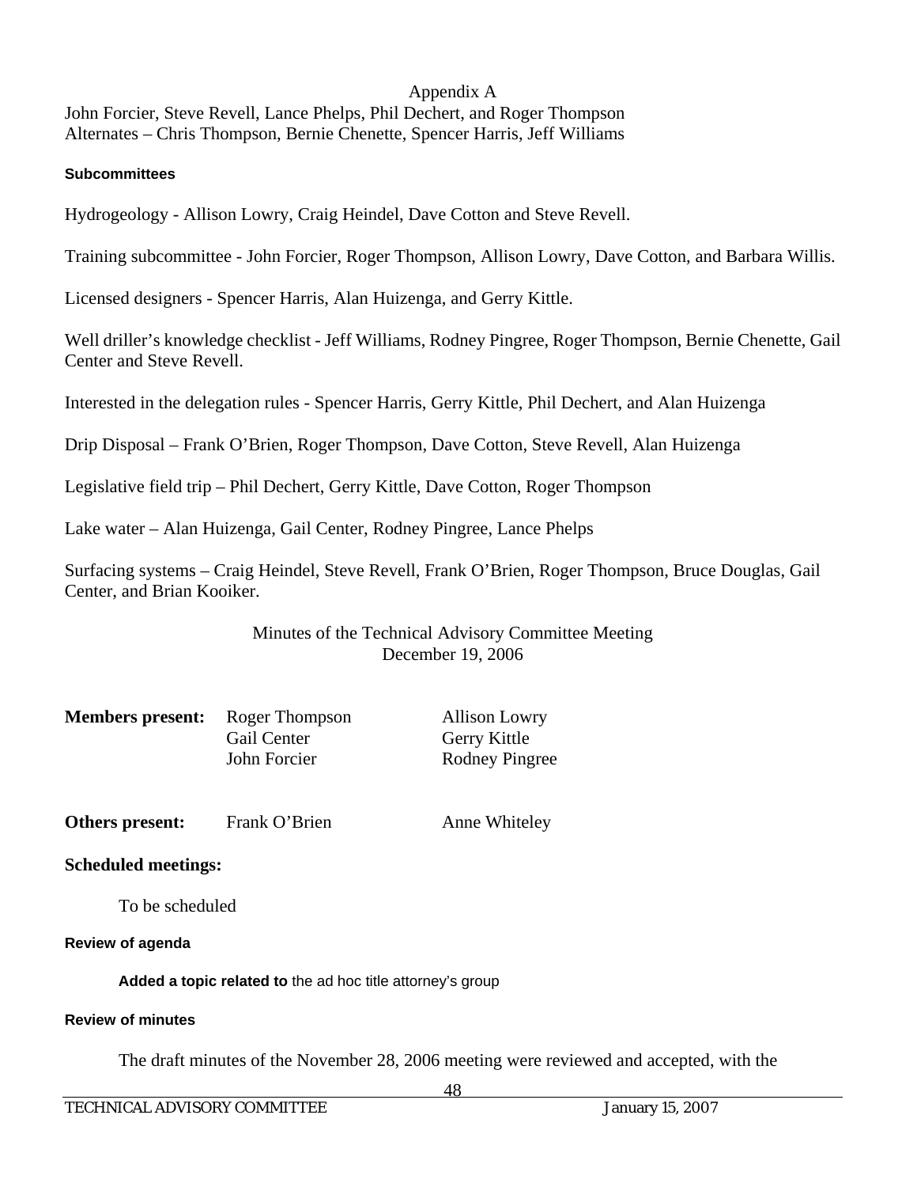Appendix A

John Forcier, Steve Revell, Lance Phelps, Phil Dechert, and Roger Thompson
Alternates – Chris Thompson, Bernie Chenette, Spencer Harris, Jeff Williams

#### Subcommittees

Hydrogeology - Allison Lowry, Craig Heindel, Dave Cotton and Steve Revell.

Training subcommittee - John Forcier, Roger Thompson, Allison Lowry, Dave Cotton, and Barbara Willis.

Licensed designers - Spencer Harris, Alan Huizenga, and Gerry Kittle.

Well driller's knowledge checklist - Jeff Williams, Rodney Pingree, Roger Thompson, Bernie Chenette, Gail Center and Steve Revell.

Interested in the delegation rules - Spencer Harris, Gerry Kittle, Phil Dechert, and Alan Huizenga

Drip Disposal – Frank O'Brien, Roger Thompson, Dave Cotton, Steve Revell, Alan Huizenga

Legislative field trip – Phil Dechert, Gerry Kittle, Dave Cotton, Roger Thompson

Lake water – Alan Huizenga, Gail Center, Rodney Pingree, Lance Phelps

Surfacing systems – Craig Heindel, Steve Revell, Frank O'Brien, Roger Thompson, Bruce Douglas, Gail Center, and Brian Kooiker.

## Minutes of the Technical Advisory Committee Meeting
## December 19, 2006

**Members present:** Roger Thompson, Allison Lowry, Gail Center, Gerry Kittle, John Forcier, Rodney Pingree

**Others present:** Frank O'Brien, Anne Whiteley

### Scheduled meetings:

To be scheduled

#### Review of agenda

**Added a topic related to** the ad hoc title attorney's group

#### Review of minutes

The draft minutes of the November 28, 2006 meeting were reviewed and accepted, with the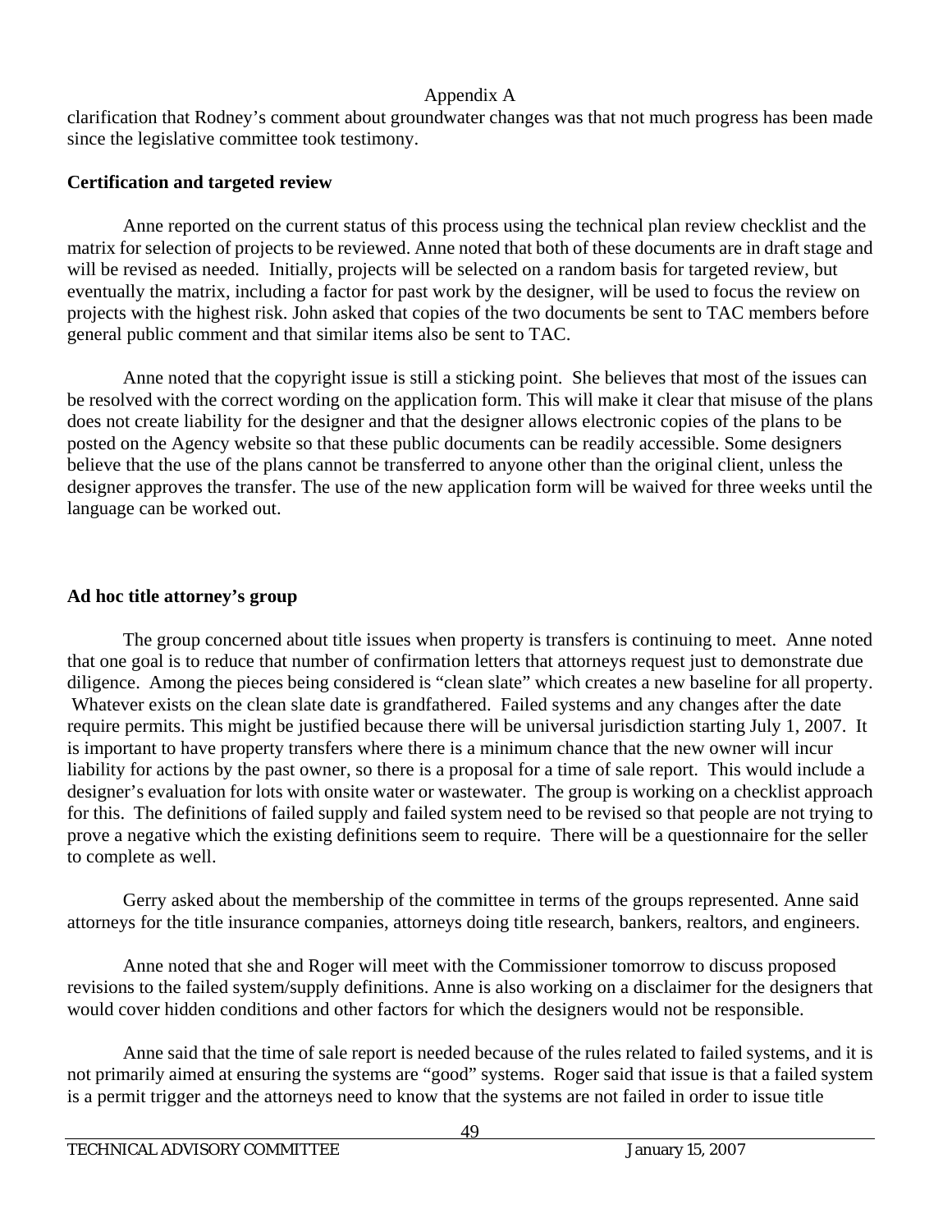clarification that Rodney's comment about groundwater changes was that not much progress has been made since the legislative committee took testimony.

**Certification and targeted review**

Anne reported on the current status of this process using the technical plan review checklist and the matrix for selection of projects to be reviewed. Anne noted that both of these documents are in draft stage and will be revised as needed. Initially, projects will be selected on a random basis for targeted review, but eventually the matrix, including a factor for past work by the designer, will be used to focus the review on projects with the highest risk. John asked that copies of the two documents be sent to TAC members before general public comment and that similar items also be sent to TAC.

Anne noted that the copyright issue is still a sticking point. She believes that most of the issues can be resolved with the correct wording on the application form. This will make it clear that misuse of the plans does not create liability for the designer and that the designer allows electronic copies of the plans to be posted on the Agency website so that these public documents can be readily accessible. Some designers believe that the use of the plans cannot be transferred to anyone other than the original client, unless the designer approves the transfer. The use of the new application form will be waived for three weeks until the language can be worked out.

**Ad hoc title attorney's group**

The group concerned about title issues when property is transfers is continuing to meet. Anne noted that one goal is to reduce that number of confirmation letters that attorneys request just to demonstrate due diligence. Among the pieces being considered is "clean slate" which creates a new baseline for all property. Whatever exists on the clean slate date is grandfathered. Failed systems and any changes after the date require permits. This might be justified because there will be universal jurisdiction starting July 1, 2007. It is important to have property transfers where there is a minimum chance that the new owner will incur liability for actions by the past owner, so there is a proposal for a time of sale report. This would include a designer's evaluation for lots with onsite water or wastewater. The group is working on a checklist approach for this. The definitions of failed supply and failed system need to be revised so that people are not trying to prove a negative which the existing definitions seem to require. There will be a questionnaire for the seller to complete as well.

Gerry asked about the membership of the committee in terms of the groups represented. Anne said attorneys for the title insurance companies, attorneys doing title research, bankers, realtors, and engineers.

Anne noted that she and Roger will meet with the Commissioner tomorrow to discuss proposed revisions to the failed system/supply definitions. Anne is also working on a disclaimer for the designers that would cover hidden conditions and other factors for which the designers would not be responsible.

Anne said that the time of sale report is needed because of the rules related to failed systems, and it is not primarily aimed at ensuring the systems are "good" systems. Roger said that issue is that a failed system is a permit trigger and the attorneys need to know that the systems are not failed in order to issue title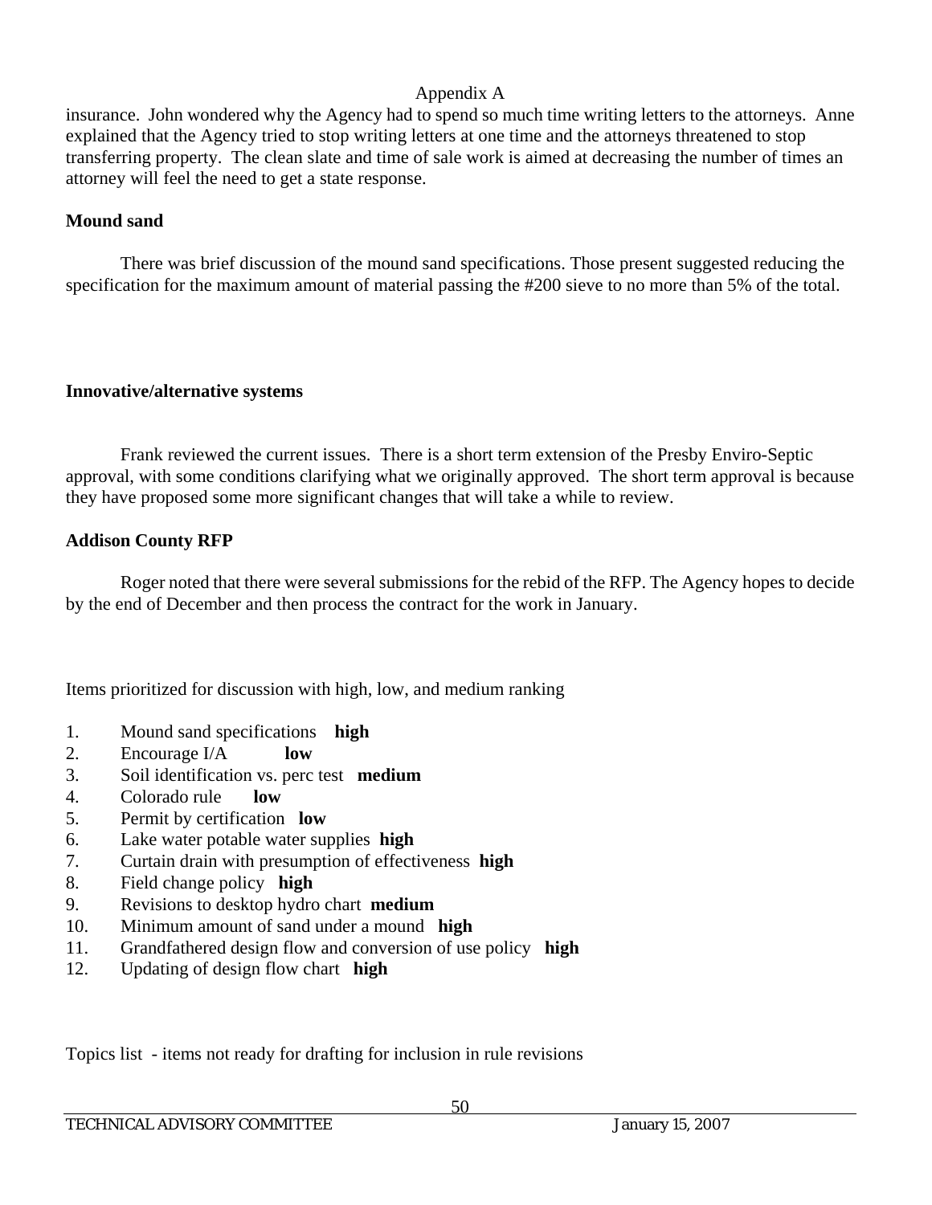insurance. John wondered why the Agency had to spend so much time writing letters to the attorneys. Anne explained that the Agency tried to stop writing letters at one time and the attorneys threatened to stop transferring property. The clean slate and time of sale work is aimed at decreasing the number of times an attorney will feel the need to get a state response.

**Mound sand**

There was brief discussion of the mound sand specifications. Those present suggested reducing the specification for the maximum amount of material passing the #200 sieve to no more than 5% of the total.

**Innovative/alternative systems**

Frank reviewed the current issues. There is a short term extension of the Presby Enviro-Septic approval, with some conditions clarifying what we originally approved. The short term approval is because they have proposed some more significant changes that will take a while to review.

**Addison County RFP**

Roger noted that there were several submissions for the rebid of the RFP. The Agency hopes to decide by the end of December and then process the contract for the work in January.

Items prioritized for discussion with high, low, and medium ranking

1. Mound sand specifications **high**
2. Encourage I/A **low**
3. Soil identification vs. perc test **medium**
4. Colorado rule **low**
5. Permit by certification **low**
6. Lake water potable water supplies **high**
7. Curtain drain with presumption of effectiveness **high**
8. Field change policy **high**
9. Revisions to desktop hydro chart **medium**
10. Minimum amount of sand under a mound **high**
11. Grandfathered design flow and conversion of use policy **high**
12. Updating of design flow chart **high**

Topics list - items not ready for drafting for inclusion in rule revisions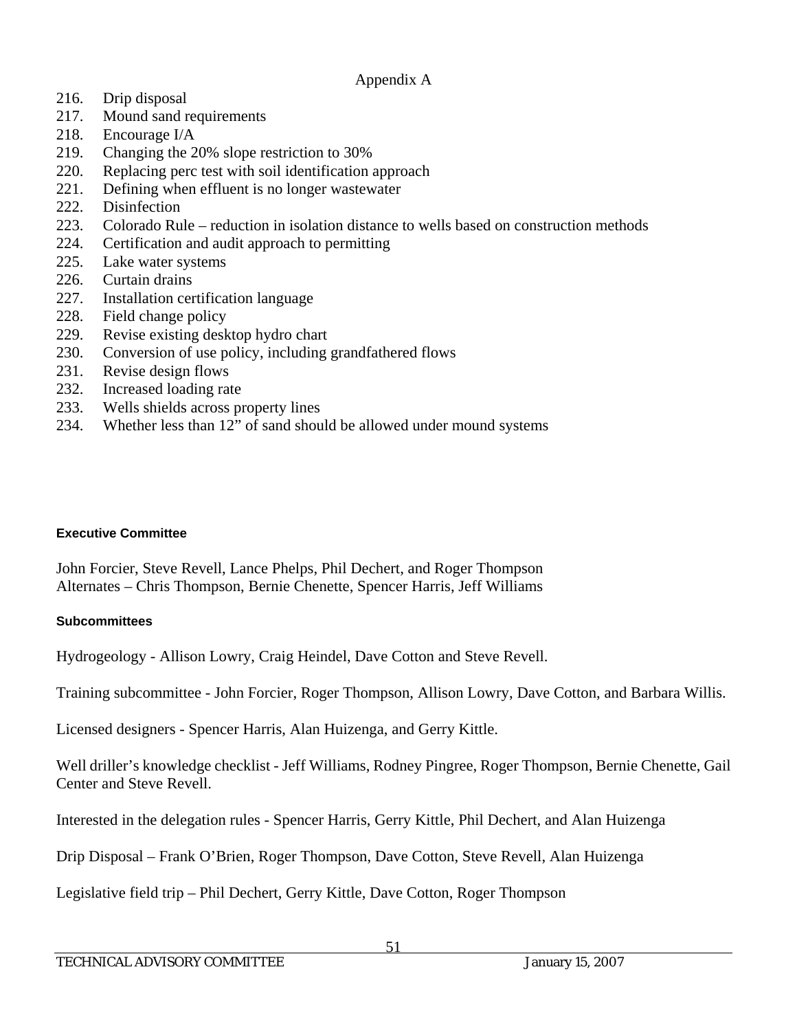Appendix A

216. Drip disposal
217. Mound sand requirements
218. Encourage I/A
219. Changing the 20% slope restriction to 30%
220. Replacing perc test with soil identification approach
221. Defining when effluent is no longer wastewater
222. Disinfection
223. Colorado Rule – reduction in isolation distance to wells based on construction methods
224. Certification and audit approach to permitting
225. Lake water systems
226. Curtain drains
227. Installation certification language
228. Field change policy
229. Revise existing desktop hydro chart
230. Conversion of use policy, including grandfathered flows
231. Revise design flows
232. Increased loading rate
233. Wells shields across property lines
234. Whether less than 12" of sand should be allowed under mound systems

**Executive Committee**

John Forcier, Steve Revell, Lance Phelps, Phil Dechert, and Roger Thompson
Alternates – Chris Thompson, Bernie Chenette, Spencer Harris, Jeff Williams

**Subcommittees**

Hydrogeology - Allison Lowry, Craig Heindel, Dave Cotton and Steve Revell.

Training subcommittee - John Forcier, Roger Thompson, Allison Lowry, Dave Cotton, and Barbara Willis.

Licensed designers - Spencer Harris, Alan Huizenga, and Gerry Kittle.

Well driller's knowledge checklist - Jeff Williams, Rodney Pingree, Roger Thompson, Bernie Chenette, Gail Center and Steve Revell.

Interested in the delegation rules - Spencer Harris, Gerry Kittle, Phil Dechert, and Alan Huizenga

Drip Disposal – Frank O'Brien, Roger Thompson, Dave Cotton, Steve Revell, Alan Huizenga

Legislative field trip – Phil Dechert, Gerry Kittle, Dave Cotton, Roger Thompson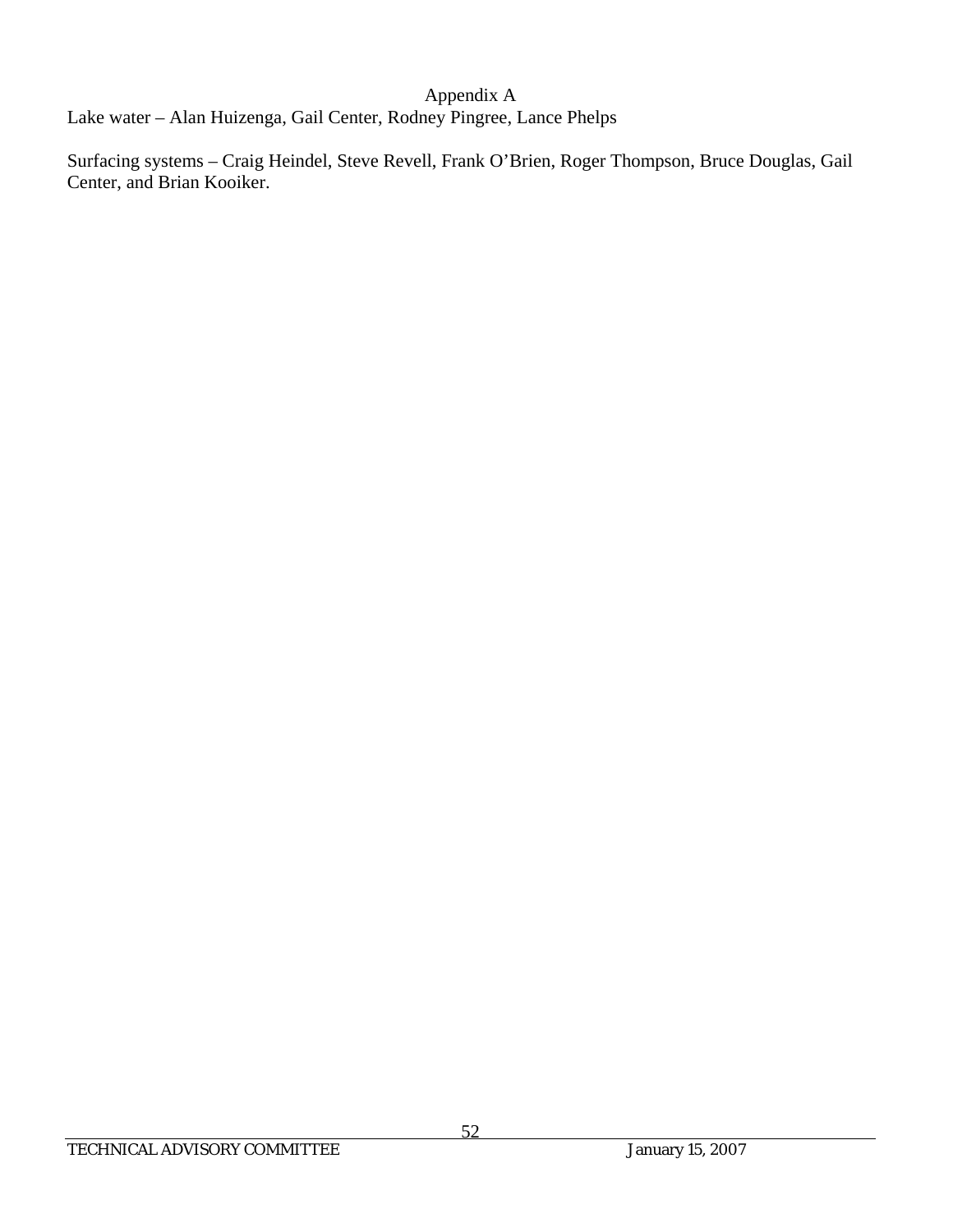## Appendix A

Lake water – Alan Huizenga, Gail Center, Rodney Pingree, Lance Phelps

Surfacing systems – Craig Heindel, Steve Revell, Frank O'Brien, Roger Thompson, Bruce Douglas, Gail Center, and Brian Kooiker.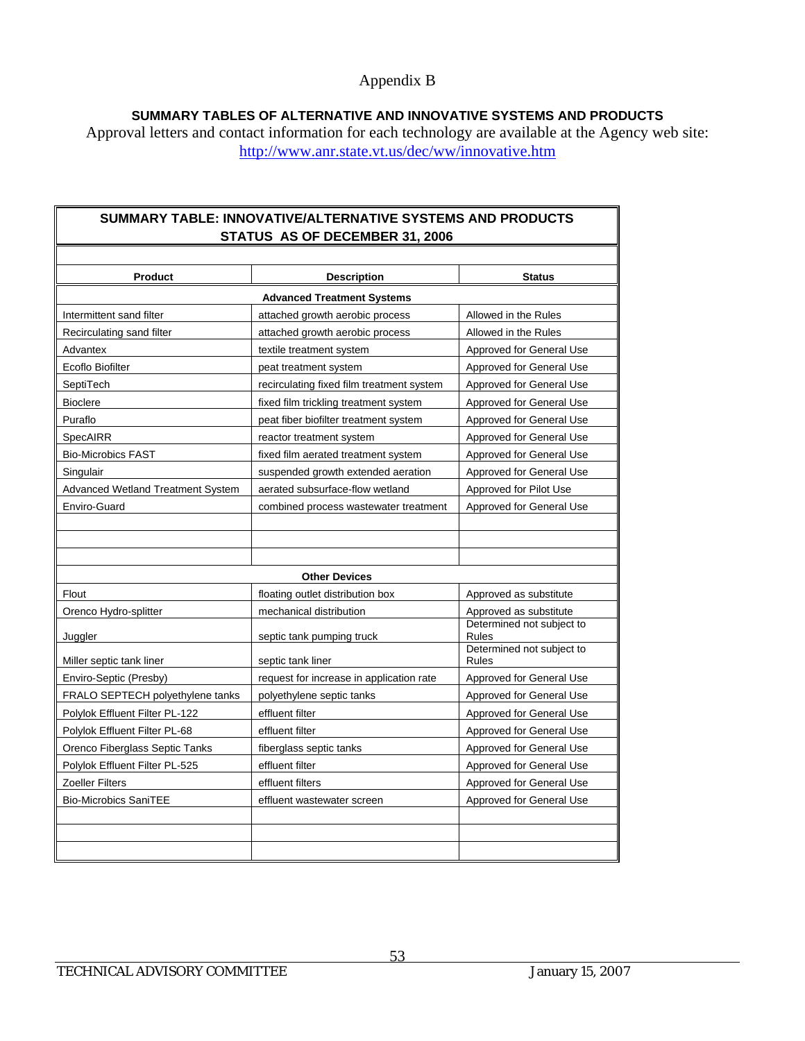# Appendix B

**SUMMARY TABLES OF ALTERNATIVE AND INNOVATIVE SYSTEMS AND PRODUCTS**

Approval letters and contact information for each technology are available at the Agency web site: http://www.anr.state.vt.us/dec/ww/innovative.htm

**SUMMARY TABLE: INNOVATIVE/ALTERNATIVE SYSTEMS AND PRODUCTS STATUS AS OF DECEMBER 31, 2006**

| Product | Description | Status |
|---|---|---|
| **Advanced Treatment Systems** | | |
| Intermittent sand filter | attached growth aerobic process | Allowed in the Rules |
| Recirculating sand filter | attached growth aerobic process | Allowed in the Rules |
| Advantex | textile treatment system | Approved for General Use |
| Ecoflo Biofilter | peat treatment system | Approved for General Use |
| SeptiTech | recirculating fixed film treatment system | Approved for General Use |
| Bioclere | fixed film trickling treatment system | Approved for General Use |
| Puraflo | peat fiber biofilter treatment system | Approved for General Use |
| SpecAIRR | reactor treatment system | Approved for General Use |
| Bio-Microbics FAST | fixed film aerated treatment system | Approved for General Use |
| Singulair | suspended growth extended aeration | Approved for General Use |
| Advanced Wetland Treatment System | aerated subsurface-flow wetland | Approved for Pilot Use |
| Enviro-Guard | combined process wastewater treatment | Approved for General Use |
| | | |
| | | |
| | | |
| **Other Devices** | | |
| Flout | floating outlet distribution box | Approved as substitute |
| Orenco Hydro-splitter | mechanical distribution | Approved as substitute |
| Juggler | septic tank pumping truck | Determined not subject to Rules |
| Miller septic tank liner | septic tank liner | Determined not subject to Rules |
| Enviro-Septic (Presby) | request for increase in application rate | Approved for General Use |
| FRALO SEPTECH polyethylene tanks | polyethylene septic tanks | Approved for General Use |
| Polylok Effluent Filter PL-122 | effluent filter | Approved for General Use |
| Polylok Effluent Filter PL-68 | effluent filter | Approved for General Use |
| Orenco Fiberglass Septic Tanks | fiberglass septic tanks | Approved for General Use |
| Polylok Effluent Filter PL-525 | effluent filter | Approved for General Use |
| Zoeller Filters | effluent filters | Approved for General Use |
| Bio-Microbics SaniTEE | effluent wastewater screen | Approved for General Use |
| | | |
| | | |
| | | |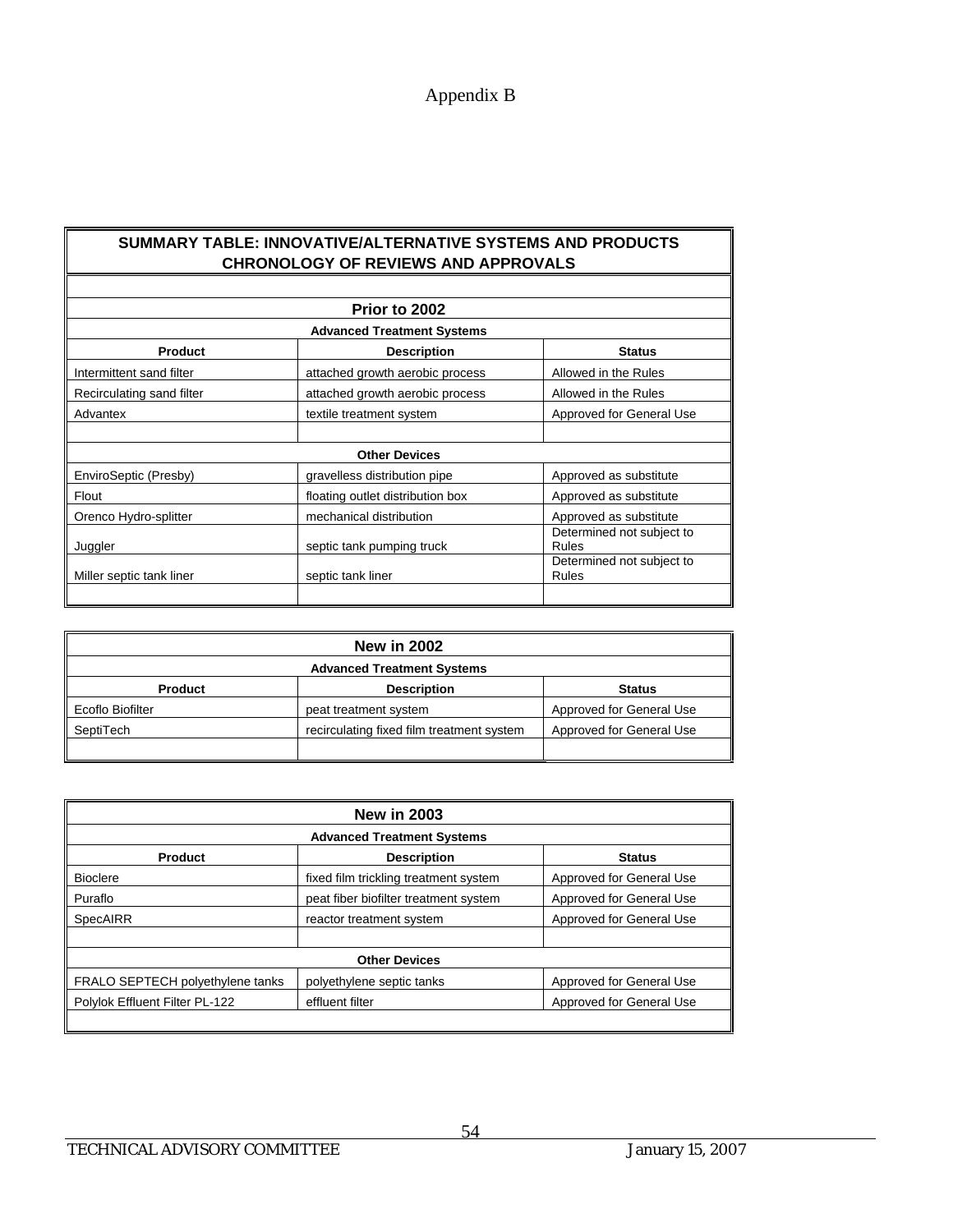# Appendix B

| SUMMARY TABLE: INNOVATIVE/ALTERNATIVE SYSTEMS AND PRODUCTS CHRONOLOGY OF REVIEWS AND APPROVALS | | |
|---|---|---|
| **Prior to 2002** | | |
| **Advanced Treatment Systems** | | |
| **Product** | **Description** | **Status** |
| Intermittent sand filter | attached growth aerobic process | Allowed in the Rules |
| Recirculating sand filter | attached growth aerobic process | Allowed in the Rules |
| Advantex | textile treatment system | Approved for General Use |
| | | |
| **Other Devices** | | |
| EnviroSeptic (Presby) | gravelless distribution pipe | Approved as substitute |
| Flout | floating outlet distribution box | Approved as substitute |
| Orenco Hydro-splitter | mechanical distribution | Approved as substitute |
| Juggler | septic tank pumping truck | Determined not subject to Rules |
| Miller septic tank liner | septic tank liner | Determined not subject to Rules |

| New in 2002 | | |
|---|---|---|
| **Advanced Treatment Systems** | | |
| **Product** | **Description** | **Status** |
| Ecoflo Biofilter | peat treatment system | Approved for General Use |
| SeptiTech | recirculating fixed film treatment system | Approved for General Use |

| New in 2003 | | |
|---|---|---|
| **Advanced Treatment Systems** | | |
| **Product** | **Description** | **Status** |
| Bioclere | fixed film trickling treatment system | Approved for General Use |
| Puraflo | peat fiber biofilter treatment system | Approved for General Use |
| SpecAIRR | reactor treatment system | Approved for General Use |
| | | |
| **Other Devices** | | |
| FRALO SEPTECH polyethylene tanks | polyethylene septic tanks | Approved for General Use |
| Polylok Effluent Filter PL-122 | effluent filter | Approved for General Use |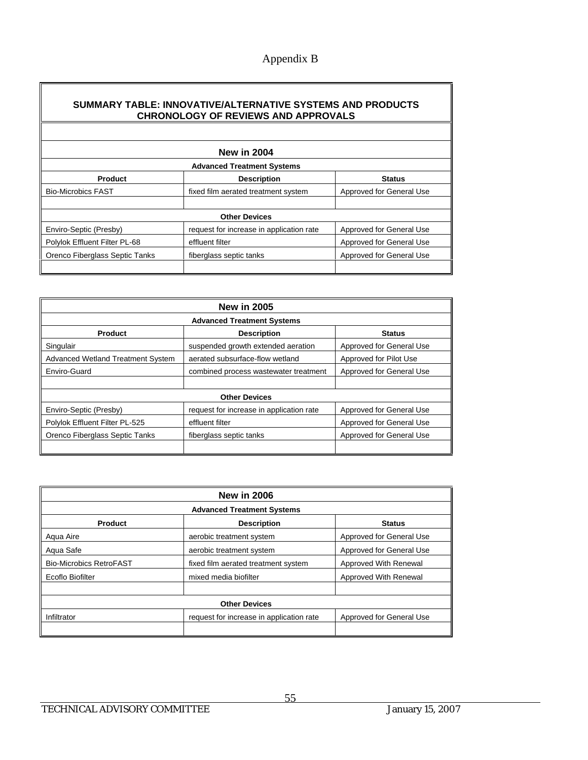# Appendix B

## SUMMARY TABLE: INNOVATIVE/ALTERNATIVE SYSTEMS AND PRODUCTS CHRONOLOGY OF REVIEWS AND APPROVALS

### New in 2004

| Advanced Treatment Systems | | |
|---|---|---|
| **Product** | **Description** | **Status** |
| Bio-Microbics FAST | fixed film aerated treatment system | Approved for General Use |
| | | |
| **Other Devices** | | |
| Enviro-Septic (Presby) | request for increase in application rate | Approved for General Use |
| Polylok Effluent Filter PL-68 | effluent filter | Approved for General Use |
| Orenco Fiberglass Septic Tanks | fiberglass septic tanks | Approved for General Use |

### New in 2005

| Advanced Treatment Systems | | |
|---|---|---|
| **Product** | **Description** | **Status** |
| Singulair | suspended growth extended aeration | Approved for General Use |
| Advanced Wetland Treatment System | aerated subsurface-flow wetland | Approved for Pilot Use |
| Enviro-Guard | combined process wastewater treatment | Approved for General Use |
| | | |
| **Other Devices** | | |
| Enviro-Septic (Presby) | request for increase in application rate | Approved for General Use |
| Polylok Effluent Filter PL-525 | effluent filter | Approved for General Use |
| Orenco Fiberglass Septic Tanks | fiberglass septic tanks | Approved for General Use |

### New in 2006

| Advanced Treatment Systems | | |
|---|---|---|
| **Product** | **Description** | **Status** |
| Aqua Aire | aerobic treatment system | Approved for General Use |
| Aqua Safe | aerobic treatment system | Approved for General Use |
| Bio-Microbics RetroFAST | fixed film aerated treatment system | Approved With Renewal |
| Ecoflo Biofilter | mixed media biofilter | Approved With Renewal |
| | | |
| **Other Devices** | | |
| Infiltrator | request for increase in application rate | Approved for General Use |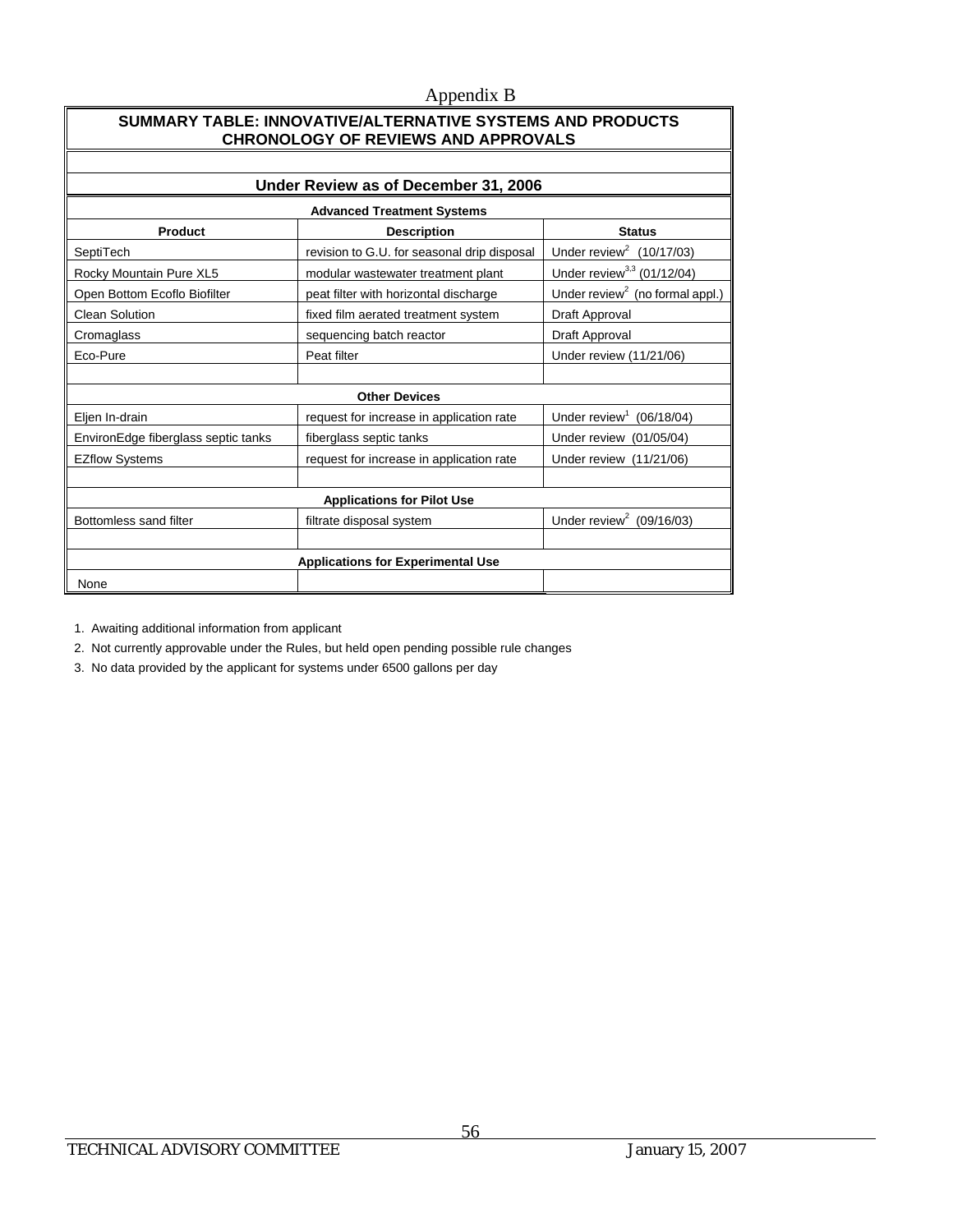Appendix B

| SUMMARY TABLE: INNOVATIVE/ALTERNATIVE SYSTEMS AND PRODUCTS CHRONOLOGY OF REVIEWS AND APPROVALS | | |
|---|---|---|
| **Under Review as of December 31, 2006** | | |
| **Advanced Treatment Systems** | | |
| **Product** | **Description** | **Status** |
| SeptiTech | revision to G.U. for seasonal drip disposal | Under review[2] (10/17/03) |
| Rocky Mountain Pure XL5 | modular wastewater treatment plant | Under review[3,3] (01/12/04) |
| Open Bottom Ecoflo Biofilter | peat filter with horizontal discharge | Under review[2] (no formal appl.) |
| Clean Solution | fixed film aerated treatment system | Draft Approval |
| Cromaglass | sequencing batch reactor | Draft Approval |
| Eco-Pure | Peat filter | Under review (11/21/06) |
| | | |
| **Other Devices** | | |
| Eljen In-drain | request for increase in application rate | Under review[1] (06/18/04) |
| EnvironEdge fiberglass septic tanks | fiberglass septic tanks | Under review (01/05/04) |
| EZflow Systems | request for increase in application rate | Under review (11/21/06) |
| | | |
| **Applications for Pilot Use** | | |
| Bottomless sand filter | filtrate disposal system | Under review[2] (09/16/03) |
| | | |
| **Applications for Experimental Use** | | |
| None | | |

1. Awaiting additional information from applicant
2. Not currently approvable under the Rules, but held open pending possible rule changes
3. No data provided by the applicant for systems under 6500 gallons per day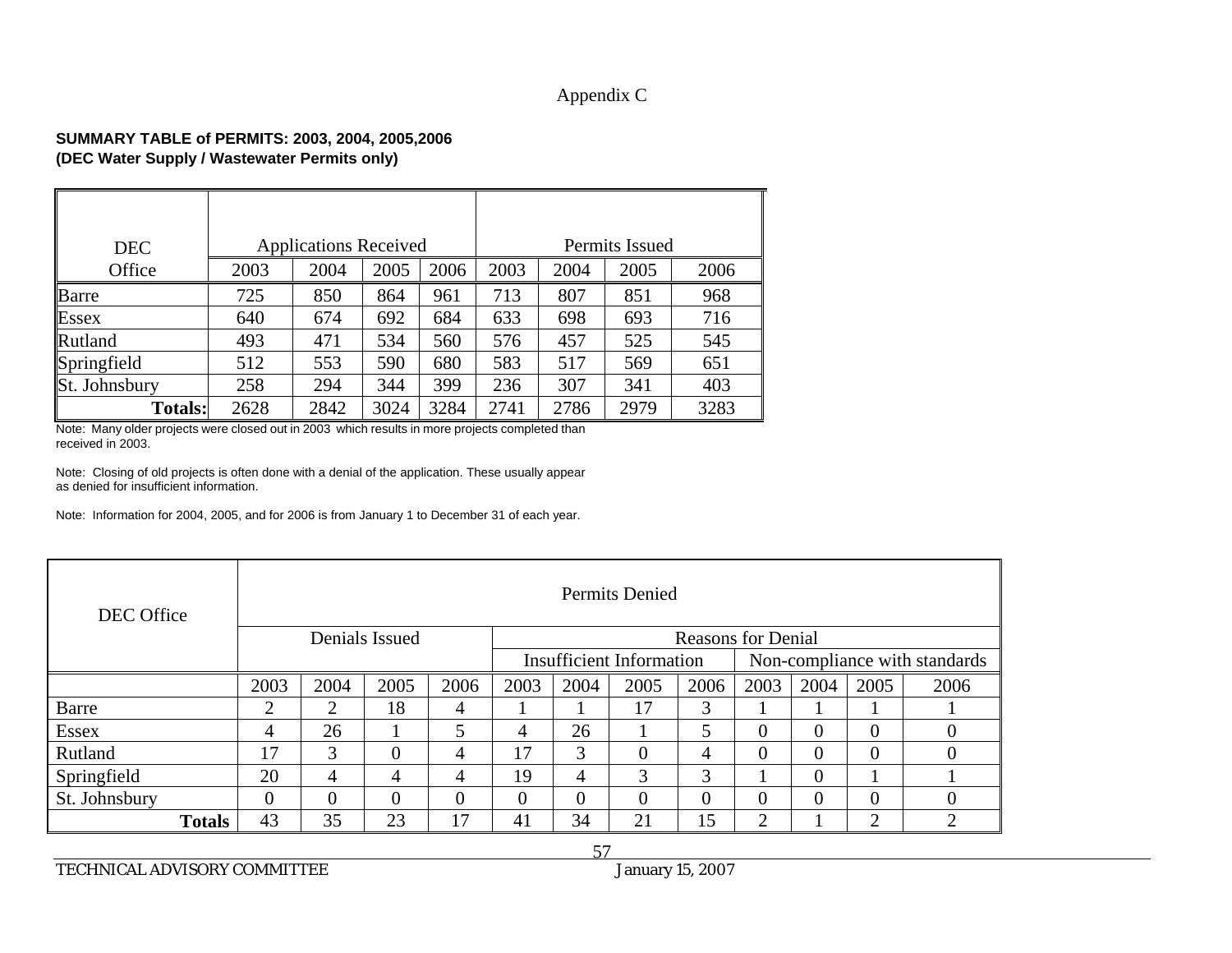Appendix C

**SUMMARY TABLE of PERMITS: 2003, 2004, 2005,2006**
**(DEC Water Supply / Wastewater Permits only)**

| DEC Office | Applications Received | | | | Permits Issued | | | |
|---|---|---|---|---|---|---|---|---|
| | 2003 | 2004 | 2005 | 2006 | 2003 | 2004 | 2005 | 2006 |
| Barre | 725 | 850 | 864 | 961 | 713 | 807 | 851 | 968 |
| Essex | 640 | 674 | 692 | 684 | 633 | 698 | 693 | 716 |
| Rutland | 493 | 471 | 534 | 560 | 576 | 457 | 525 | 545 |
| Springfield | 512 | 553 | 590 | 680 | 583 | 517 | 569 | 651 |
| St. Johnsbury | 258 | 294 | 344 | 399 | 236 | 307 | 341 | 403 |
| **Totals:** | 2628 | 2842 | 3024 | 3284 | 2741 | 2786 | 2979 | 3283 |

Note: Many older projects were closed out in 2003 which results in more projects completed than received in 2003.

Note: Closing of old projects is often done with a denial of the application. These usually appear as denied for insufficient information.

Note: Information for 2004, 2005, and for 2006 is from January 1 to December 31 of each year.

| DEC Office | Permits Denied | | | | | | | | | | | |
|---|---|---|---|---|---|---|---|---|---|---|---|---|
| | Denials Issued | | | | Reasons for Denial | | | | | | | |
| | | | | | Insufficient Information | | | | Non-compliance with standards | | | |
| | 2003 | 2004 | 2005 | 2006 | 2003 | 2004 | 2005 | 2006 | 2003 | 2004 | 2005 | 2006 |
| Barre | 2 | 2 | 18 | 4 | 1 | 1 | 17 | 3 | 1 | 1 | 1 | 1 |
| Essex | 4 | 26 | 1 | 5 | 4 | 26 | 1 | 5 | 0 | 0 | 0 | 0 |
| Rutland | 17 | 3 | 0 | 4 | 17 | 3 | 0 | 4 | 0 | 0 | 0 | 0 |
| Springfield | 20 | 4 | 4 | 4 | 19 | 4 | 3 | 3 | 1 | 0 | 1 | 1 |
| St. Johnsbury | 0 | 0 | 0 | 0 | 0 | 0 | 0 | 0 | 0 | 0 | 0 | 0 |
| **Totals** | 43 | 35 | 23 | 17 | 41 | 34 | 21 | 15 | 2 | 1 | 2 | 2 |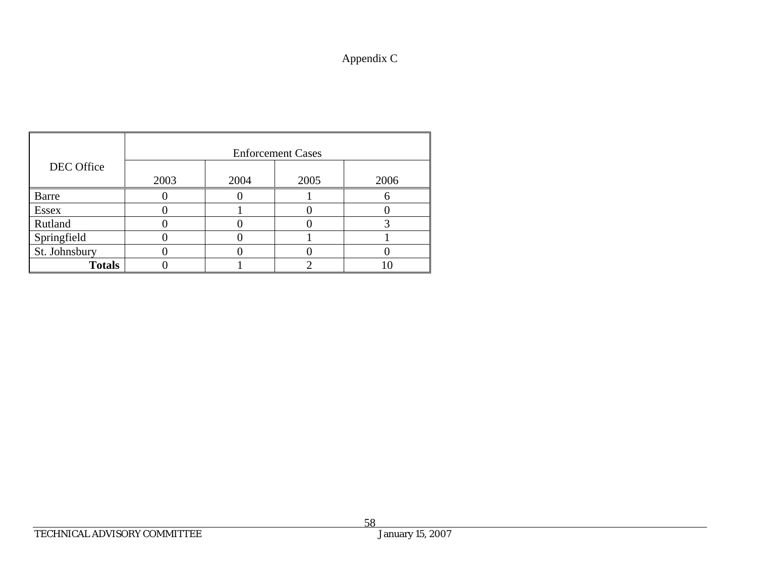Appendix C

| DEC Office | Enforcement Cases | | | |
|---|---|---|---|---|
| | 2003 | 2004 | 2005 | 2006 |
| Barre | 0 | 0 | 1 | 6 |
| Essex | 0 | 1 | 0 | 0 |
| Rutland | 0 | 0 | 0 | 3 |
| Springfield | 0 | 0 | 1 | 1 |
| St. Johnsbury | 0 | 0 | 0 | 0 |
| **Totals** | 0 | 1 | 2 | 10 |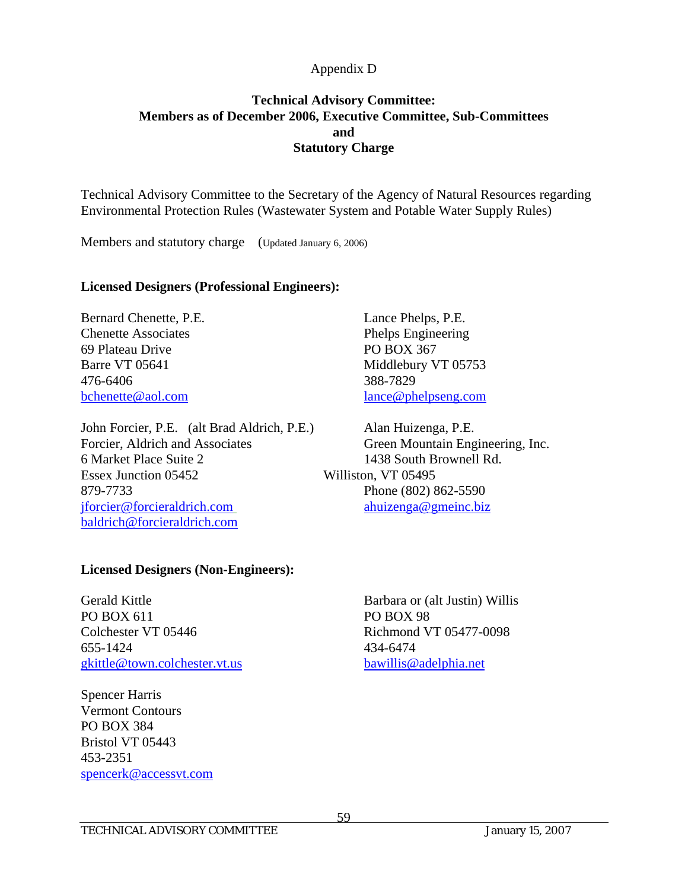Appendix D

# Technical Advisory Committee: Members as of December 2006, Executive Committee, Sub-Committees and Statutory Charge

Technical Advisory Committee to the Secretary of the Agency of Natural Resources regarding Environmental Protection Rules (Wastewater System and Potable Water Supply Rules)

Members and statutory charge (Updated January 6, 2006)

**Licensed Designers (Professional Engineers):**

Bernard Chenette, P.E.
Chenette Associates
69 Plateau Drive
Barre VT 05641
476-6406
bchenette@aol.com

Lance Phelps, P.E.
Phelps Engineering
PO BOX 367
Middlebury VT 05753
388-7829
lance@phelpseng.com

John Forcier, P.E. (alt Brad Aldrich, P.E.)
Forcier, Aldrich and Associates
6 Market Place Suite 2
Essex Junction 05452
879-7733
jforcier@forcieraldrich.com
baldrich@forcieraldrich.com

Alan Huizenga, P.E.
Green Mountain Engineering, Inc.
1438 South Brownell Rd.
Williston, VT 05495
Phone (802) 862-5590
ahuizenga@gmeinc.biz

**Licensed Designers (Non-Engineers):**

Gerald Kittle
PO BOX 611
Colchester VT 05446
655-1424
gkittle@town.colchester.vt.us

Barbara or (alt Justin) Willis
PO BOX 98
Richmond VT 05477-0098
434-6474
bawillis@adelphia.net

Spencer Harris
Vermont Contours
PO BOX 384
Bristol VT 05443
453-2351
spencerk@accessvt.com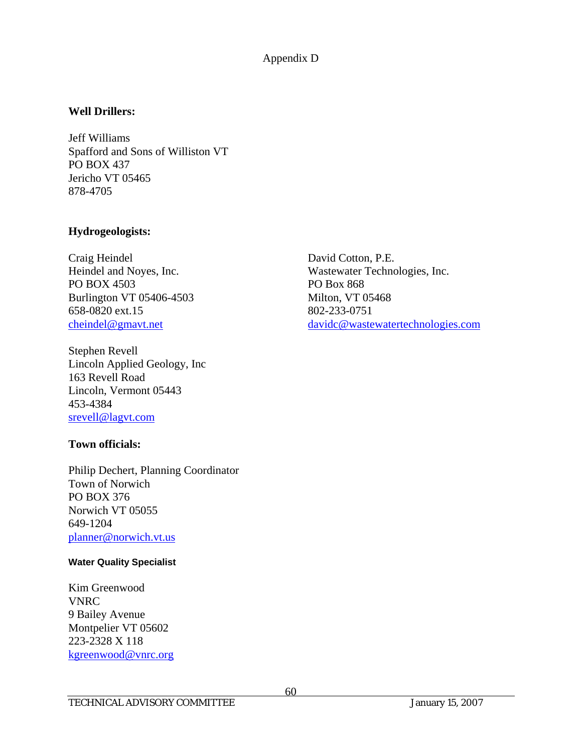Appendix D

**Well Drillers:**

Jeff Williams  
Spafford and Sons of Williston VT  
PO BOX 437  
Jericho VT 05465  
878-4705

**Hydrogeologists:**

Craig Heindel  
Heindel and Noyes, Inc.  
PO BOX 4503  
Burlington VT 05406-4503  
658-0820 ext.15  
cheindel@gmavt.net

David Cotton, P.E.  
Wastewater Technologies, Inc.  
PO Box 868  
Milton, VT 05468  
802-233-0751  
davidc@wastewatertechnologies.com

Stephen Revell  
Lincoln Applied Geology, Inc  
163 Revell Road  
Lincoln, Vermont 05443  
453-4384  
srevell@lagvt.com

**Town officials:**

Philip Dechert, Planning Coordinator  
Town of Norwich  
PO BOX 376  
Norwich VT 05055  
649-1204  
planner@norwich.vt.us

**Water Quality Specialist**

Kim Greenwood  
VNRC  
9 Bailey Avenue  
Montpelier VT 05602  
223-2328 X 118  
kgreenwood@vnrc.org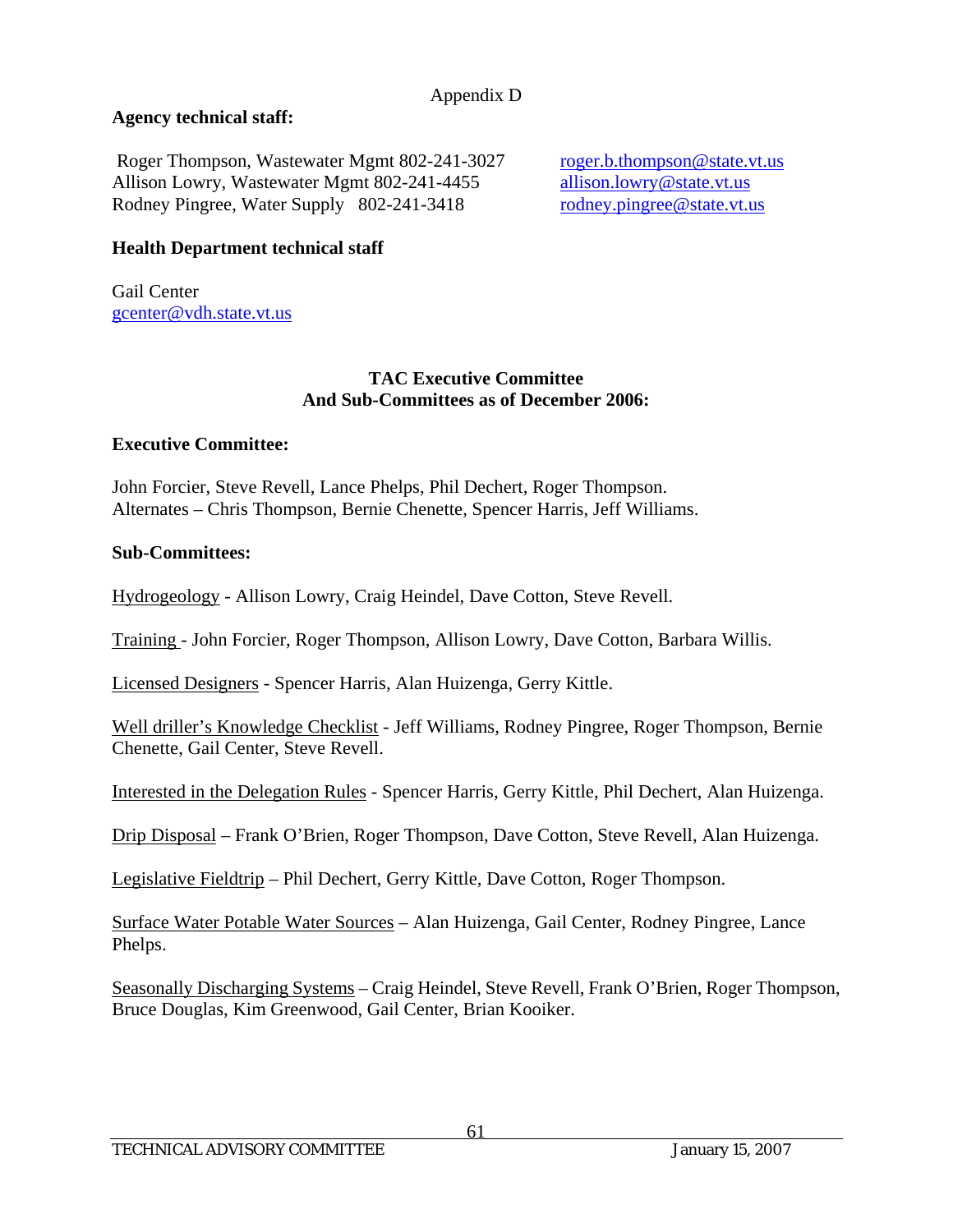Appendix D

**Agency technical staff:**

Roger Thompson, Wastewater Mgmt 802-241-3027 roger.b.thompson@state.vt.us
Allison Lowry, Wastewater Mgmt 802-241-4455 allison.lowry@state.vt.us
Rodney Pingree, Water Supply 802-241-3418 rodney.pingree@state.vt.us

**Health Department technical staff**

Gail Center
gcenter@vdh.state.vt.us

**TAC Executive Committee**
**And Sub-Committees as of December 2006:**

**Executive Committee:**

John Forcier, Steve Revell, Lance Phelps, Phil Dechert, Roger Thompson.
Alternates – Chris Thompson, Bernie Chenette, Spencer Harris, Jeff Williams.

**Sub-Committees:**

Hydrogeology - Allison Lowry, Craig Heindel, Dave Cotton, Steve Revell.

Training - John Forcier, Roger Thompson, Allison Lowry, Dave Cotton, Barbara Willis.

Licensed Designers - Spencer Harris, Alan Huizenga, Gerry Kittle.

Well driller's Knowledge Checklist - Jeff Williams, Rodney Pingree, Roger Thompson, Bernie Chenette, Gail Center, Steve Revell.

Interested in the Delegation Rules - Spencer Harris, Gerry Kittle, Phil Dechert, Alan Huizenga.

Drip Disposal – Frank O'Brien, Roger Thompson, Dave Cotton, Steve Revell, Alan Huizenga.

Legislative Fieldtrip – Phil Dechert, Gerry Kittle, Dave Cotton, Roger Thompson.

Surface Water Potable Water Sources – Alan Huizenga, Gail Center, Rodney Pingree, Lance Phelps.

Seasonally Discharging Systems – Craig Heindel, Steve Revell, Frank O'Brien, Roger Thompson, Bruce Douglas, Kim Greenwood, Gail Center, Brian Kooiker.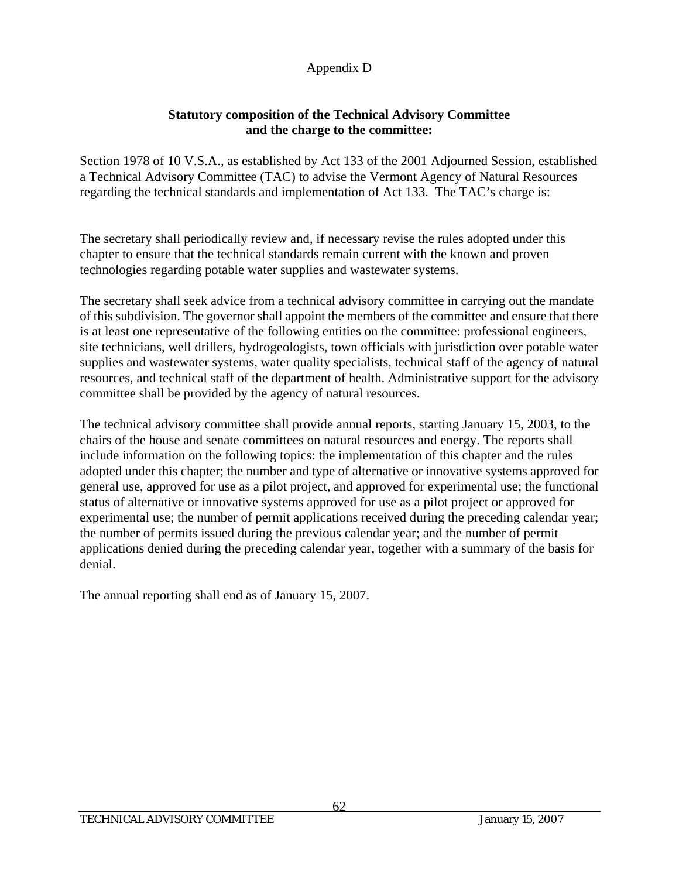Appendix D

**Statutory composition of the Technical Advisory Committee and the charge to the committee:**

Section 1978 of 10 V.S.A., as established by Act 133 of the 2001 Adjourned Session, established a Technical Advisory Committee (TAC) to advise the Vermont Agency of Natural Resources regarding the technical standards and implementation of Act 133. The TAC's charge is:

The secretary shall periodically review and, if necessary revise the rules adopted under this chapter to ensure that the technical standards remain current with the known and proven technologies regarding potable water supplies and wastewater systems.

The secretary shall seek advice from a technical advisory committee in carrying out the mandate of this subdivision. The governor shall appoint the members of the committee and ensure that there is at least one representative of the following entities on the committee: professional engineers, site technicians, well drillers, hydrogeologists, town officials with jurisdiction over potable water supplies and wastewater systems, water quality specialists, technical staff of the agency of natural resources, and technical staff of the department of health. Administrative support for the advisory committee shall be provided by the agency of natural resources.

The technical advisory committee shall provide annual reports, starting January 15, 2003, to the chairs of the house and senate committees on natural resources and energy. The reports shall include information on the following topics: the implementation of this chapter and the rules adopted under this chapter; the number and type of alternative or innovative systems approved for general use, approved for use as a pilot project, and approved for experimental use; the functional status of alternative or innovative systems approved for use as a pilot project or approved for experimental use; the number of permit applications received during the preceding calendar year; the number of permits issued during the previous calendar year; and the number of permit applications denied during the preceding calendar year, together with a summary of the basis for denial.

The annual reporting shall end as of January 15, 2007.